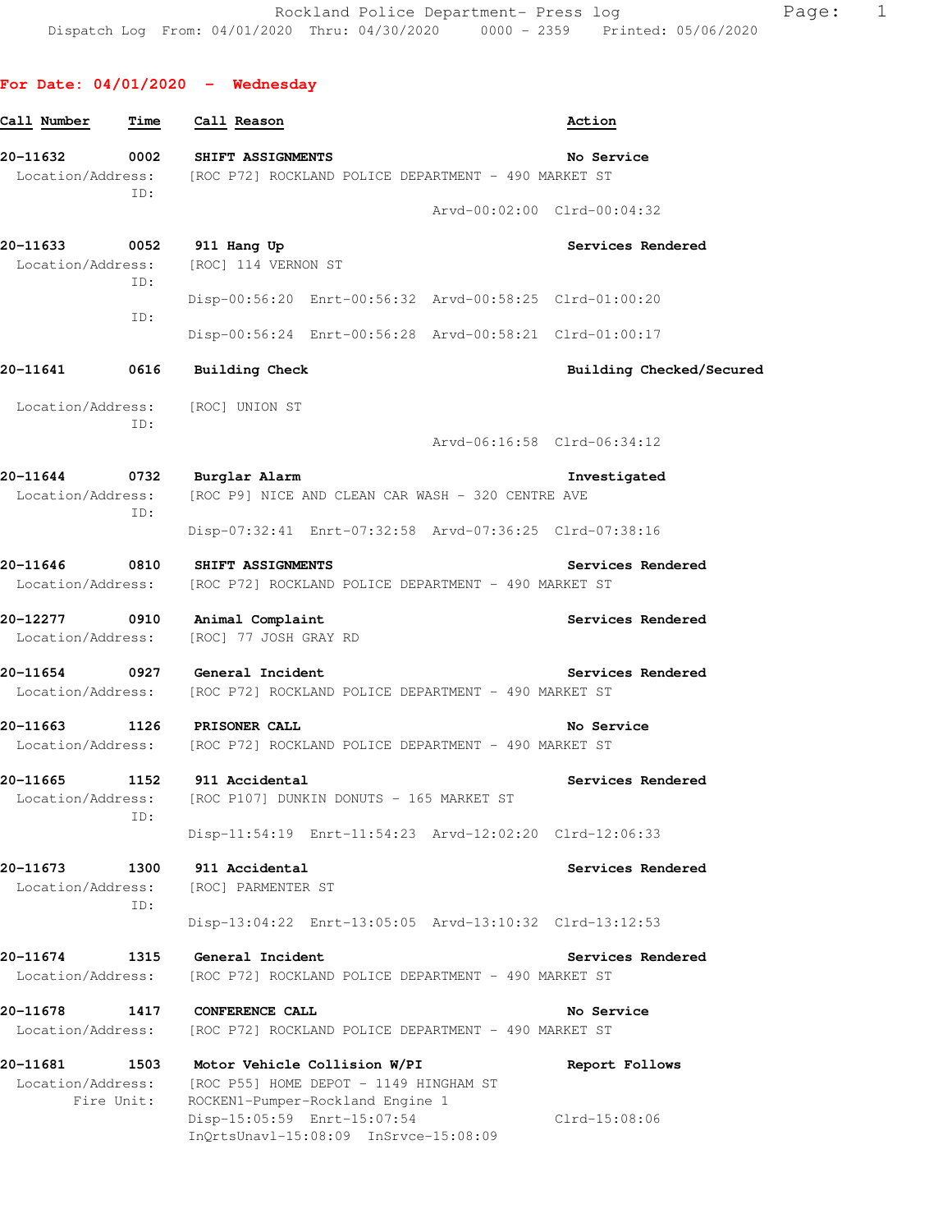Rockland Police Department- Press log

Dispatch Log From: 04/01/2020 Thru: 04/30/2020 0000 - 2359 Printed: 05/06/2020

## For Date: 04/01/2020 - Wednesday

| Call Number | Time | Call Reason | Action |
|---|---|---|---|

**20-11632** 0002 **SHIFT ASSIGNMENTS** — **No Service**
Location/Address: [ROC P72] ROCKLAND POLICE DEPARTMENT - 490 MARKET ST
ID:
Arvd-00:02:00 Clrd-00:04:32

**20-11633** 0052 **911 Hang Up** — **Services Rendered**
Location/Address: [ROC] 114 VERNON ST
ID:
Disp-00:56:20 Enrt-00:56:32 Arvd-00:58:25 Clrd-01:00:20
ID:
Disp-00:56:24 Enrt-00:56:28 Arvd-00:58:21 Clrd-01:00:17

**20-11641** 0616 **Building Check** — **Building Checked/Secured**
Location/Address: [ROC] UNION ST
ID:
Arvd-06:16:58 Clrd-06:34:12

**20-11644** 0732 **Burglar Alarm** — **Investigated**
Location/Address: [ROC P9] NICE AND CLEAN CAR WASH - 320 CENTRE AVE
ID:
Disp-07:32:41 Enrt-07:32:58 Arvd-07:36:25 Clrd-07:38:16

**20-11646** 0810 **SHIFT ASSIGNMENTS** — **Services Rendered**
Location/Address: [ROC P72] ROCKLAND POLICE DEPARTMENT - 490 MARKET ST

**20-12277** 0910 **Animal Complaint** — **Services Rendered**
Location/Address: [ROC] 77 JOSH GRAY RD

**20-11654** 0927 **General Incident** — **Services Rendered**
Location/Address: [ROC P72] ROCKLAND POLICE DEPARTMENT - 490 MARKET ST

**20-11663** 1126 **PRISONER CALL** — **No Service**
Location/Address: [ROC P72] ROCKLAND POLICE DEPARTMENT - 490 MARKET ST

**20-11665** 1152 **911 Accidental** — **Services Rendered**
Location/Address: [ROC P107] DUNKIN DONUTS - 165 MARKET ST
ID:
Disp-11:54:19 Enrt-11:54:23 Arvd-12:02:20 Clrd-12:06:33

**20-11673** 1300 **911 Accidental** — **Services Rendered**
Location/Address: [ROC] PARMENTER ST
ID:
Disp-13:04:22 Enrt-13:05:05 Arvd-13:10:32 Clrd-13:12:53

**20-11674** 1315 **General Incident** — **Services Rendered**
Location/Address: [ROC P72] ROCKLAND POLICE DEPARTMENT - 490 MARKET ST

**20-11678** 1417 **CONFERENCE CALL** — **No Service**
Location/Address: [ROC P72] ROCKLAND POLICE DEPARTMENT - 490 MARKET ST

**20-11681** 1503 **Motor Vehicle Collision W/PI** — **Report Follows**
Location/Address: [ROC P55] HOME DEPOT - 1149 HINGHAM ST
Fire Unit: ROCKEN1-Pumper-Rockland Engine 1
Disp-15:05:59 Enrt-15:07:54 Clrd-15:08:06
InQrtsUnavl-15:08:09 InSrvce-15:08:09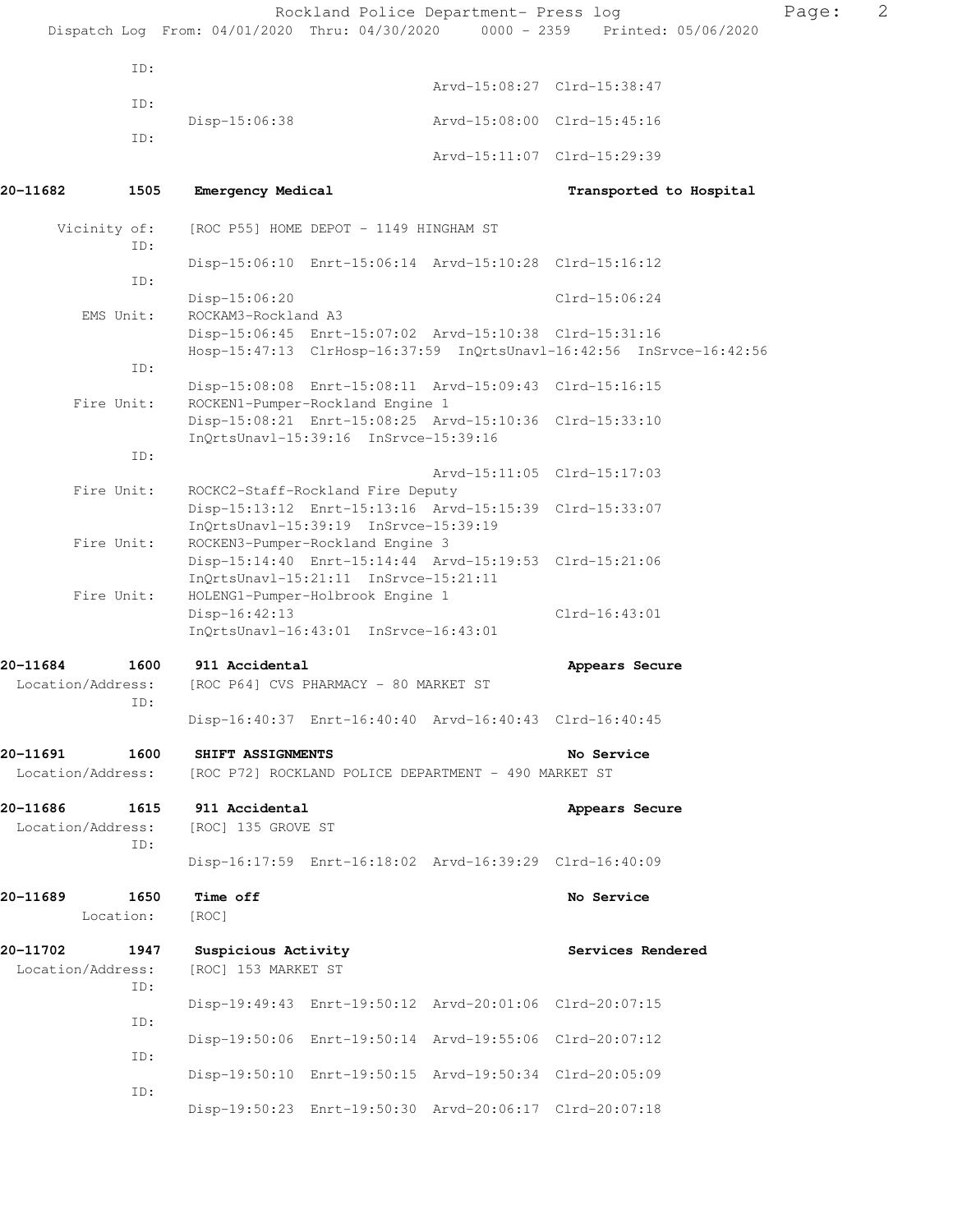```
          ID:
                                                    Arvd-15:08:27  Clrd-15:38:47
          ID:
                   Disp-15:06:38                    Arvd-15:08:00  Clrd-15:45:16
          ID:
                                                    Arvd-15:11:07  Clrd-15:29:39

20-11682        1505   Emergency Medical                          Transported to Hospital

     Vicinity of:   [ROC P55] HOME DEPOT - 1149 HINGHAM ST
          ID:
                   Disp-15:06:10  Enrt-15:06:14  Arvd-15:10:28  Clrd-15:16:12
          ID:
                   Disp-15:06:20                                 Clrd-15:06:24
     EMS Unit:     ROCKAM3-Rockland A3
                   Disp-15:06:45  Enrt-15:07:02  Arvd-15:10:38  Clrd-15:31:16
                   Hosp-15:47:13  ClrHosp-16:37:59  InQrtsUnavl-16:42:56  InSrvce-16:42:56
          ID:
                   Disp-15:08:08  Enrt-15:08:11  Arvd-15:09:43  Clrd-15:16:15
     Fire Unit:    ROCKEN1-Pumper-Rockland Engine 1
                   Disp-15:08:21  Enrt-15:08:25  Arvd-15:10:36  Clrd-15:33:10
                   InQrtsUnavl-15:39:16  InSrvce-15:39:16
          ID:
                                                    Arvd-15:11:05  Clrd-15:17:03
     Fire Unit:    ROCKC2-Staff-Rockland Fire Deputy
                   Disp-15:13:12  Enrt-15:13:16  Arvd-15:15:39  Clrd-15:33:07
                   InQrtsUnavl-15:39:19  InSrvce-15:39:19
     Fire Unit:    ROCKEN3-Pumper-Rockland Engine 3
                   Disp-15:14:40  Enrt-15:14:44  Arvd-15:19:53  Clrd-15:21:06
                   InQrtsUnavl-15:21:11  InSrvce-15:21:11
     Fire Unit:    HOLENG1-Pumper-Holbrook Engine 1
                   Disp-16:42:13                                 Clrd-16:43:01
                   InQrtsUnavl-16:43:01  InSrvce-16:43:01

20-11684        1600   911 Accidental                             Appears Secure
  Location/Address:   [ROC P64] CVS PHARMACY - 80 MARKET ST
          ID:
                   Disp-16:40:37  Enrt-16:40:40  Arvd-16:40:43  Clrd-16:40:45

20-11691        1600   SHIFT ASSIGNMENTS                          No Service
  Location/Address:   [ROC P72] ROCKLAND POLICE DEPARTMENT - 490 MARKET ST

20-11686        1615   911 Accidental                             Appears Secure
  Location/Address:   [ROC] 135 GROVE ST
          ID:
                   Disp-16:17:59  Enrt-16:18:02  Arvd-16:39:29  Clrd-16:40:09

20-11689        1650   Time off                                   No Service
        Location:   [ROC]

20-11702        1947   Suspicious Activity                        Services Rendered
  Location/Address:   [ROC] 153 MARKET ST
          ID:
                   Disp-19:49:43  Enrt-19:50:12  Arvd-20:01:06  Clrd-20:07:15
          ID:
                   Disp-19:50:06  Enrt-19:50:14  Arvd-19:55:06  Clrd-20:07:12
          ID:
                   Disp-19:50:10  Enrt-19:50:15  Arvd-19:50:34  Clrd-20:05:09
          ID:
                   Disp-19:50:23  Enrt-19:50:30  Arvd-20:06:17  Clrd-20:07:18
```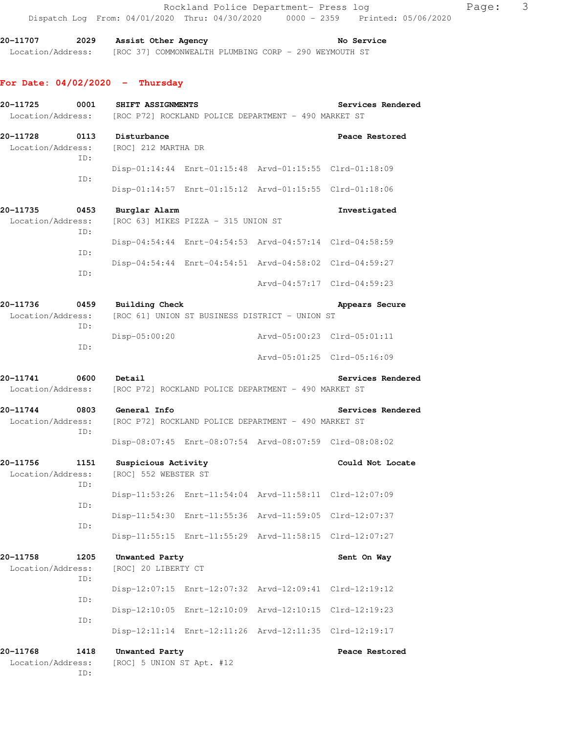20-11707 2029 **Assist Other Agency** **No Service**
Location/Address: [ROC 37] COMMONWEALTH PLUMBING CORP - 290 WEYMOUTH ST

## For Date: 04/02/2020 - Thursday

20-11725 0001 **SHIFT ASSIGNMENTS** **Services Rendered**
Location/Address: [ROC P72] ROCKLAND POLICE DEPARTMENT - 490 MARKET ST

20-11728 0113 **Disturbance** **Peace Restored**
Location/Address: [ROC] 212 MARTHA DR
ID:
Disp-01:14:44 Enrt-01:15:48 Arvd-01:15:55 Clrd-01:18:09
ID:
Disp-01:14:57 Enrt-01:15:12 Arvd-01:15:55 Clrd-01:18:06

20-11735 0453 **Burglar Alarm** **Investigated**
Location/Address: [ROC 63] MIKES PIZZA - 315 UNION ST
ID:
Disp-04:54:44 Enrt-04:54:53 Arvd-04:57:14 Clrd-04:58:59
ID:
Disp-04:54:44 Enrt-04:54:51 Arvd-04:58:02 Clrd-04:59:27
ID:
Arvd-04:57:17 Clrd-04:59:23

20-11736 0459 **Building Check** **Appears Secure**
Location/Address: [ROC 61] UNION ST BUSINESS DISTRICT - UNION ST
ID:
Disp-05:00:20 Arvd-05:00:23 Clrd-05:01:11
ID:
Arvd-05:01:25 Clrd-05:16:09

20-11741 0600 **Detail** **Services Rendered**
Location/Address: [ROC P72] ROCKLAND POLICE DEPARTMENT - 490 MARKET ST

20-11744 0803 **General Info** **Services Rendered**
Location/Address: [ROC P72] ROCKLAND POLICE DEPARTMENT - 490 MARKET ST
ID:
Disp-08:07:45 Enrt-08:07:54 Arvd-08:07:59 Clrd-08:08:02

20-11756 1151 **Suspicious Activity** **Could Not Locate**
Location/Address: [ROC] 552 WEBSTER ST
ID:
Disp-11:53:26 Enrt-11:54:04 Arvd-11:58:11 Clrd-12:07:09
ID:
Disp-11:54:30 Enrt-11:55:36 Arvd-11:59:05 Clrd-12:07:37
ID:
Disp-11:55:15 Enrt-11:55:29 Arvd-11:58:15 Clrd-12:07:27

20-11758 1205 **Unwanted Party** **Sent On Way**
Location/Address: [ROC] 20 LIBERTY CT
ID:
Disp-12:07:15 Enrt-12:07:32 Arvd-12:09:41 Clrd-12:19:12
ID:
Disp-12:10:05 Enrt-12:10:09 Arvd-12:10:15 Clrd-12:19:23
ID:
Disp-12:11:14 Enrt-12:11:26 Arvd-12:11:35 Clrd-12:19:17

20-11768 1418 **Unwanted Party** **Peace Restored**
Location/Address: [ROC] 5 UNION ST Apt. #12
ID: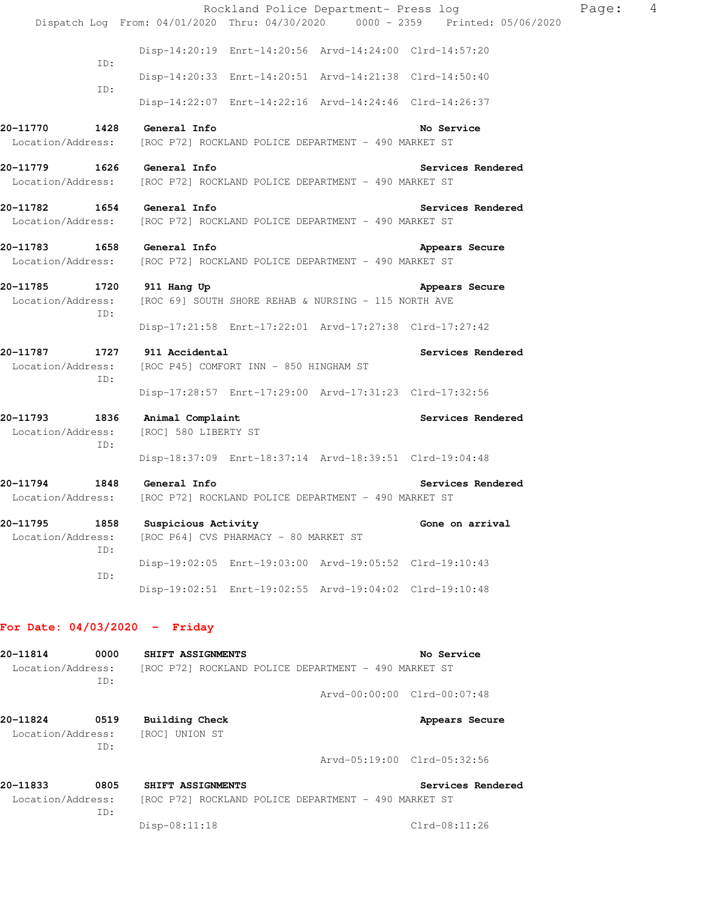```
                    Disp-14:20:19  Enrt-14:20:56  Arvd-14:24:00  Clrd-14:57:20
                ID:
                    Disp-14:20:33  Enrt-14:20:51  Arvd-14:21:38  Clrd-14:50:40
                ID:
                    Disp-14:22:07  Enrt-14:22:16  Arvd-14:24:46  Clrd-14:26:37
```

**20-11770 1428 General Info** **No Service**
Location/Address: [ROC P72] ROCKLAND POLICE DEPARTMENT - 490 MARKET ST

**20-11779 1626 General Info** **Services Rendered**
Location/Address: [ROC P72] ROCKLAND POLICE DEPARTMENT - 490 MARKET ST

**20-11782 1654 General Info** **Services Rendered**
Location/Address: [ROC P72] ROCKLAND POLICE DEPARTMENT - 490 MARKET ST

**20-11783 1658 General Info** **Appears Secure**
Location/Address: [ROC P72] ROCKLAND POLICE DEPARTMENT - 490 MARKET ST

**20-11785 1720 911 Hang Up** **Appears Secure**
Location/Address: [ROC 69] SOUTH SHORE REHAB & NURSING - 115 NORTH AVE
ID:
Disp-17:21:58 Enrt-17:22:01 Arvd-17:27:38 Clrd-17:27:42

**20-11787 1727 911 Accidental** **Services Rendered**
Location/Address: [ROC P45] COMFORT INN - 850 HINGHAM ST
ID:
Disp-17:28:57 Enrt-17:29:00 Arvd-17:31:23 Clrd-17:32:56

**20-11793 1836 Animal Complaint** **Services Rendered**
Location/Address: [ROC] 580 LIBERTY ST
ID:
Disp-18:37:09 Enrt-18:37:14 Arvd-18:39:51 Clrd-19:04:48

**20-11794 1848 General Info** **Services Rendered**
Location/Address: [ROC P72] ROCKLAND POLICE DEPARTMENT - 490 MARKET ST

**20-11795 1858 Suspicious Activity** **Gone on arrival**
Location/Address: [ROC P64] CVS PHARMACY - 80 MARKET ST
ID:
Disp-19:02:05 Enrt-19:03:00 Arvd-19:05:52 Clrd-19:10:43
ID:
Disp-19:02:51 Enrt-19:02:55 Arvd-19:04:02 Clrd-19:10:48

## For Date: 04/03/2020 - Friday

**20-11814 0000 SHIFT ASSIGNMENTS** **No Service**
Location/Address: [ROC P72] ROCKLAND POLICE DEPARTMENT - 490 MARKET ST
ID:
Arvd-00:00:00 Clrd-00:07:48

**20-11824 0519 Building Check** **Appears Secure**
Location/Address: [ROC] UNION ST
ID:
Arvd-05:19:00 Clrd-05:32:56

**20-11833 0805 SHIFT ASSIGNMENTS** **Services Rendered**
Location/Address: [ROC P72] ROCKLAND POLICE DEPARTMENT - 490 MARKET ST
ID:
Disp-08:11:18 Clrd-08:11:26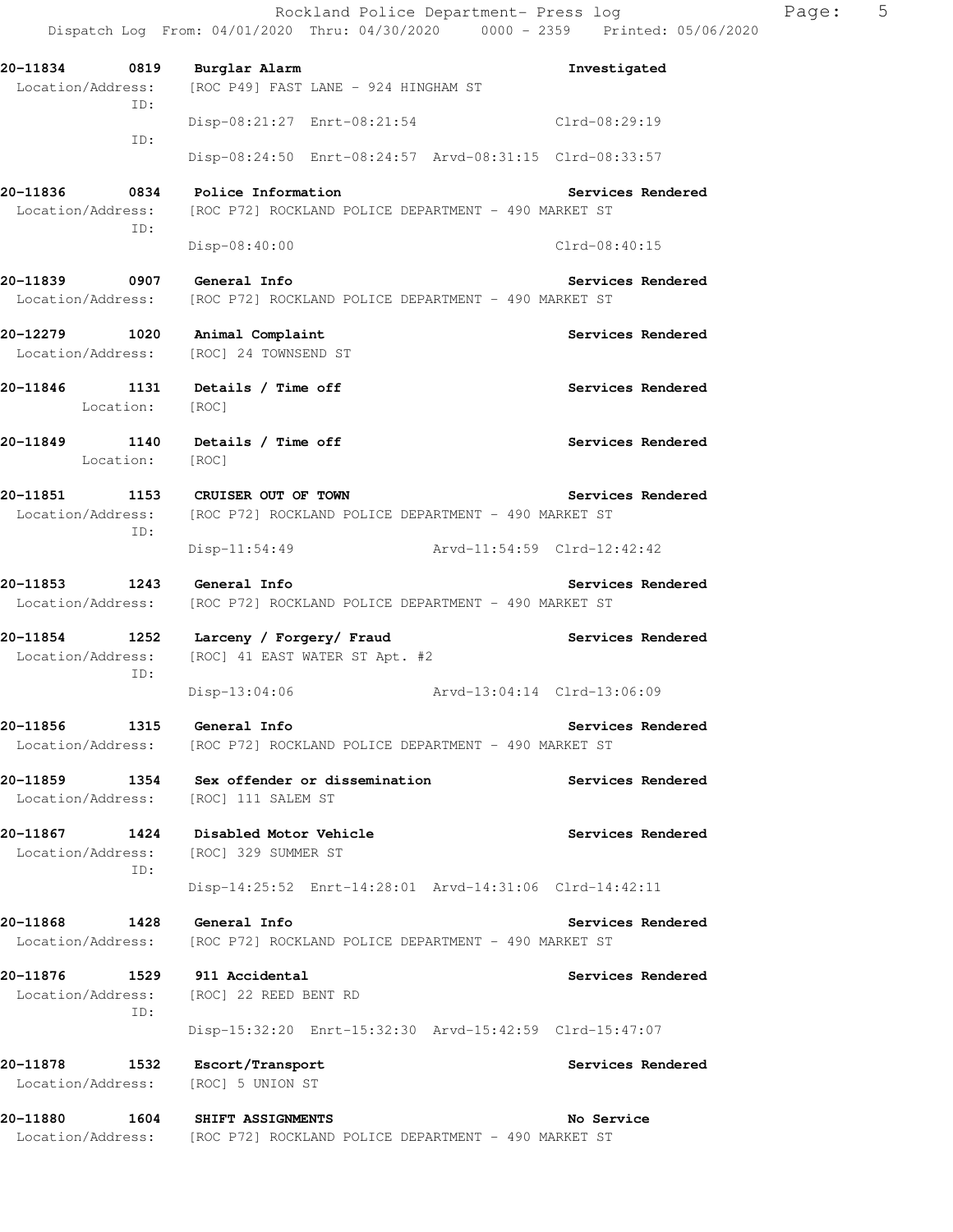**20-11834 0819 Burglar Alarm** — **Investigated**
Location/Address: [ROC P49] FAST LANE - 924 HINGHAM ST
ID:
Disp-08:21:27 Enrt-08:21:54 Clrd-08:29:19
ID:
Disp-08:24:50 Enrt-08:24:57 Arvd-08:31:15 Clrd-08:33:57

**20-11836 0834 Police Information** — **Services Rendered**
Location/Address: [ROC P72] ROCKLAND POLICE DEPARTMENT - 490 MARKET ST
ID:
Disp-08:40:00 Clrd-08:40:15

**20-11839 0907 General Info** — **Services Rendered**
Location/Address: [ROC P72] ROCKLAND POLICE DEPARTMENT - 490 MARKET ST

**20-12279 1020 Animal Complaint** — **Services Rendered**
Location/Address: [ROC] 24 TOWNSEND ST

**20-11846 1131 Details / Time off** — **Services Rendered**
Location: [ROC]

**20-11849 1140 Details / Time off** — **Services Rendered**
Location: [ROC]

**20-11851 1153 CRUISER OUT OF TOWN** — **Services Rendered**
Location/Address: [ROC P72] ROCKLAND POLICE DEPARTMENT - 490 MARKET ST
ID:
Disp-11:54:49 Arvd-11:54:59 Clrd-12:42:42

**20-11853 1243 General Info** — **Services Rendered**
Location/Address: [ROC P72] ROCKLAND POLICE DEPARTMENT - 490 MARKET ST

**20-11854 1252 Larceny / Forgery/ Fraud** — **Services Rendered**
Location/Address: [ROC] 41 EAST WATER ST Apt. #2
ID:
Disp-13:04:06 Arvd-13:04:14 Clrd-13:06:09

**20-11856 1315 General Info** — **Services Rendered**
Location/Address: [ROC P72] ROCKLAND POLICE DEPARTMENT - 490 MARKET ST

**20-11859 1354 Sex offender or dissemination** — **Services Rendered**
Location/Address: [ROC] 111 SALEM ST

**20-11867 1424 Disabled Motor Vehicle** — **Services Rendered**
Location/Address: [ROC] 329 SUMMER ST
ID:
Disp-14:25:52 Enrt-14:28:01 Arvd-14:31:06 Clrd-14:42:11

**20-11868 1428 General Info** — **Services Rendered**
Location/Address: [ROC P72] ROCKLAND POLICE DEPARTMENT - 490 MARKET ST

**20-11876 1529 911 Accidental** — **Services Rendered**
Location/Address: [ROC] 22 REED BENT RD
ID:
Disp-15:32:20 Enrt-15:32:30 Arvd-15:42:59 Clrd-15:47:07

**20-11878 1532 Escort/Transport** — **Services Rendered**
Location/Address: [ROC] 5 UNION ST

**20-11880 1604 SHIFT ASSIGNMENTS** — **No Service**
Location/Address: [ROC P72] ROCKLAND POLICE DEPARTMENT - 490 MARKET ST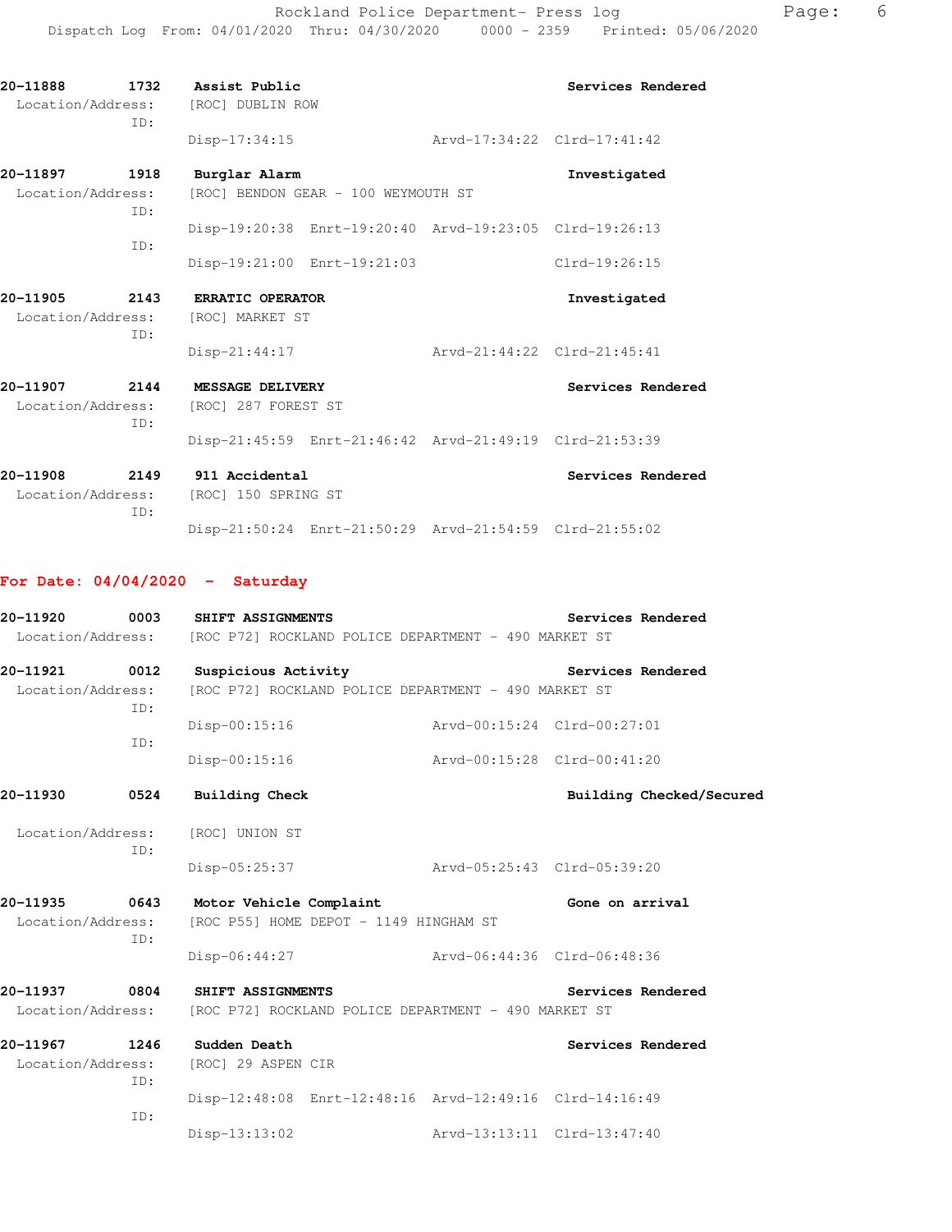**20-11888 1732 Assist Public** — Services Rendered
Location/Address: [ROC] DUBLIN ROW
ID:
Disp-17:34:15 Arvd-17:34:22 Clrd-17:41:42

**20-11897 1918 Burglar Alarm** — Investigated
Location/Address: [ROC] BENDON GEAR - 100 WEYMOUTH ST
ID:
Disp-19:20:38 Enrt-19:20:40 Arvd-19:23:05 Clrd-19:26:13
ID:
Disp-19:21:00 Enrt-19:21:03 Clrd-19:26:15

**20-11905 2143 ERRATIC OPERATOR** — Investigated
Location/Address: [ROC] MARKET ST
ID:
Disp-21:44:17 Arvd-21:44:22 Clrd-21:45:41

**20-11907 2144 MESSAGE DELIVERY** — Services Rendered
Location/Address: [ROC] 287 FOREST ST
ID:
Disp-21:45:59 Enrt-21:46:42 Arvd-21:49:19 Clrd-21:53:39

**20-11908 2149 911 Accidental** — Services Rendered
Location/Address: [ROC] 150 SPRING ST
ID:
Disp-21:50:24 Enrt-21:50:29 Arvd-21:54:59 Clrd-21:55:02

## For Date: 04/04/2020 - Saturday

**20-11920 0003 SHIFT ASSIGNMENTS** — Services Rendered
Location/Address: [ROC P72] ROCKLAND POLICE DEPARTMENT - 490 MARKET ST

**20-11921 0012 Suspicious Activity** — Services Rendered
Location/Address: [ROC P72] ROCKLAND POLICE DEPARTMENT - 490 MARKET ST
ID:
Disp-00:15:16 Arvd-00:15:24 Clrd-00:27:01
ID:
Disp-00:15:16 Arvd-00:15:28 Clrd-00:41:20

**20-11930 0524 Building Check** — Building Checked/Secured
Location/Address: [ROC] UNION ST
ID:
Disp-05:25:37 Arvd-05:25:43 Clrd-05:39:20

**20-11935 0643 Motor Vehicle Complaint** — Gone on arrival
Location/Address: [ROC P55] HOME DEPOT - 1149 HINGHAM ST
ID:
Disp-06:44:27 Arvd-06:44:36 Clrd-06:48:36

**20-11937 0804 SHIFT ASSIGNMENTS** — Services Rendered
Location/Address: [ROC P72] ROCKLAND POLICE DEPARTMENT - 490 MARKET ST

**20-11967 1246 Sudden Death** — Services Rendered
Location/Address: [ROC] 29 ASPEN CIR
ID:
Disp-12:48:08 Enrt-12:48:16 Arvd-12:49:16 Clrd-14:16:49
ID:
Disp-13:13:02 Arvd-13:13:11 Clrd-13:47:40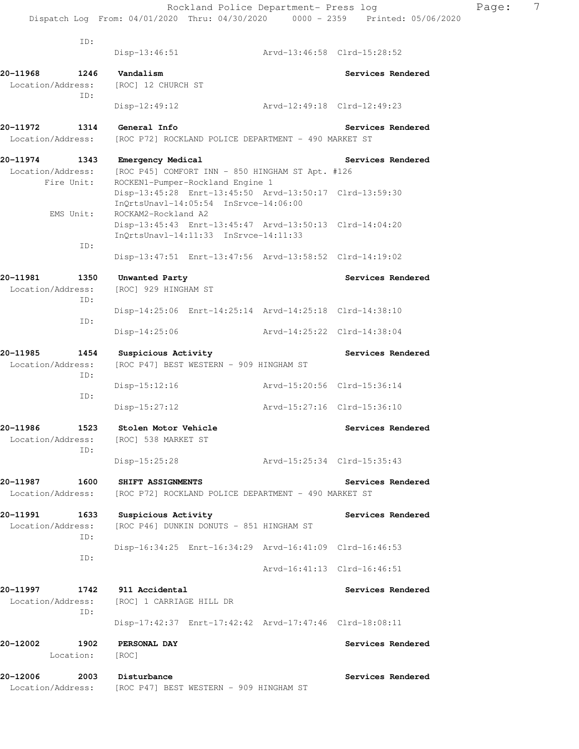ID:
Disp-13:46:51 Arvd-13:46:58 Clrd-15:28:52

**20-11968 1246 Vandalism** **Services Rendered**
Location/Address: [ROC] 12 CHURCH ST
ID:
Disp-12:49:12 Arvd-12:49:18 Clrd-12:49:23

**20-11972 1314 General Info** **Services Rendered**
Location/Address: [ROC P72] ROCKLAND POLICE DEPARTMENT - 490 MARKET ST

**20-11974 1343 Emergency Medical** **Services Rendered**
Location/Address: [ROC P45] COMFORT INN - 850 HINGHAM ST Apt. #126
Fire Unit: ROCKEN1-Pumper-Rockland Engine 1
Disp-13:45:28 Enrt-13:45:50 Arvd-13:50:17 Clrd-13:59:30
InQrtsUnavl-14:05:54 InSrvce-14:06:00
EMS Unit: ROCKAM2-Rockland A2
Disp-13:45:43 Enrt-13:45:47 Arvd-13:50:13 Clrd-14:04:20
InQrtsUnavl-14:11:33 InSrvce-14:11:33
ID:
Disp-13:47:51 Enrt-13:47:56 Arvd-13:58:52 Clrd-14:19:02

**20-11981 1350 Unwanted Party** **Services Rendered**
Location/Address: [ROC] 929 HINGHAM ST
ID:
Disp-14:25:06 Enrt-14:25:14 Arvd-14:25:18 Clrd-14:38:10
ID:
Disp-14:25:06 Arvd-14:25:22 Clrd-14:38:04

**20-11985 1454 Suspicious Activity** **Services Rendered**
Location/Address: [ROC P47] BEST WESTERN - 909 HINGHAM ST
ID:
Disp-15:12:16 Arvd-15:20:56 Clrd-15:36:14
ID:
Disp-15:27:12 Arvd-15:27:16 Clrd-15:36:10

**20-11986 1523 Stolen Motor Vehicle** **Services Rendered**
Location/Address: [ROC] 538 MARKET ST
ID:
Disp-15:25:28 Arvd-15:25:34 Clrd-15:35:43

**20-11987 1600 SHIFT ASSIGNMENTS** **Services Rendered**
Location/Address: [ROC P72] ROCKLAND POLICE DEPARTMENT - 490 MARKET ST

**20-11991 1633 Suspicious Activity** **Services Rendered**
Location/Address: [ROC P46] DUNKIN DONUTS - 851 HINGHAM ST
ID:
Disp-16:34:25 Enrt-16:34:29 Arvd-16:41:09 Clrd-16:46:53
ID:
Arvd-16:41:13 Clrd-16:46:51

**20-11997 1742 911 Accidental** **Services Rendered**
Location/Address: [ROC] 1 CARRIAGE HILL DR
ID:
Disp-17:42:37 Enrt-17:42:42 Arvd-17:47:46 Clrd-18:08:11

**20-12002 1902 PERSONAL DAY** **Services Rendered**
Location: [ROC]

**20-12006 2003 Disturbance** **Services Rendered**
Location/Address: [ROC P47] BEST WESTERN - 909 HINGHAM ST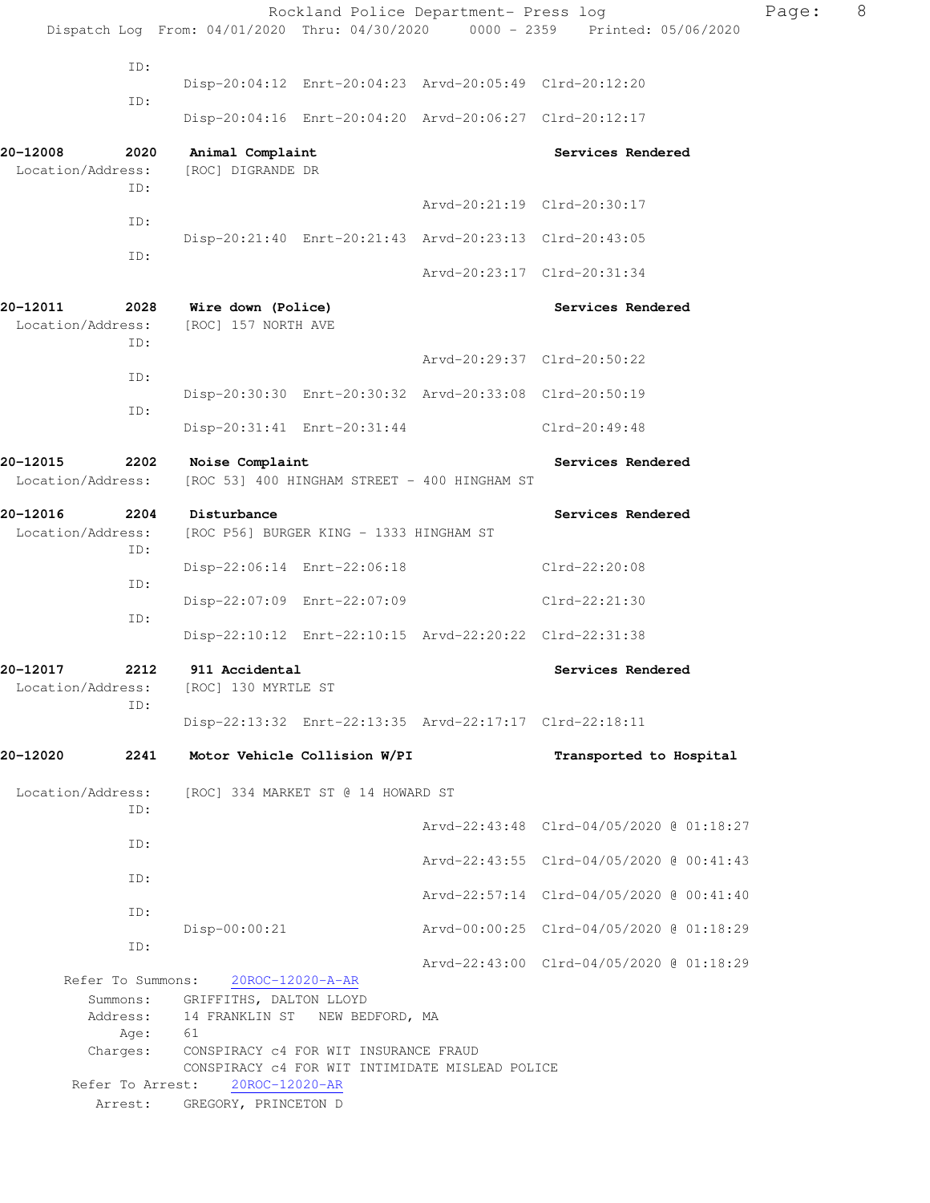ID:
    Disp-20:04:12  Enrt-20:04:23  Arvd-20:05:49  Clrd-20:12:20
ID:
    Disp-20:04:16  Enrt-20:04:20  Arvd-20:06:27  Clrd-20:12:17

**20-12008  2020  Animal Complaint  Services Rendered**

Location/Address: [ROC] DIGRANDE DR

ID:
    Arvd-20:21:19  Clrd-20:30:17
ID:
    Disp-20:21:40  Enrt-20:21:43  Arvd-20:23:13  Clrd-20:43:05
ID:
    Arvd-20:23:17  Clrd-20:31:34

**20-12011  2028  Wire down (Police)  Services Rendered**

Location/Address: [ROC] 157 NORTH AVE

ID:
    Arvd-20:29:37  Clrd-20:50:22
ID:
    Disp-20:30:30  Enrt-20:30:32  Arvd-20:33:08  Clrd-20:50:19
ID:
    Disp-20:31:41  Enrt-20:31:44  Clrd-20:49:48

**20-12015  2202  Noise Complaint  Services Rendered**

Location/Address: [ROC 53] 400 HINGHAM STREET - 400 HINGHAM ST

**20-12016  2204  Disturbance  Services Rendered**

Location/Address: [ROC P56] BURGER KING - 1333 HINGHAM ST

ID:
    Disp-22:06:14  Enrt-22:06:18  Clrd-22:20:08
ID:
    Disp-22:07:09  Enrt-22:07:09  Clrd-22:21:30
ID:
    Disp-22:10:12  Enrt-22:10:15  Arvd-22:20:22  Clrd-22:31:38

**20-12017  2212  911 Accidental  Services Rendered**

Location/Address: [ROC] 130 MYRTLE ST

ID:
    Disp-22:13:32  Enrt-22:13:35  Arvd-22:17:17  Clrd-22:18:11

**20-12020  2241  Motor Vehicle Collision W/PI  Transported to Hospital**

Location/Address: [ROC] 334 MARKET ST @ 14 HOWARD ST

ID:
    Arvd-22:43:48  Clrd-04/05/2020 @ 01:18:27
ID:
    Arvd-22:43:55  Clrd-04/05/2020 @ 00:41:43
ID:
    Arvd-22:57:14  Clrd-04/05/2020 @ 00:41:40
ID:
    Disp-00:00:21  Arvd-00:00:25  Clrd-04/05/2020 @ 01:18:29
ID:
    Arvd-22:43:00  Clrd-04/05/2020 @ 01:18:29

Refer To Summons: 20ROC-12020-A-AR

Summons: GRIFFITHS, DALTON LLOYD
Address: 14 FRANKLIN ST NEW BEDFORD, MA
Age: 61
Charges: CONSPIRACY c4 FOR WIT INSURANCE FRAUD
CONSPIRACY c4 FOR WIT INTIMIDATE MISLEAD POLICE

Refer To Arrest: 20ROC-12020-AR

Arrest: GREGORY, PRINCETON D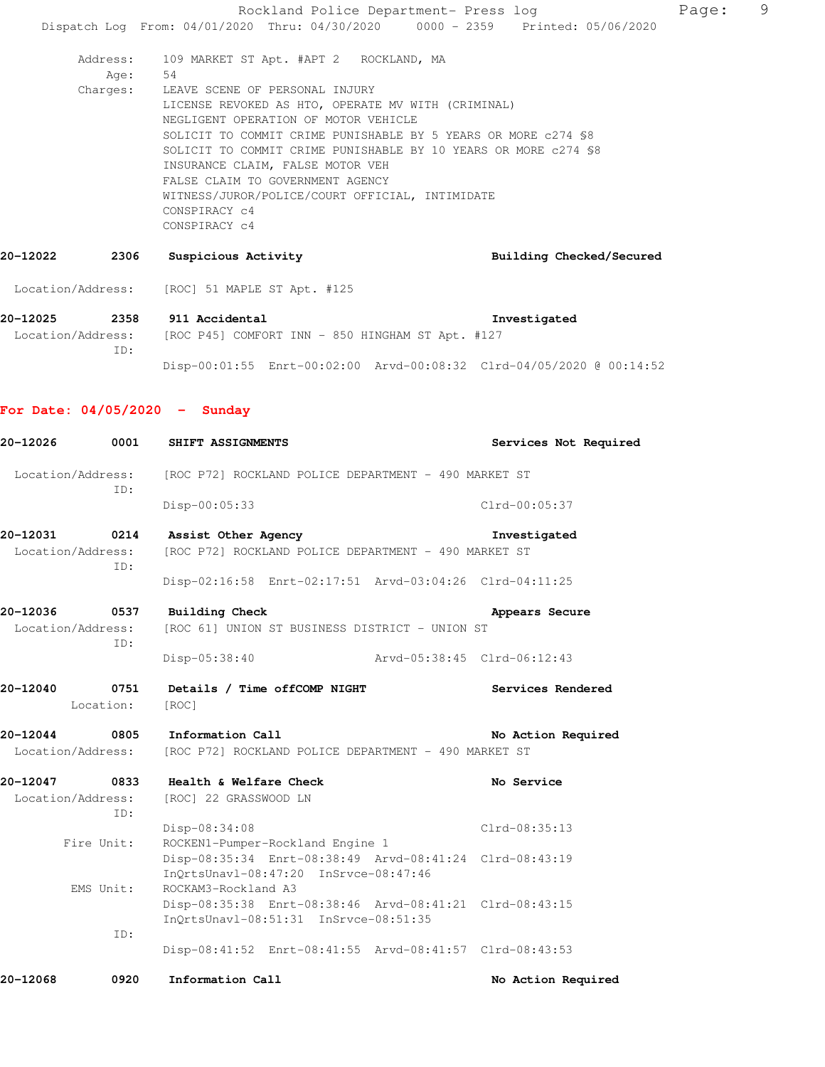Address: 109 MARKET ST Apt. #APT 2 ROCKLAND, MA
Age: 54
Charges: LEAVE SCENE OF PERSONAL INJURY
LICENSE REVOKED AS HTO, OPERATE MV WITH (CRIMINAL)
NEGLIGENT OPERATION OF MOTOR VEHICLE
SOLICIT TO COMMIT CRIME PUNISHABLE BY 5 YEARS OR MORE c274 §8
SOLICIT TO COMMIT CRIME PUNISHABLE BY 10 YEARS OR MORE c274 §8
INSURANCE CLAIM, FALSE MOTOR VEH
FALSE CLAIM TO GOVERNMENT AGENCY
WITNESS/JUROR/POLICE/COURT OFFICIAL, INTIMIDATE
CONSPIRACY c4
CONSPIRACY c4

**20-12022 2306 Suspicious Activity — Building Checked/Secured**

Location/Address: [ROC] 51 MAPLE ST Apt. #125

**20-12025 2358 911 Accidental — Investigated**

Location/Address: [ROC P45] COMFORT INN - 850 HINGHAM ST Apt. #127
ID:
Disp-00:01:55 Enrt-00:02:00 Arvd-00:08:32 Clrd-04/05/2020 @ 00:14:52

## For Date: 04/05/2020 - Sunday

**20-12026 0001 SHIFT ASSIGNMENTS — Services Not Required**

Location/Address: [ROC P72] ROCKLAND POLICE DEPARTMENT - 490 MARKET ST
ID:
Disp-00:05:33 Clrd-00:05:37

**20-12031 0214 Assist Other Agency — Investigated**

Location/Address: [ROC P72] ROCKLAND POLICE DEPARTMENT - 490 MARKET ST
ID:
Disp-02:16:58 Enrt-02:17:51 Arvd-03:04:26 Clrd-04:11:25

**20-12036 0537 Building Check — Appears Secure**

Location/Address: [ROC 61] UNION ST BUSINESS DISTRICT - UNION ST
ID:
Disp-05:38:40 Arvd-05:38:45 Clrd-06:12:43

**20-12040 0751 Details / Time offCOMP NIGHT — Services Rendered**

Location: [ROC]

**20-12044 0805 Information Call — No Action Required**

Location/Address: [ROC P72] ROCKLAND POLICE DEPARTMENT - 490 MARKET ST

**20-12047 0833 Health & Welfare Check — No Service**

Location/Address: [ROC] 22 GRASSWOOD LN
ID:
Disp-08:34:08 Clrd-08:35:13
Fire Unit: ROCKEN1-Pumper-Rockland Engine 1
Disp-08:35:34 Enrt-08:38:49 Arvd-08:41:24 Clrd-08:43:19
InQrtsUnavl-08:47:20 InSrvce-08:47:46
EMS Unit: ROCKAM3-Rockland A3
Disp-08:35:38 Enrt-08:38:46 Arvd-08:41:21 Clrd-08:43:15
InQrtsUnavl-08:51:31 InSrvce-08:51:35
ID:
Disp-08:41:52 Enrt-08:41:55 Arvd-08:41:57 Clrd-08:43:53

**20-12068 0920 Information Call — No Action Required**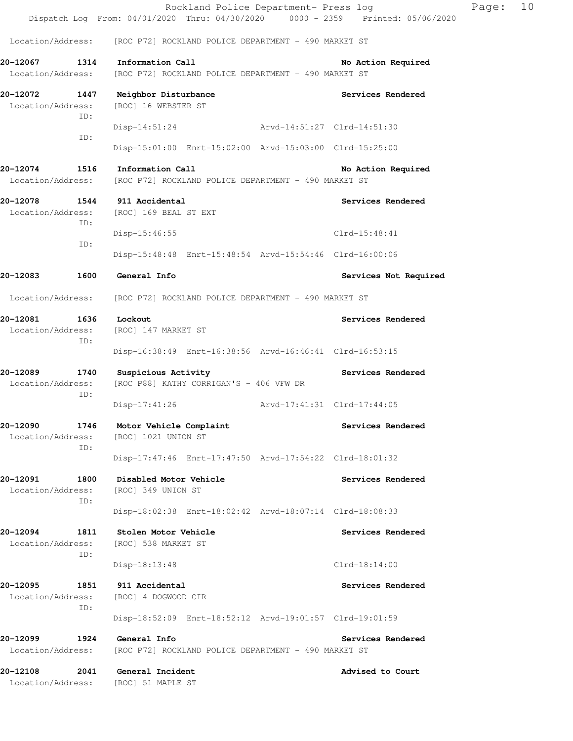Location/Address: [ROC P72] ROCKLAND POLICE DEPARTMENT - 490 MARKET ST

**20-12067 1314 Information Call** — **No Action Required**
Location/Address: [ROC P72] ROCKLAND POLICE DEPARTMENT - 490 MARKET ST

**20-12072 1447 Neighbor Disturbance** — **Services Rendered**
Location/Address: [ROC] 16 WEBSTER ST
ID:
Disp-14:51:24 Arvd-14:51:27 Clrd-14:51:30
ID:
Disp-15:01:00 Enrt-15:02:00 Arvd-15:03:00 Clrd-15:25:00

**20-12074 1516 Information Call** — **No Action Required**
Location/Address: [ROC P72] ROCKLAND POLICE DEPARTMENT - 490 MARKET ST

**20-12078 1544 911 Accidental** — **Services Rendered**
Location/Address: [ROC] 169 BEAL ST EXT
ID:
Disp-15:46:55 Clrd-15:48:41
ID:
Disp-15:48:48 Enrt-15:48:54 Arvd-15:54:46 Clrd-16:00:06

**20-12083 1600 General Info** — **Services Not Required**
Location/Address: [ROC P72] ROCKLAND POLICE DEPARTMENT - 490 MARKET ST

**20-12081 1636 Lockout** — **Services Rendered**
Location/Address: [ROC] 147 MARKET ST
ID:
Disp-16:38:49 Enrt-16:38:56 Arvd-16:46:41 Clrd-16:53:15

**20-12089 1740 Suspicious Activity** — **Services Rendered**
Location/Address: [ROC P88] KATHY CORRIGAN'S - 406 VFW DR
ID:
Disp-17:41:26 Arvd-17:41:31 Clrd-17:44:05

**20-12090 1746 Motor Vehicle Complaint** — **Services Rendered**
Location/Address: [ROC] 1021 UNION ST
ID:
Disp-17:47:46 Enrt-17:47:50 Arvd-17:54:22 Clrd-18:01:32

**20-12091 1800 Disabled Motor Vehicle** — **Services Rendered**
Location/Address: [ROC] 349 UNION ST
ID:
Disp-18:02:38 Enrt-18:02:42 Arvd-18:07:14 Clrd-18:08:33

**20-12094 1811 Stolen Motor Vehicle** — **Services Rendered**
Location/Address: [ROC] 538 MARKET ST
ID:
Disp-18:13:48 Clrd-18:14:00

**20-12095 1851 911 Accidental** — **Services Rendered**
Location/Address: [ROC] 4 DOGWOOD CIR
ID:
Disp-18:52:09 Enrt-18:52:12 Arvd-19:01:57 Clrd-19:01:59

**20-12099 1924 General Info** — **Services Rendered**
Location/Address: [ROC P72] ROCKLAND POLICE DEPARTMENT - 490 MARKET ST

**20-12108 2041 General Incident** — **Advised to Court**
Location/Address: [ROC] 51 MAPLE ST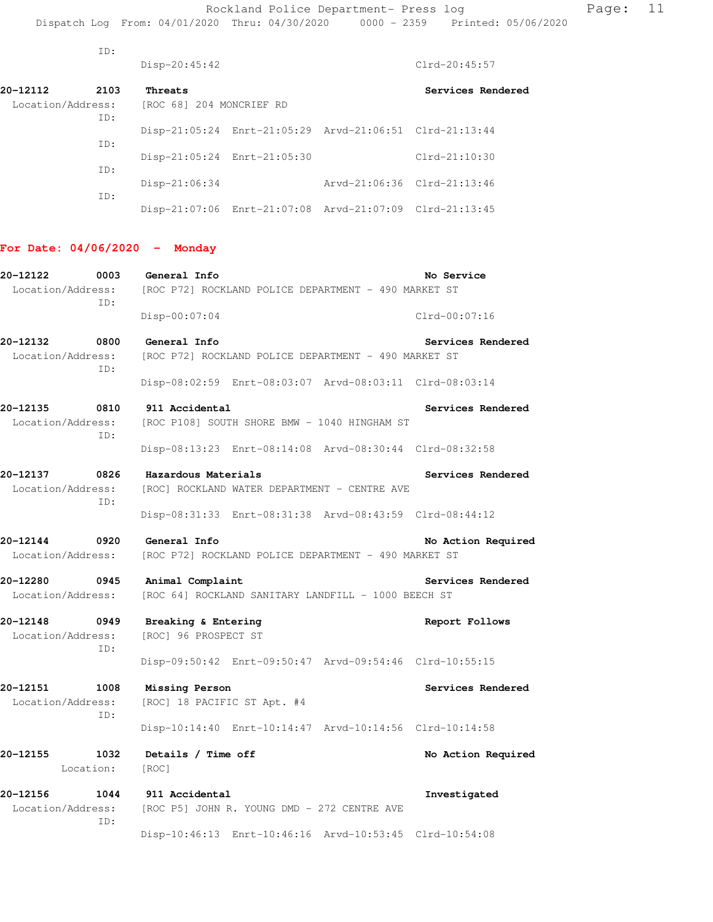ID:
Disp-20:45:42 Clrd-20:45:57

**20-12112 2103 Threats** **Services Rendered**
Location/Address: [ROC 68] 204 MONCRIEF RD
ID:
Disp-21:05:24 Enrt-21:05:29 Arvd-21:06:51 Clrd-21:13:44
ID:
Disp-21:05:24 Enrt-21:05:30 Clrd-21:10:30
ID:
Disp-21:06:34 Arvd-21:06:36 Clrd-21:13:46
ID:
Disp-21:07:06 Enrt-21:07:08 Arvd-21:07:09 Clrd-21:13:45

## For Date: 04/06/2020 - Monday

**20-12122 0003 General Info** **No Service**
Location/Address: [ROC P72] ROCKLAND POLICE DEPARTMENT - 490 MARKET ST
ID:
Disp-00:07:04 Clrd-00:07:16

**20-12132 0800 General Info** **Services Rendered**
Location/Address: [ROC P72] ROCKLAND POLICE DEPARTMENT - 490 MARKET ST
ID:
Disp-08:02:59 Enrt-08:03:07 Arvd-08:03:11 Clrd-08:03:14

**20-12135 0810 911 Accidental** **Services Rendered**
Location/Address: [ROC P108] SOUTH SHORE BMW - 1040 HINGHAM ST
ID:
Disp-08:13:23 Enrt-08:14:08 Arvd-08:30:44 Clrd-08:32:58

**20-12137 0826 Hazardous Materials** **Services Rendered**
Location/Address: [ROC] ROCKLAND WATER DEPARTMENT - CENTRE AVE
ID:
Disp-08:31:33 Enrt-08:31:38 Arvd-08:43:59 Clrd-08:44:12

**20-12144 0920 General Info** **No Action Required**
Location/Address: [ROC P72] ROCKLAND POLICE DEPARTMENT - 490 MARKET ST

**20-12280 0945 Animal Complaint** **Services Rendered**
Location/Address: [ROC 64] ROCKLAND SANITARY LANDFILL - 1000 BEECH ST

**20-12148 0949 Breaking & Entering** **Report Follows**
Location/Address: [ROC] 96 PROSPECT ST
ID:
Disp-09:50:42 Enrt-09:50:47 Arvd-09:54:46 Clrd-10:55:15

**20-12151 1008 Missing Person** **Services Rendered**
Location/Address: [ROC] 18 PACIFIC ST Apt. #4
ID:
Disp-10:14:40 Enrt-10:14:47 Arvd-10:14:56 Clrd-10:14:58

**20-12155 1032 Details / Time off** **No Action Required**
Location: [ROC]

**20-12156 1044 911 Accidental** **Investigated**
Location/Address: [ROC P5] JOHN R. YOUNG DMD - 272 CENTRE AVE
ID:
Disp-10:46:13 Enrt-10:46:16 Arvd-10:53:45 Clrd-10:54:08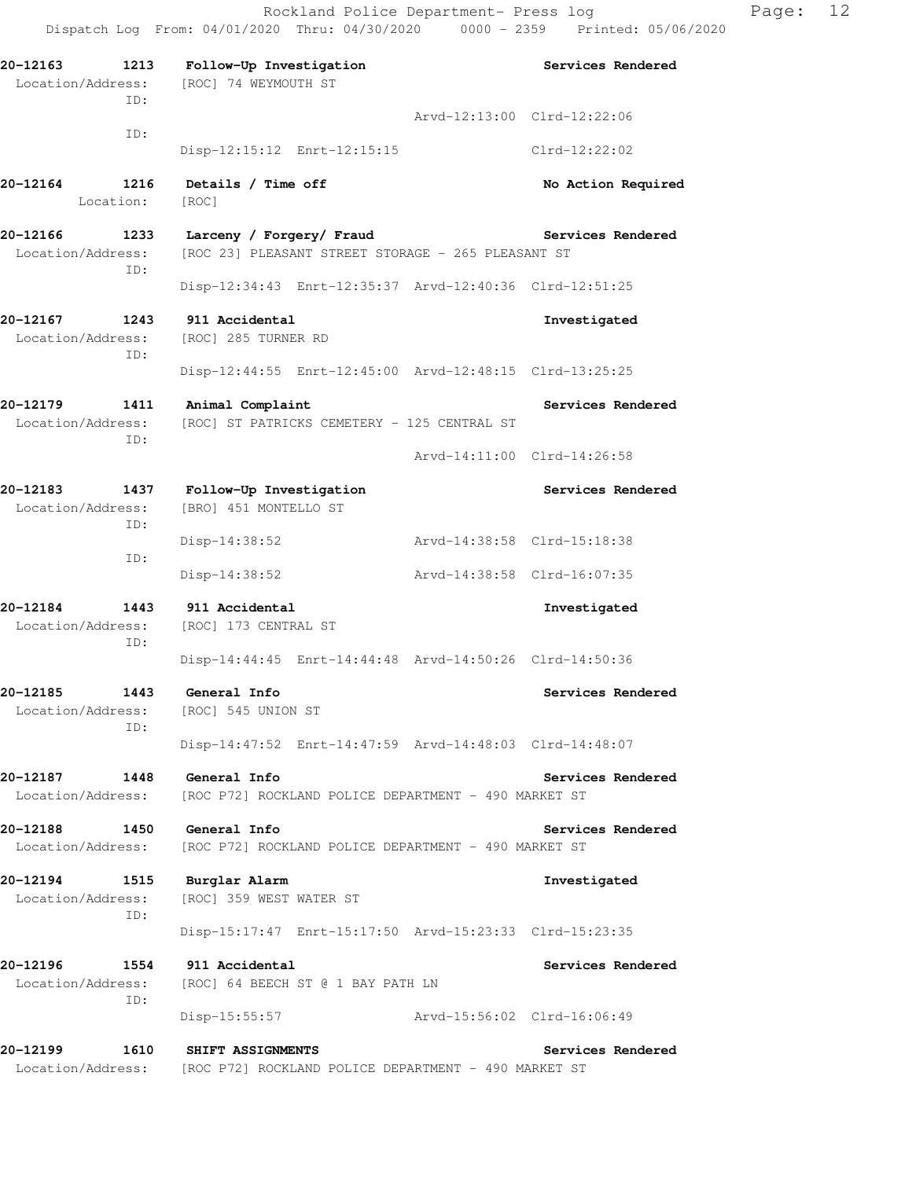**20-12163 1213 Follow-Up Investigation** **Services Rendered**
Location/Address: [ROC] 74 WEYMOUTH ST
ID:
Arvd-12:13:00 Clrd-12:22:06
ID:
Disp-12:15:12 Enrt-12:15:15 Clrd-12:22:02

**20-12164 1216 Details / Time off** **No Action Required**
Location: [ROC]

**20-12166 1233 Larceny / Forgery/ Fraud** **Services Rendered**
Location/Address: [ROC 23] PLEASANT STREET STORAGE - 265 PLEASANT ST
ID:
Disp-12:34:43 Enrt-12:35:37 Arvd-12:40:36 Clrd-12:51:25

**20-12167 1243 911 Accidental** **Investigated**
Location/Address: [ROC] 285 TURNER RD
ID:
Disp-12:44:55 Enrt-12:45:00 Arvd-12:48:15 Clrd-13:25:25

**20-12179 1411 Animal Complaint** **Services Rendered**
Location/Address: [ROC] ST PATRICKS CEMETERY - 125 CENTRAL ST
ID:
Arvd-14:11:00 Clrd-14:26:58

**20-12183 1437 Follow-Up Investigation** **Services Rendered**
Location/Address: [BRO] 451 MONTELLO ST
ID:
Disp-14:38:52 Arvd-14:38:58 Clrd-15:18:38
ID:
Disp-14:38:52 Arvd-14:38:58 Clrd-16:07:35

**20-12184 1443 911 Accidental** **Investigated**
Location/Address: [ROC] 173 CENTRAL ST
ID:
Disp-14:44:45 Enrt-14:44:48 Arvd-14:50:26 Clrd-14:50:36

**20-12185 1443 General Info** **Services Rendered**
Location/Address: [ROC] 545 UNION ST
ID:
Disp-14:47:52 Enrt-14:47:59 Arvd-14:48:03 Clrd-14:48:07

**20-12187 1448 General Info** **Services Rendered**
Location/Address: [ROC P72] ROCKLAND POLICE DEPARTMENT - 490 MARKET ST

**20-12188 1450 General Info** **Services Rendered**
Location/Address: [ROC P72] ROCKLAND POLICE DEPARTMENT - 490 MARKET ST

**20-12194 1515 Burglar Alarm** **Investigated**
Location/Address: [ROC] 359 WEST WATER ST
ID:
Disp-15:17:47 Enrt-15:17:50 Arvd-15:23:33 Clrd-15:23:35

**20-12196 1554 911 Accidental** **Services Rendered**
Location/Address: [ROC] 64 BEECH ST @ 1 BAY PATH LN
ID:
Disp-15:55:57 Arvd-15:56:02 Clrd-16:06:49

**20-12199 1610 SHIFT ASSIGNMENTS** **Services Rendered**
Location/Address: [ROC P72] ROCKLAND POLICE DEPARTMENT - 490 MARKET ST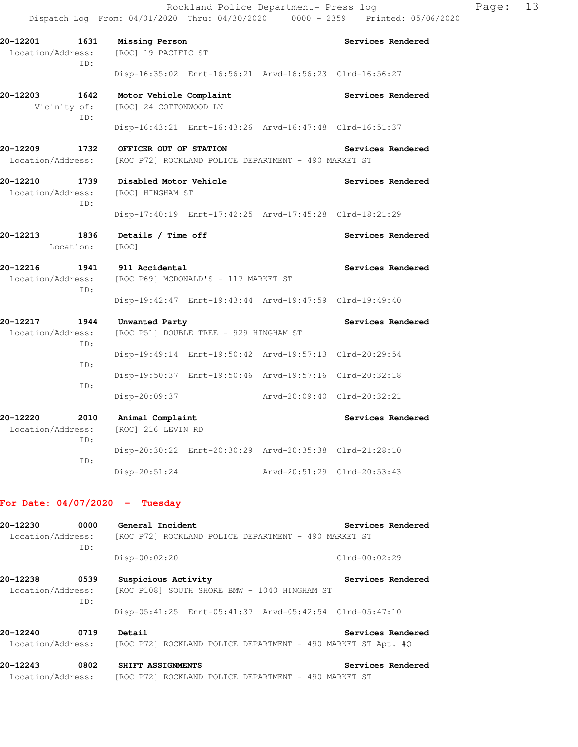**20-12201** 1631 **Missing Person** **Services Rendered**
Location/Address: [ROC] 19 PACIFIC ST
ID:
Disp-16:35:02 Enrt-16:56:21 Arvd-16:56:23 Clrd-16:56:27

**20-12203** 1642 **Motor Vehicle Complaint** **Services Rendered**
Vicinity of: [ROC] 24 COTTONWOOD LN
ID:
Disp-16:43:21 Enrt-16:43:26 Arvd-16:47:48 Clrd-16:51:37

**20-12209** 1732 **OFFICER OUT OF STATION** **Services Rendered**
Location/Address: [ROC P72] ROCKLAND POLICE DEPARTMENT - 490 MARKET ST

**20-12210** 1739 **Disabled Motor Vehicle** **Services Rendered**
Location/Address: [ROC] HINGHAM ST
ID:
Disp-17:40:19 Enrt-17:42:25 Arvd-17:45:28 Clrd-18:21:29

**20-12213** 1836 **Details / Time off** **Services Rendered**
Location: [ROC]

**20-12216** 1941 **911 Accidental** **Services Rendered**
Location/Address: [ROC P69] MCDONALD'S - 117 MARKET ST
ID:
Disp-19:42:47 Enrt-19:43:44 Arvd-19:47:59 Clrd-19:49:40

**20-12217** 1944 **Unwanted Party** **Services Rendered**
Location/Address: [ROC P51] DOUBLE TREE - 929 HINGHAM ST
ID:
Disp-19:49:14 Enrt-19:50:42 Arvd-19:57:13 Clrd-20:29:54
ID:
Disp-19:50:37 Enrt-19:50:46 Arvd-19:57:16 Clrd-20:32:18
ID:
Disp-20:09:37 Arvd-20:09:40 Clrd-20:32:21

**20-12220** 2010 **Animal Complaint** **Services Rendered**
Location/Address: [ROC] 216 LEVIN RD
ID:
Disp-20:30:22 Enrt-20:30:29 Arvd-20:35:38 Clrd-21:28:10
ID:
Disp-20:51:24 Arvd-20:51:29 Clrd-20:53:43

## For Date: 04/07/2020 - Tuesday

**20-12230** 0000 **General Incident** **Services Rendered**
Location/Address: [ROC P72] ROCKLAND POLICE DEPARTMENT - 490 MARKET ST
ID:
Disp-00:02:20 Clrd-00:02:29

**20-12238** 0539 **Suspicious Activity** **Services Rendered**
Location/Address: [ROC P108] SOUTH SHORE BMW - 1040 HINGHAM ST
ID:
Disp-05:41:25 Enrt-05:41:37 Arvd-05:42:54 Clrd-05:47:10

**20-12240** 0719 **Detail** **Services Rendered**
Location/Address: [ROC P72] ROCKLAND POLICE DEPARTMENT - 490 MARKET ST Apt. #Q

**20-12243** 0802 **SHIFT ASSIGNMENTS** **Services Rendered**
Location/Address: [ROC P72] ROCKLAND POLICE DEPARTMENT - 490 MARKET ST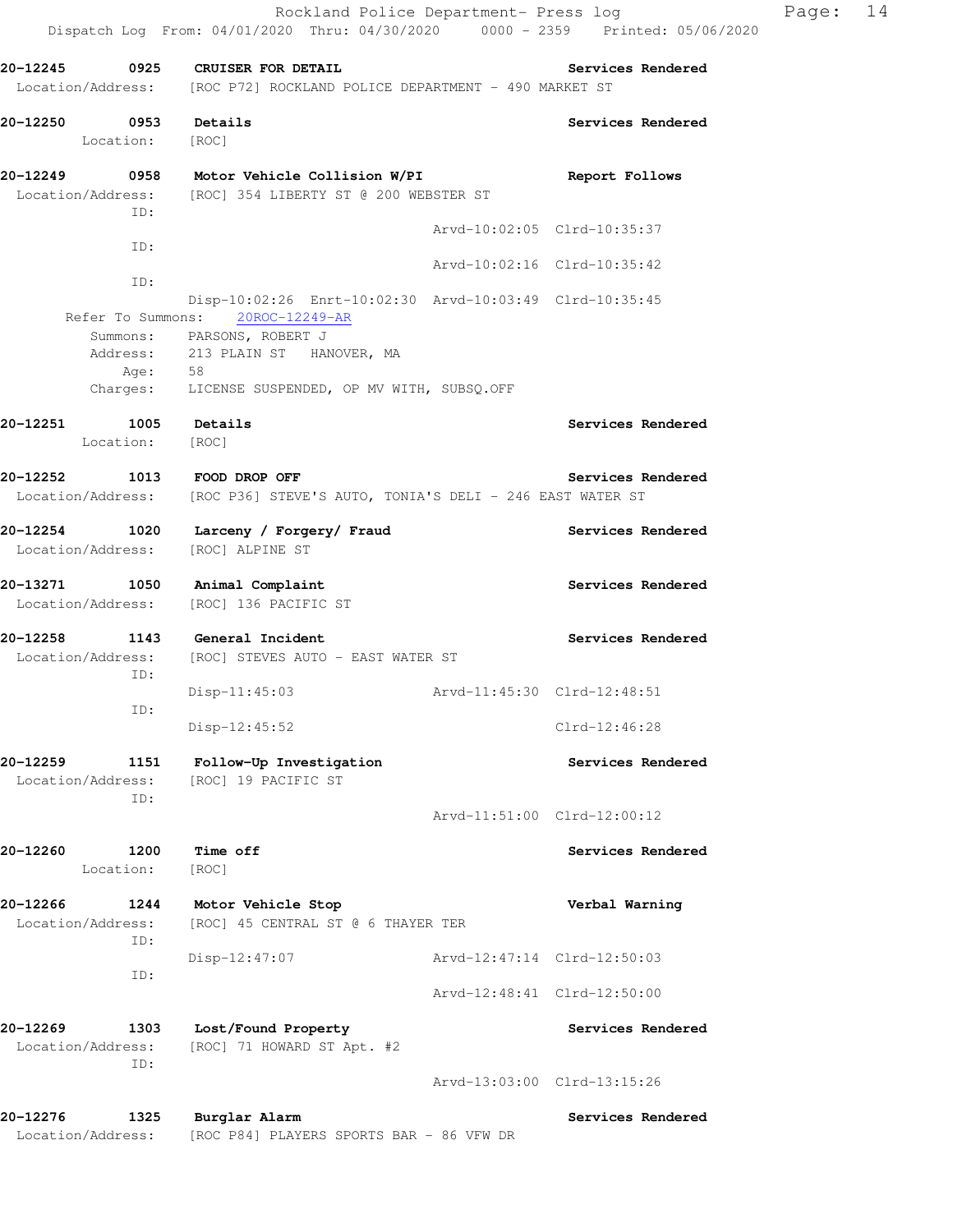**20-12245 0925 CRUISER FOR DETAIL** — Services Rendered
Location/Address: [ROC P72] ROCKLAND POLICE DEPARTMENT - 490 MARKET ST

**20-12250 0953 Details** — Services Rendered
Location: [ROC]

**20-12249 0958 Motor Vehicle Collision W/PI** — Report Follows
Location/Address: [ROC] 354 LIBERTY ST @ 200 WEBSTER ST
ID:
Arvd-10:02:05 Clrd-10:35:37
ID:
Arvd-10:02:16 Clrd-10:35:42
ID:
Disp-10:02:26 Enrt-10:02:30 Arvd-10:03:49 Clrd-10:35:45
Refer To Summons: 20ROC-12249-AR
Summons: PARSONS, ROBERT J
Address: 213 PLAIN ST HANOVER, MA
Age: 58
Charges: LICENSE SUSPENDED, OP MV WITH, SUBSQ.OFF

**20-12251 1005 Details** — Services Rendered
Location: [ROC]

**20-12252 1013 FOOD DROP OFF** — Services Rendered
Location/Address: [ROC P36] STEVE'S AUTO, TONIA'S DELI - 246 EAST WATER ST

**20-12254 1020 Larceny / Forgery/ Fraud** — Services Rendered
Location/Address: [ROC] ALPINE ST

**20-13271 1050 Animal Complaint** — Services Rendered
Location/Address: [ROC] 136 PACIFIC ST

**20-12258 1143 General Incident** — Services Rendered
Location/Address: [ROC] STEVES AUTO - EAST WATER ST
ID:
Disp-11:45:03 Arvd-11:45:30 Clrd-12:48:51
ID:
Disp-12:45:52 Clrd-12:46:28

**20-12259 1151 Follow-Up Investigation** — Services Rendered
Location/Address: [ROC] 19 PACIFIC ST
ID:
Arvd-11:51:00 Clrd-12:00:12

**20-12260 1200 Time off** — Services Rendered
Location: [ROC]

**20-12266 1244 Motor Vehicle Stop** — Verbal Warning
Location/Address: [ROC] 45 CENTRAL ST @ 6 THAYER TER
ID:
Disp-12:47:07 Arvd-12:47:14 Clrd-12:50:03
ID:
Arvd-12:48:41 Clrd-12:50:00

**20-12269 1303 Lost/Found Property** — Services Rendered
Location/Address: [ROC] 71 HOWARD ST Apt. #2
ID:
Arvd-13:03:00 Clrd-13:15:26

**20-12276 1325 Burglar Alarm** — Services Rendered
Location/Address: [ROC P84] PLAYERS SPORTS BAR - 86 VFW DR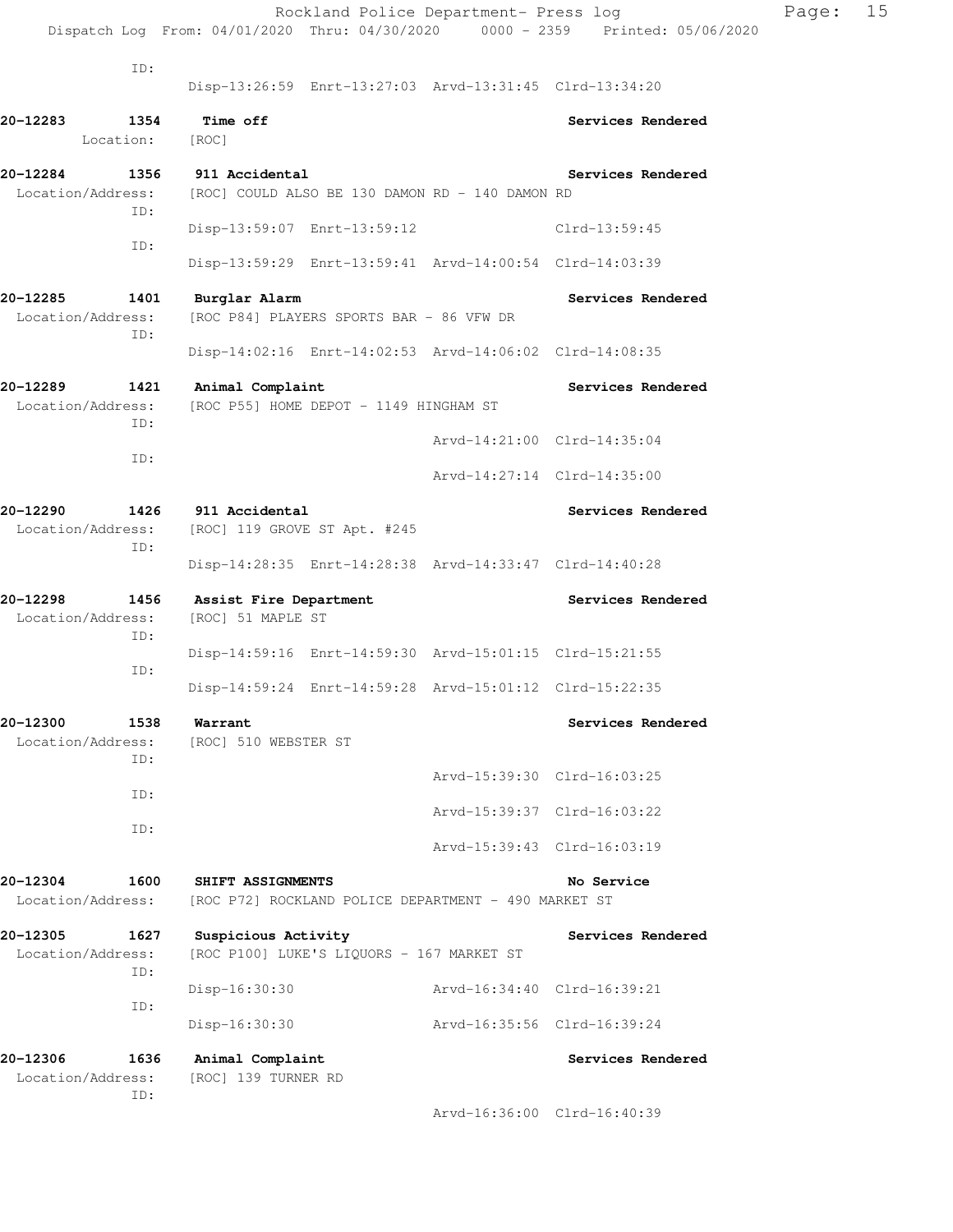ID:
Disp-13:26:59 Enrt-13:27:03 Arvd-13:31:45 Clrd-13:34:20

**20-12283 1354 Time off** Services Rendered
Location: [ROC]

**20-12284 1356 911 Accidental** Services Rendered
Location/Address: [ROC] COULD ALSO BE 130 DAMON RD - 140 DAMON RD
ID:
Disp-13:59:07 Enrt-13:59:12 Clrd-13:59:45
ID:
Disp-13:59:29 Enrt-13:59:41 Arvd-14:00:54 Clrd-14:03:39

**20-12285 1401 Burglar Alarm** Services Rendered
Location/Address: [ROC P84] PLAYERS SPORTS BAR - 86 VFW DR
ID:
Disp-14:02:16 Enrt-14:02:53 Arvd-14:06:02 Clrd-14:08:35

**20-12289 1421 Animal Complaint** Services Rendered
Location/Address: [ROC P55] HOME DEPOT - 1149 HINGHAM ST
ID:
Arvd-14:21:00 Clrd-14:35:04
ID:
Arvd-14:27:14 Clrd-14:35:00

**20-12290 1426 911 Accidental** Services Rendered
Location/Address: [ROC] 119 GROVE ST Apt. #245
ID:
Disp-14:28:35 Enrt-14:28:38 Arvd-14:33:47 Clrd-14:40:28

**20-12298 1456 Assist Fire Department** Services Rendered
Location/Address: [ROC] 51 MAPLE ST
ID:
Disp-14:59:16 Enrt-14:59:30 Arvd-15:01:15 Clrd-15:21:55
ID:
Disp-14:59:24 Enrt-14:59:28 Arvd-15:01:12 Clrd-15:22:35

**20-12300 1538 Warrant** Services Rendered
Location/Address: [ROC] 510 WEBSTER ST
ID:
Arvd-15:39:30 Clrd-16:03:25
ID:
Arvd-15:39:37 Clrd-16:03:22
ID:
Arvd-15:39:43 Clrd-16:03:19

**20-12304 1600 SHIFT ASSIGNMENTS** No Service
Location/Address: [ROC P72] ROCKLAND POLICE DEPARTMENT - 490 MARKET ST

**20-12305 1627 Suspicious Activity** Services Rendered
Location/Address: [ROC P100] LUKE'S LIQUORS - 167 MARKET ST
ID:
Disp-16:30:30 Arvd-16:34:40 Clrd-16:39:21
ID:
Disp-16:30:30 Arvd-16:35:56 Clrd-16:39:24

**20-12306 1636 Animal Complaint** Services Rendered
Location/Address: [ROC] 139 TURNER RD
ID:
Arvd-16:36:00 Clrd-16:40:39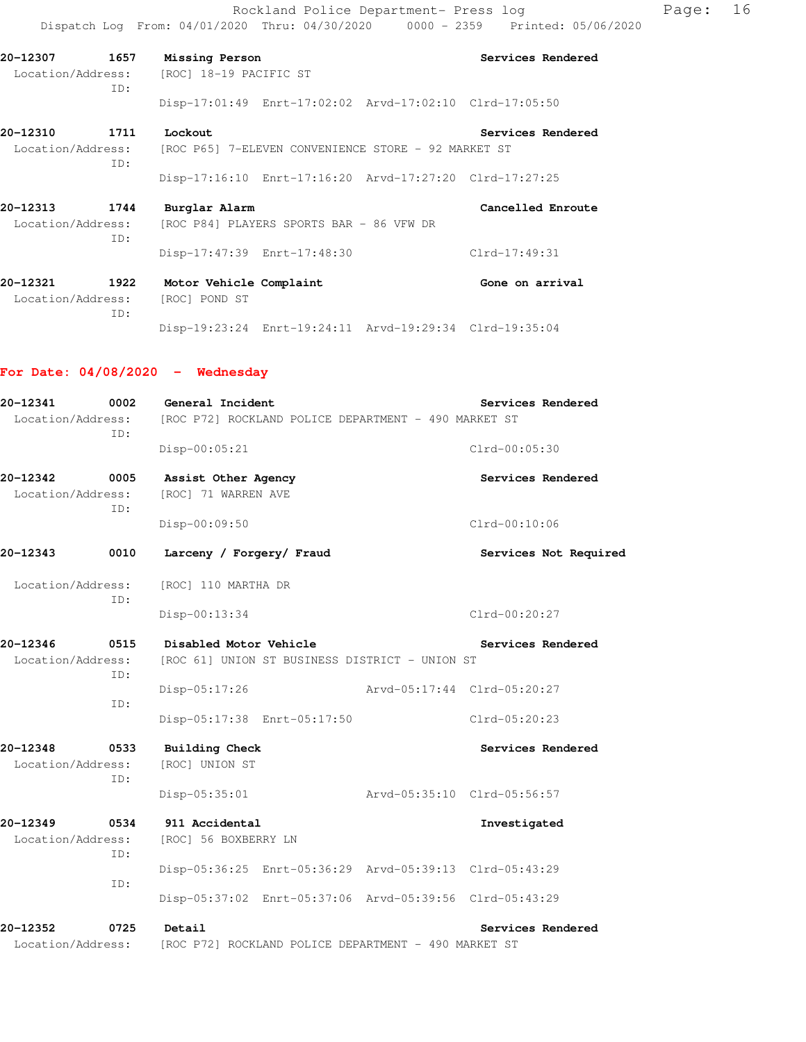**20-12307 1657 Missing Person** — **Services Rendered**

Location/Address: [ROC] 18-19 PACIFIC ST

ID:

Disp-17:01:49 Enrt-17:02:02 Arvd-17:02:10 Clrd-17:05:50

**20-12310 1711 Lockout** — **Services Rendered**

Location/Address: [ROC P65] 7-ELEVEN CONVENIENCE STORE - 92 MARKET ST

ID:

Disp-17:16:10 Enrt-17:16:20 Arvd-17:27:20 Clrd-17:27:25

**20-12313 1744 Burglar Alarm** — **Cancelled Enroute**

Location/Address: [ROC P84] PLAYERS SPORTS BAR - 86 VFW DR

ID:

Disp-17:47:39 Enrt-17:48:30 Clrd-17:49:31

**20-12321 1922 Motor Vehicle Complaint** — **Gone on arrival**

Location/Address: [ROC] POND ST

ID:

Disp-19:23:24 Enrt-19:24:11 Arvd-19:29:34 Clrd-19:35:04

## For Date: 04/08/2020 - Wednesday

**20-12341 0002 General Incident** — **Services Rendered**

Location/Address: [ROC P72] ROCKLAND POLICE DEPARTMENT - 490 MARKET ST

ID:

Disp-00:05:21 Clrd-00:05:30

**20-12342 0005 Assist Other Agency** — **Services Rendered**

Location/Address: [ROC] 71 WARREN AVE

ID:

Disp-00:09:50 Clrd-00:10:06

**20-12343 0010 Larceny / Forgery/ Fraud** — **Services Not Required**

Location/Address: [ROC] 110 MARTHA DR

ID:

Disp-00:13:34 Clrd-00:20:27

**20-12346 0515 Disabled Motor Vehicle** — **Services Rendered**

Location/Address: [ROC 61] UNION ST BUSINESS DISTRICT - UNION ST

ID:

Disp-05:17:26 Arvd-05:17:44 Clrd-05:20:27

ID:

Disp-05:17:38 Enrt-05:17:50 Clrd-05:20:23

**20-12348 0533 Building Check** — **Services Rendered**

Location/Address: [ROC] UNION ST

ID:

Disp-05:35:01 Arvd-05:35:10 Clrd-05:56:57

**20-12349 0534 911 Accidental** — **Investigated**

Location/Address: [ROC] 56 BOXBERRY LN

ID:

Disp-05:36:25 Enrt-05:36:29 Arvd-05:39:13 Clrd-05:43:29

ID:

Disp-05:37:02 Enrt-05:37:06 Arvd-05:39:56 Clrd-05:43:29

**20-12352 0725 Detail** — **Services Rendered**

Location/Address: [ROC P72] ROCKLAND POLICE DEPARTMENT - 490 MARKET ST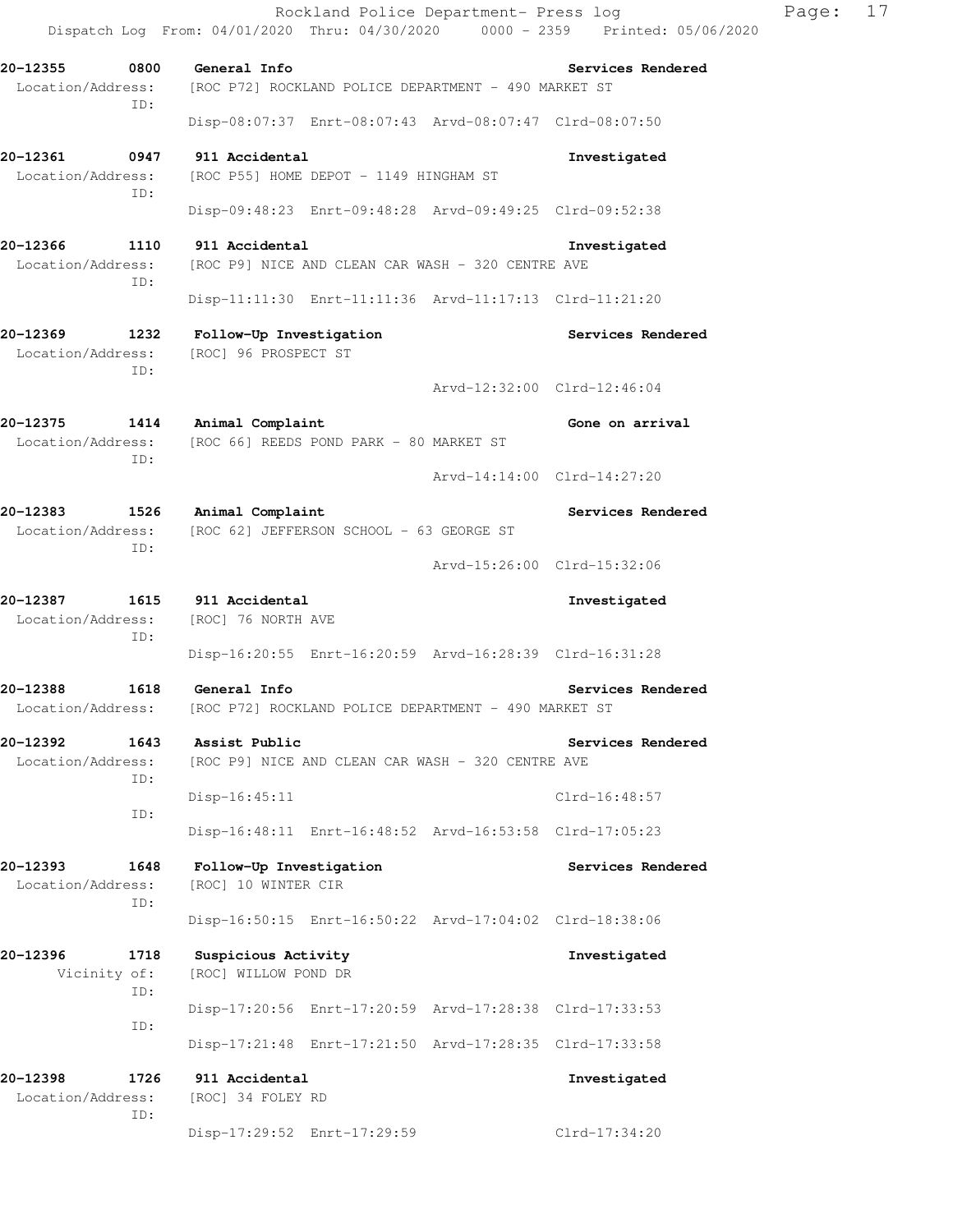Rockland Police Department- Press log

Dispatch Log From: 04/01/2020 Thru: 04/30/2020 0000 - 2359 Printed: 05/06/2020

**20-12355 0800 General Info** — **Services Rendered**
Location/Address: [ROC P72] ROCKLAND POLICE DEPARTMENT - 490 MARKET ST
ID:
Disp-08:07:37 Enrt-08:07:43 Arvd-08:07:47 Clrd-08:07:50

**20-12361 0947 911 Accidental** — **Investigated**
Location/Address: [ROC P55] HOME DEPOT - 1149 HINGHAM ST
ID:
Disp-09:48:23 Enrt-09:48:28 Arvd-09:49:25 Clrd-09:52:38

**20-12366 1110 911 Accidental** — **Investigated**
Location/Address: [ROC P9] NICE AND CLEAN CAR WASH - 320 CENTRE AVE
ID:
Disp-11:11:30 Enrt-11:11:36 Arvd-11:17:13 Clrd-11:21:20

**20-12369 1232 Follow-Up Investigation** — **Services Rendered**
Location/Address: [ROC] 96 PROSPECT ST
ID:
Arvd-12:32:00 Clrd-12:46:04

**20-12375 1414 Animal Complaint** — **Gone on arrival**
Location/Address: [ROC 66] REEDS POND PARK - 80 MARKET ST
ID:
Arvd-14:14:00 Clrd-14:27:20

**20-12383 1526 Animal Complaint** — **Services Rendered**
Location/Address: [ROC 62] JEFFERSON SCHOOL - 63 GEORGE ST
ID:
Arvd-15:26:00 Clrd-15:32:06

**20-12387 1615 911 Accidental** — **Investigated**
Location/Address: [ROC] 76 NORTH AVE
ID:
Disp-16:20:55 Enrt-16:20:59 Arvd-16:28:39 Clrd-16:31:28

**20-12388 1618 General Info** — **Services Rendered**
Location/Address: [ROC P72] ROCKLAND POLICE DEPARTMENT - 490 MARKET ST

**20-12392 1643 Assist Public** — **Services Rendered**
Location/Address: [ROC P9] NICE AND CLEAN CAR WASH - 320 CENTRE AVE
ID:
Disp-16:45:11 Clrd-16:48:57
ID:
Disp-16:48:11 Enrt-16:48:52 Arvd-16:53:58 Clrd-17:05:23

**20-12393 1648 Follow-Up Investigation** — **Services Rendered**
Location/Address: [ROC] 10 WINTER CIR
ID:
Disp-16:50:15 Enrt-16:50:22 Arvd-17:04:02 Clrd-18:38:06

**20-12396 1718 Suspicious Activity** — **Investigated**
Vicinity of: [ROC] WILLOW POND DR
ID:
Disp-17:20:56 Enrt-17:20:59 Arvd-17:28:38 Clrd-17:33:53
ID:
Disp-17:21:48 Enrt-17:21:50 Arvd-17:28:35 Clrd-17:33:58

**20-12398 1726 911 Accidental** — **Investigated**
Location/Address: [ROC] 34 FOLEY RD
ID:
Disp-17:29:52 Enrt-17:29:59 Clrd-17:34:20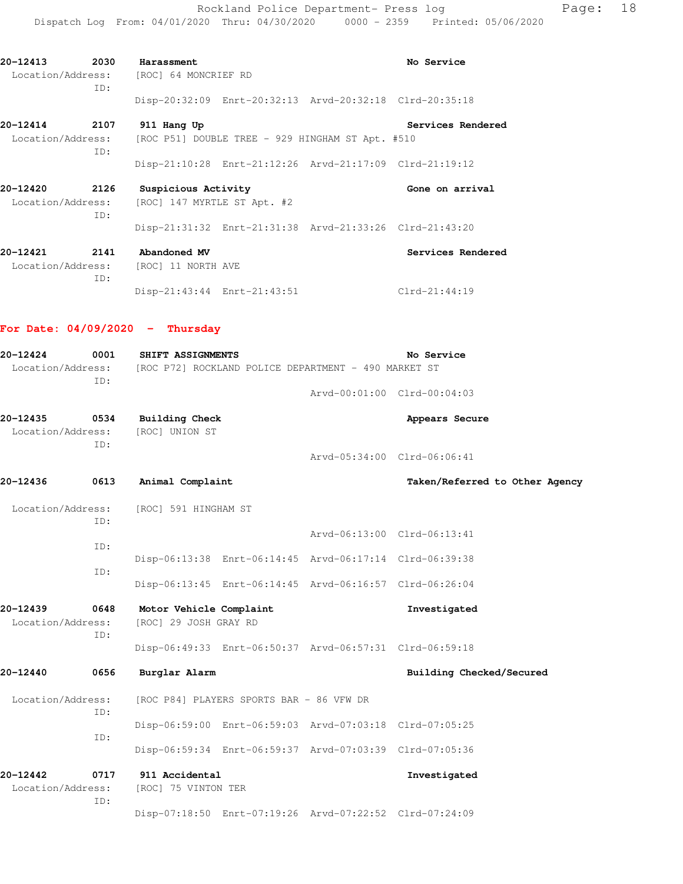**20-12413** 2030 **Harassment** **No Service**
Location/Address: [ROC] 64 MONCRIEF RD
ID:
Disp-20:32:09 Enrt-20:32:13 Arvd-20:32:18 Clrd-20:35:18

**20-12414** 2107 **911 Hang Up** **Services Rendered**
Location/Address: [ROC P51] DOUBLE TREE - 929 HINGHAM ST Apt. #510
ID:
Disp-21:10:28 Enrt-21:12:26 Arvd-21:17:09 Clrd-21:19:12

**20-12420** 2126 **Suspicious Activity** **Gone on arrival**
Location/Address: [ROC] 147 MYRTLE ST Apt. #2
ID:
Disp-21:31:32 Enrt-21:31:38 Arvd-21:33:26 Clrd-21:43:20

**20-12421** 2141 **Abandoned MV** **Services Rendered**
Location/Address: [ROC] 11 NORTH AVE
ID:
Disp-21:43:44 Enrt-21:43:51 Clrd-21:44:19

## For Date: 04/09/2020 - Thursday

**20-12424** 0001 **SHIFT ASSIGNMENTS** **No Service**
Location/Address: [ROC P72] ROCKLAND POLICE DEPARTMENT - 490 MARKET ST
ID:
Arvd-00:01:00 Clrd-00:04:03

**20-12435** 0534 **Building Check** **Appears Secure**
Location/Address: [ROC] UNION ST
ID:
Arvd-05:34:00 Clrd-06:06:41

**20-12436** 0613 **Animal Complaint** **Taken/Referred to Other Agency**
Location/Address: [ROC] 591 HINGHAM ST
ID:
Arvd-06:13:00 Clrd-06:13:41
ID:
Disp-06:13:38 Enrt-06:14:45 Arvd-06:17:14 Clrd-06:39:38
ID:
Disp-06:13:45 Enrt-06:14:45 Arvd-06:16:57 Clrd-06:26:04

**20-12439** 0648 **Motor Vehicle Complaint** **Investigated**
Location/Address: [ROC] 29 JOSH GRAY RD
ID:
Disp-06:49:33 Enrt-06:50:37 Arvd-06:57:31 Clrd-06:59:18

**20-12440** 0656 **Burglar Alarm** **Building Checked/Secured**
Location/Address: [ROC P84] PLAYERS SPORTS BAR - 86 VFW DR
ID:
Disp-06:59:00 Enrt-06:59:03 Arvd-07:03:18 Clrd-07:05:25
ID:
Disp-06:59:34 Enrt-06:59:37 Arvd-07:03:39 Clrd-07:05:36

**20-12442** 0717 **911 Accidental** **Investigated**
Location/Address: [ROC] 75 VINTON TER
ID:
Disp-07:18:50 Enrt-07:19:26 Arvd-07:22:52 Clrd-07:24:09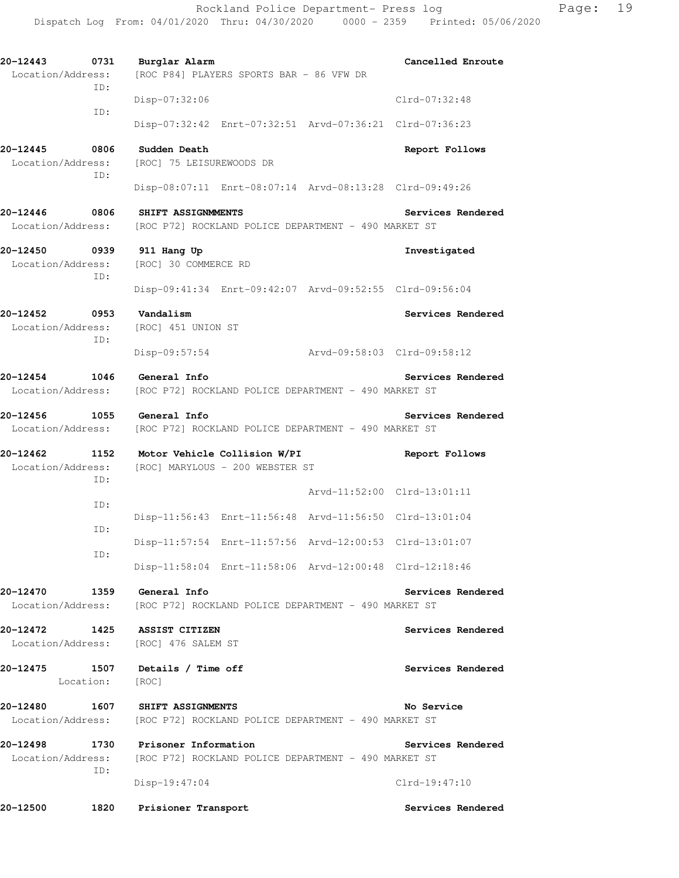20-12443 0731 Burglar Alarm Cancelled Enroute
Location/Address: [ROC P84] PLAYERS SPORTS BAR - 86 VFW DR
ID:
Disp-07:32:06 Clrd-07:32:48
ID:
Disp-07:32:42 Enrt-07:32:51 Arvd-07:36:21 Clrd-07:36:23

20-12445 0806 Sudden Death Report Follows
Location/Address: [ROC] 75 LEISUREWOODS DR
ID:
Disp-08:07:11 Enrt-08:07:14 Arvd-08:13:28 Clrd-09:49:26

20-12446 0806 SHIFT ASSIGNMMENTS Services Rendered
Location/Address: [ROC P72] ROCKLAND POLICE DEPARTMENT - 490 MARKET ST

20-12450 0939 911 Hang Up Investigated
Location/Address: [ROC] 30 COMMERCE RD
ID:
Disp-09:41:34 Enrt-09:42:07 Arvd-09:52:55 Clrd-09:56:04

20-12452 0953 Vandalism Services Rendered
Location/Address: [ROC] 451 UNION ST
ID:
Disp-09:57:54 Arvd-09:58:03 Clrd-09:58:12

20-12454 1046 General Info Services Rendered
Location/Address: [ROC P72] ROCKLAND POLICE DEPARTMENT - 490 MARKET ST

20-12456 1055 General Info Services Rendered
Location/Address: [ROC P72] ROCKLAND POLICE DEPARTMENT - 490 MARKET ST

20-12462 1152 Motor Vehicle Collision W/PI Report Follows
Location/Address: [ROC] MARYLOUS - 200 WEBSTER ST
ID:
Arvd-11:52:00 Clrd-13:01:11
ID:
Disp-11:56:43 Enrt-11:56:48 Arvd-11:56:50 Clrd-13:01:04
ID:
Disp-11:57:54 Enrt-11:57:56 Arvd-12:00:53 Clrd-13:01:07
ID:
Disp-11:58:04 Enrt-11:58:06 Arvd-12:00:48 Clrd-12:18:46

20-12470 1359 General Info Services Rendered
Location/Address: [ROC P72] ROCKLAND POLICE DEPARTMENT - 490 MARKET ST

20-12472 1425 ASSIST CITIZEN Services Rendered
Location/Address: [ROC] 476 SALEM ST

20-12475 1507 Details / Time off Services Rendered
Location: [ROC]

20-12480 1607 SHIFT ASSIGNMENTS No Service
Location/Address: [ROC P72] ROCKLAND POLICE DEPARTMENT - 490 MARKET ST

20-12498 1730 Prisoner Information Services Rendered
Location/Address: [ROC P72] ROCKLAND POLICE DEPARTMENT - 490 MARKET ST
ID:
Disp-19:47:04 Clrd-19:47:10

20-12500 1820 Prisioner Transport Services Rendered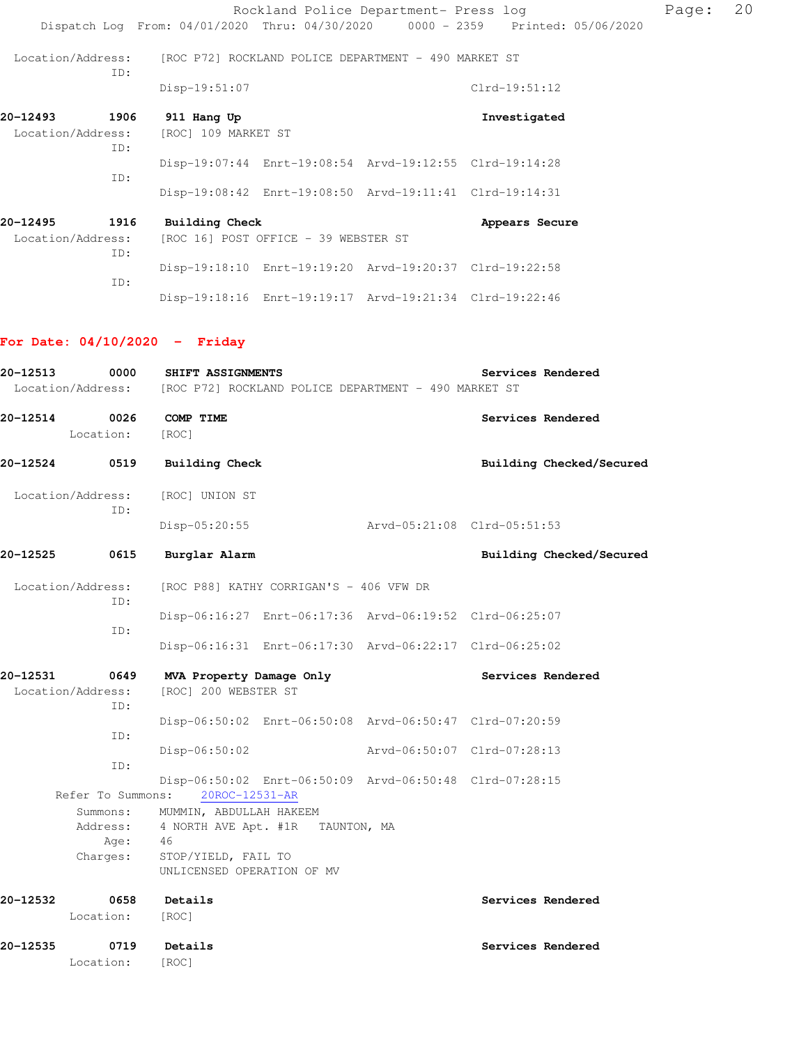Location/Address: [ROC P72] ROCKLAND POLICE DEPARTMENT - 490 MARKET ST
ID:
Disp-19:51:07 Clrd-19:51:12

**20-12493 1906 911 Hang Up** **Investigated**
Location/Address: [ROC] 109 MARKET ST
ID:
Disp-19:07:44 Enrt-19:08:54 Arvd-19:12:55 Clrd-19:14:28
ID:
Disp-19:08:42 Enrt-19:08:50 Arvd-19:11:41 Clrd-19:14:31

**20-12495 1916 Building Check** **Appears Secure**
Location/Address: [ROC 16] POST OFFICE - 39 WEBSTER ST
ID:
Disp-19:18:10 Enrt-19:19:20 Arvd-19:20:37 Clrd-19:22:58
ID:
Disp-19:18:16 Enrt-19:19:17 Arvd-19:21:34 Clrd-19:22:46

## For Date: 04/10/2020 - Friday

**20-12513 0000 SHIFT ASSIGNMENTS** **Services Rendered**
Location/Address: [ROC P72] ROCKLAND POLICE DEPARTMENT - 490 MARKET ST

**20-12514 0026 COMP TIME** **Services Rendered**
Location: [ROC]

**20-12524 0519 Building Check** **Building Checked/Secured**
Location/Address: [ROC] UNION ST
ID:
Disp-05:20:55 Arvd-05:21:08 Clrd-05:51:53

**20-12525 0615 Burglar Alarm** **Building Checked/Secured**
Location/Address: [ROC P88] KATHY CORRIGAN'S - 406 VFW DR
ID:
Disp-06:16:27 Enrt-06:17:36 Arvd-06:19:52 Clrd-06:25:07
ID:
Disp-06:16:31 Enrt-06:17:30 Arvd-06:22:17 Clrd-06:25:02

**20-12531 0649 MVA Property Damage Only** **Services Rendered**
Location/Address: [ROC] 200 WEBSTER ST
ID:
Disp-06:50:02 Enrt-06:50:08 Arvd-06:50:47 Clrd-07:20:59
ID:
Disp-06:50:02 Arvd-06:50:07 Clrd-07:28:13
ID:
Disp-06:50:02 Enrt-06:50:09 Arvd-06:50:48 Clrd-07:28:15
Refer To Summons: 20ROC-12531-AR
Summons: MUMMIN, ABDULLAH HAKEEM
Address: 4 NORTH AVE Apt. #1R TAUNTON, MA
Age: 46
Charges: STOP/YIELD, FAIL TO
UNLICENSED OPERATION OF MV

**20-12532 0658 Details** **Services Rendered**
Location: [ROC]

**20-12535 0719 Details** **Services Rendered**
Location: [ROC]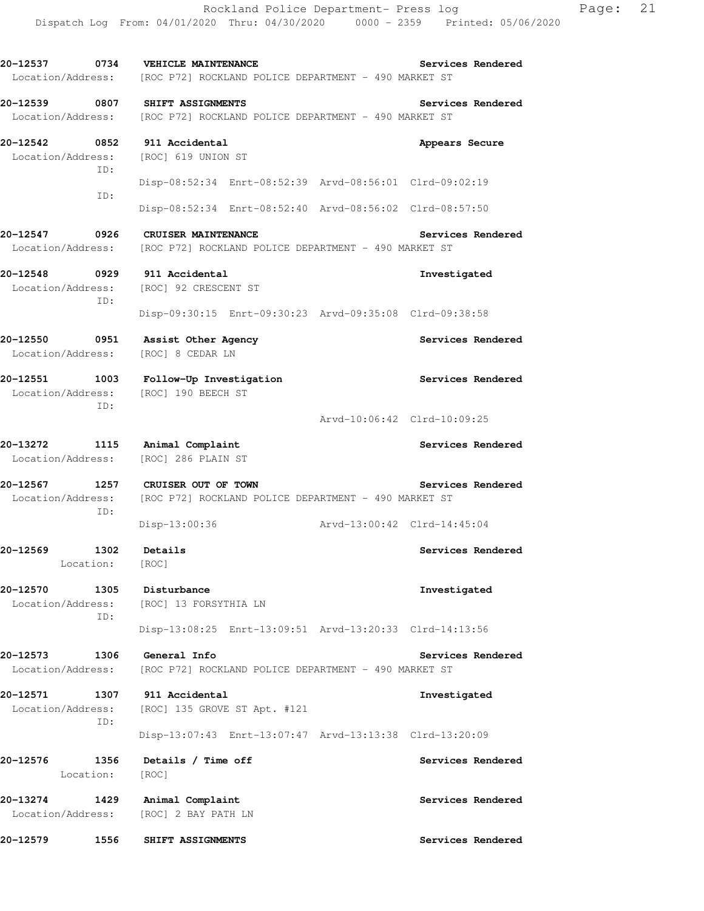**20-12537 0734 VEHICLE MAINTENANCE** **Services Rendered**
Location/Address: [ROC P72] ROCKLAND POLICE DEPARTMENT - 490 MARKET ST

**20-12539 0807 SHIFT ASSIGNMENTS** **Services Rendered**
Location/Address: [ROC P72] ROCKLAND POLICE DEPARTMENT - 490 MARKET ST

**20-12542 0852 911 Accidental** **Appears Secure**
Location/Address: [ROC] 619 UNION ST
ID:
Disp-08:52:34 Enrt-08:52:39 Arvd-08:56:01 Clrd-09:02:19
ID:
Disp-08:52:34 Enrt-08:52:40 Arvd-08:56:02 Clrd-08:57:50

**20-12547 0926 CRUISER MAINTENANCE** **Services Rendered**
Location/Address: [ROC P72] ROCKLAND POLICE DEPARTMENT - 490 MARKET ST

**20-12548 0929 911 Accidental** **Investigated**
Location/Address: [ROC] 92 CRESCENT ST
ID:
Disp-09:30:15 Enrt-09:30:23 Arvd-09:35:08 Clrd-09:38:58

**20-12550 0951 Assist Other Agency** **Services Rendered**
Location/Address: [ROC] 8 CEDAR LN

**20-12551 1003 Follow-Up Investigation** **Services Rendered**
Location/Address: [ROC] 190 BEECH ST
ID:
Arvd-10:06:42 Clrd-10:09:25

**20-13272 1115 Animal Complaint** **Services Rendered**
Location/Address: [ROC] 286 PLAIN ST

**20-12567 1257 CRUISER OUT OF TOWN** **Services Rendered**
Location/Address: [ROC P72] ROCKLAND POLICE DEPARTMENT - 490 MARKET ST
ID:
Disp-13:00:36 Arvd-13:00:42 Clrd-14:45:04

**20-12569 1302 Details** **Services Rendered**
Location: [ROC]

**20-12570 1305 Disturbance** **Investigated**
Location/Address: [ROC] 13 FORSYTHIA LN
ID:
Disp-13:08:25 Enrt-13:09:51 Arvd-13:20:33 Clrd-14:13:56

**20-12573 1306 General Info** **Services Rendered**
Location/Address: [ROC P72] ROCKLAND POLICE DEPARTMENT - 490 MARKET ST

**20-12571 1307 911 Accidental** **Investigated**
Location/Address: [ROC] 135 GROVE ST Apt. #121
ID:
Disp-13:07:43 Enrt-13:07:47 Arvd-13:13:38 Clrd-13:20:09

**20-12576 1356 Details / Time off** **Services Rendered**
Location: [ROC]

**20-13274 1429 Animal Complaint** **Services Rendered**
Location/Address: [ROC] 2 BAY PATH LN

**20-12579 1556 SHIFT ASSIGNMENTS** **Services Rendered**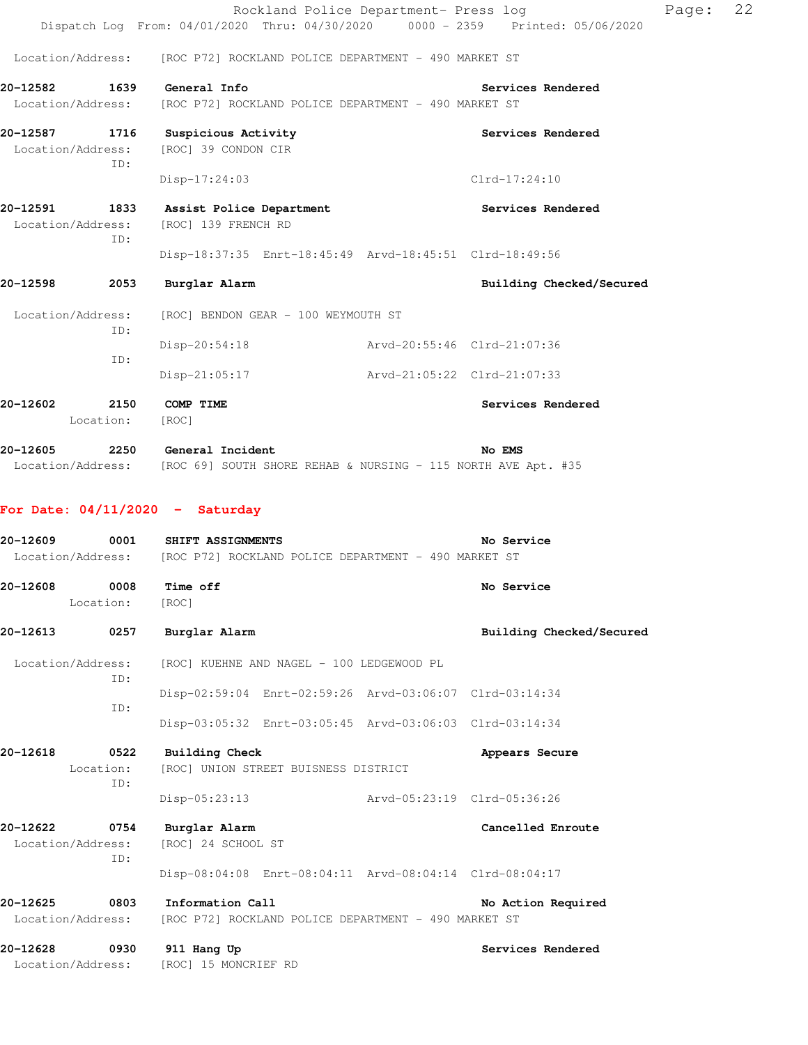Location/Address: [ROC P72] ROCKLAND POLICE DEPARTMENT - 490 MARKET ST

**20-12582 1639 General Info** **Services Rendered**
Location/Address: [ROC P72] ROCKLAND POLICE DEPARTMENT - 490 MARKET ST

**20-12587 1716 Suspicious Activity** **Services Rendered**
Location/Address: [ROC] 39 CONDON CIR
ID:
Disp-17:24:03 Clrd-17:24:10

**20-12591 1833 Assist Police Department** **Services Rendered**
Location/Address: [ROC] 139 FRENCH RD
ID:
Disp-18:37:35 Enrt-18:45:49 Arvd-18:45:51 Clrd-18:49:56

**20-12598 2053 Burglar Alarm** **Building Checked/Secured**
Location/Address: [ROC] BENDON GEAR - 100 WEYMOUTH ST
ID:
Disp-20:54:18 Arvd-20:55:46 Clrd-21:07:36
ID:
Disp-21:05:17 Arvd-21:05:22 Clrd-21:07:33

**20-12602 2150 COMP TIME** **Services Rendered**
Location: [ROC]

**20-12605 2250 General Incident** **No EMS**
Location/Address: [ROC 69] SOUTH SHORE REHAB & NURSING - 115 NORTH AVE Apt. #35

## For Date: 04/11/2020 - Saturday

**20-12609 0001 SHIFT ASSIGNMENTS** **No Service**
Location/Address: [ROC P72] ROCKLAND POLICE DEPARTMENT - 490 MARKET ST

**20-12608 0008 Time off** **No Service**
Location: [ROC]

**20-12613 0257 Burglar Alarm** **Building Checked/Secured**
Location/Address: [ROC] KUEHNE AND NAGEL - 100 LEDGEWOOD PL
ID:
Disp-02:59:04 Enrt-02:59:26 Arvd-03:06:07 Clrd-03:14:34
ID:
Disp-03:05:32 Enrt-03:05:45 Arvd-03:06:03 Clrd-03:14:34

**20-12618 0522 Building Check** **Appears Secure**
Location: [ROC] UNION STREET BUISNESS DISTRICT
ID:
Disp-05:23:13 Arvd-05:23:19 Clrd-05:36:26

**20-12622 0754 Burglar Alarm** **Cancelled Enroute**
Location/Address: [ROC] 24 SCHOOL ST
ID:
Disp-08:04:08 Enrt-08:04:11 Arvd-08:04:14 Clrd-08:04:17

**20-12625 0803 Information Call** **No Action Required**
Location/Address: [ROC P72] ROCKLAND POLICE DEPARTMENT - 490 MARKET ST

**20-12628 0930 911 Hang Up** **Services Rendered**
Location/Address: [ROC] 15 MONCRIEF RD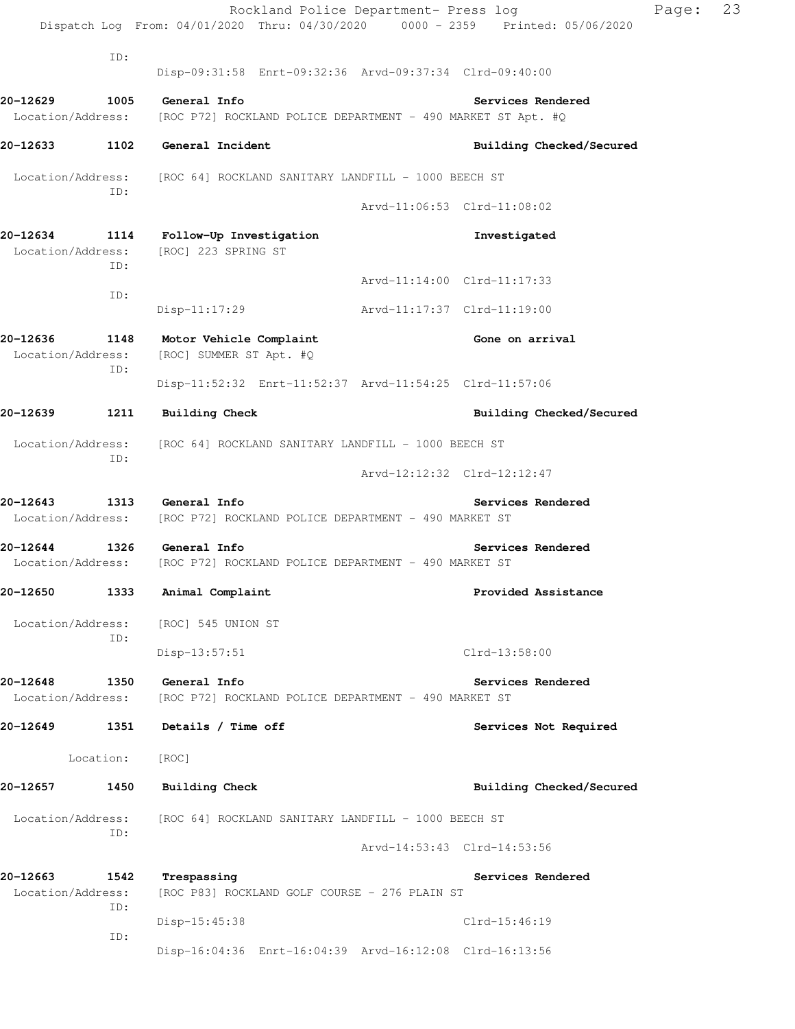ID:
Disp-09:31:58 Enrt-09:32:36 Arvd-09:37:34 Clrd-09:40:00

**20-12629 1005 General Info** — **Services Rendered**
Location/Address: [ROC P72] ROCKLAND POLICE DEPARTMENT - 490 MARKET ST Apt. #Q

**20-12633 1102 General Incident** — **Building Checked/Secured**
Location/Address: [ROC 64] ROCKLAND SANITARY LANDFILL - 1000 BEECH ST
ID:
Arvd-11:06:53 Clrd-11:08:02

**20-12634 1114 Follow-Up Investigation** — **Investigated**
Location/Address: [ROC] 223 SPRING ST
ID:
Arvd-11:14:00 Clrd-11:17:33
ID:
Disp-11:17:29 Arvd-11:17:37 Clrd-11:19:00

**20-12636 1148 Motor Vehicle Complaint** — **Gone on arrival**
Location/Address: [ROC] SUMMER ST Apt. #Q
ID:
Disp-11:52:32 Enrt-11:52:37 Arvd-11:54:25 Clrd-11:57:06

**20-12639 1211 Building Check** — **Building Checked/Secured**
Location/Address: [ROC 64] ROCKLAND SANITARY LANDFILL - 1000 BEECH ST
ID:
Arvd-12:12:32 Clrd-12:12:47

**20-12643 1313 General Info** — **Services Rendered**
Location/Address: [ROC P72] ROCKLAND POLICE DEPARTMENT - 490 MARKET ST

**20-12644 1326 General Info** — **Services Rendered**
Location/Address: [ROC P72] ROCKLAND POLICE DEPARTMENT - 490 MARKET ST

**20-12650 1333 Animal Complaint** — **Provided Assistance**
Location/Address: [ROC] 545 UNION ST
ID:
Disp-13:57:51 Clrd-13:58:00

**20-12648 1350 General Info** — **Services Rendered**
Location/Address: [ROC P72] ROCKLAND POLICE DEPARTMENT - 490 MARKET ST

**20-12649 1351 Details / Time off** — **Services Not Required**
Location: [ROC]

**20-12657 1450 Building Check** — **Building Checked/Secured**
Location/Address: [ROC 64] ROCKLAND SANITARY LANDFILL - 1000 BEECH ST
ID:
Arvd-14:53:43 Clrd-14:53:56

**20-12663 1542 Trespassing** — **Services Rendered**
Location/Address: [ROC P83] ROCKLAND GOLF COURSE - 276 PLAIN ST
ID:
Disp-15:45:38 Clrd-15:46:19
ID:
Disp-16:04:36 Enrt-16:04:39 Arvd-16:12:08 Clrd-16:13:56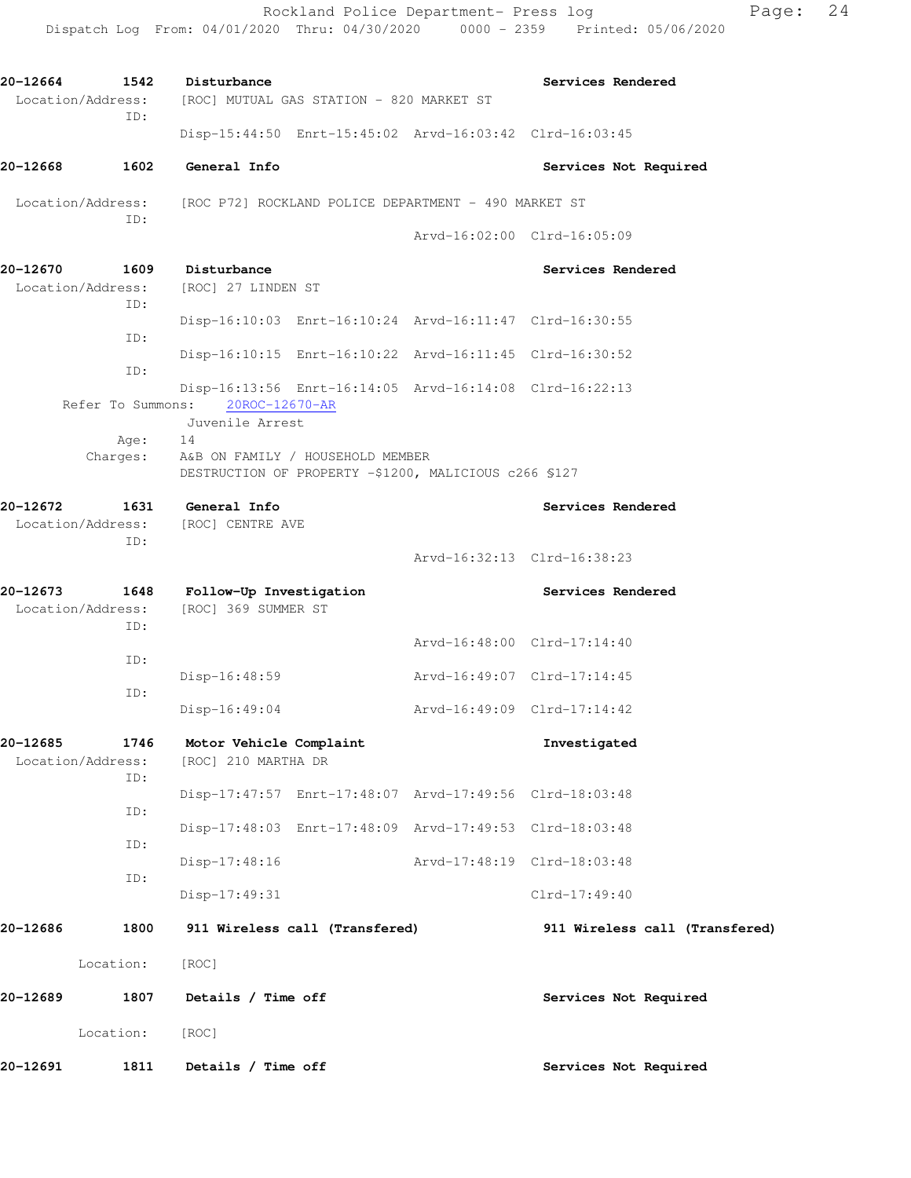**20-12664** **1542** **Disturbance** **Services Rendered**

Location/Address: [ROC] MUTUAL GAS STATION - 820 MARKET ST

ID:

Disp-15:44:50 Enrt-15:45:02 Arvd-16:03:42 Clrd-16:03:45

**20-12668** **1602** **General Info** **Services Not Required**

Location/Address: [ROC P72] ROCKLAND POLICE DEPARTMENT - 490 MARKET ST

ID:

Arvd-16:02:00 Clrd-16:05:09

**20-12670** **1609** **Disturbance** **Services Rendered**

Location/Address: [ROC] 27 LINDEN ST

ID:

Disp-16:10:03 Enrt-16:10:24 Arvd-16:11:47 Clrd-16:30:55

ID:

Disp-16:10:15 Enrt-16:10:22 Arvd-16:11:45 Clrd-16:30:52

ID:

Disp-16:13:56 Enrt-16:14:05 Arvd-16:14:08 Clrd-16:22:13

Refer To Summons: 20ROC-12670-AR

Juvenile Arrest

Age: 14

Charges: A&B ON FAMILY / HOUSEHOLD MEMBER

DESTRUCTION OF PROPERTY -$1200, MALICIOUS c266 §127

**20-12672** **1631** **General Info** **Services Rendered**

Location/Address: [ROC] CENTRE AVE

ID:

Arvd-16:32:13 Clrd-16:38:23

**20-12673** **1648** **Follow-Up Investigation** **Services Rendered**

Location/Address: [ROC] 369 SUMMER ST

ID:

Arvd-16:48:00 Clrd-17:14:40

ID:

Disp-16:48:59 Arvd-16:49:07 Clrd-17:14:45

ID:

Disp-16:49:04 Arvd-16:49:09 Clrd-17:14:42

**20-12685** **1746** **Motor Vehicle Complaint** **Investigated**

Location/Address: [ROC] 210 MARTHA DR

ID:

Disp-17:47:57 Enrt-17:48:07 Arvd-17:49:56 Clrd-18:03:48

ID:

Disp-17:48:03 Enrt-17:48:09 Arvd-17:49:53 Clrd-18:03:48

ID:

Disp-17:48:16 Arvd-17:48:19 Clrd-18:03:48

ID:

Disp-17:49:31 Clrd-17:49:40

**20-12686** **1800** **911 Wireless call (Transfered)** **911 Wireless call (Transfered)**

Location: [ROC]

**20-12689** **1807** **Details / Time off** **Services Not Required**

Location: [ROC]

**20-12691** **1811** **Details / Time off** **Services Not Required**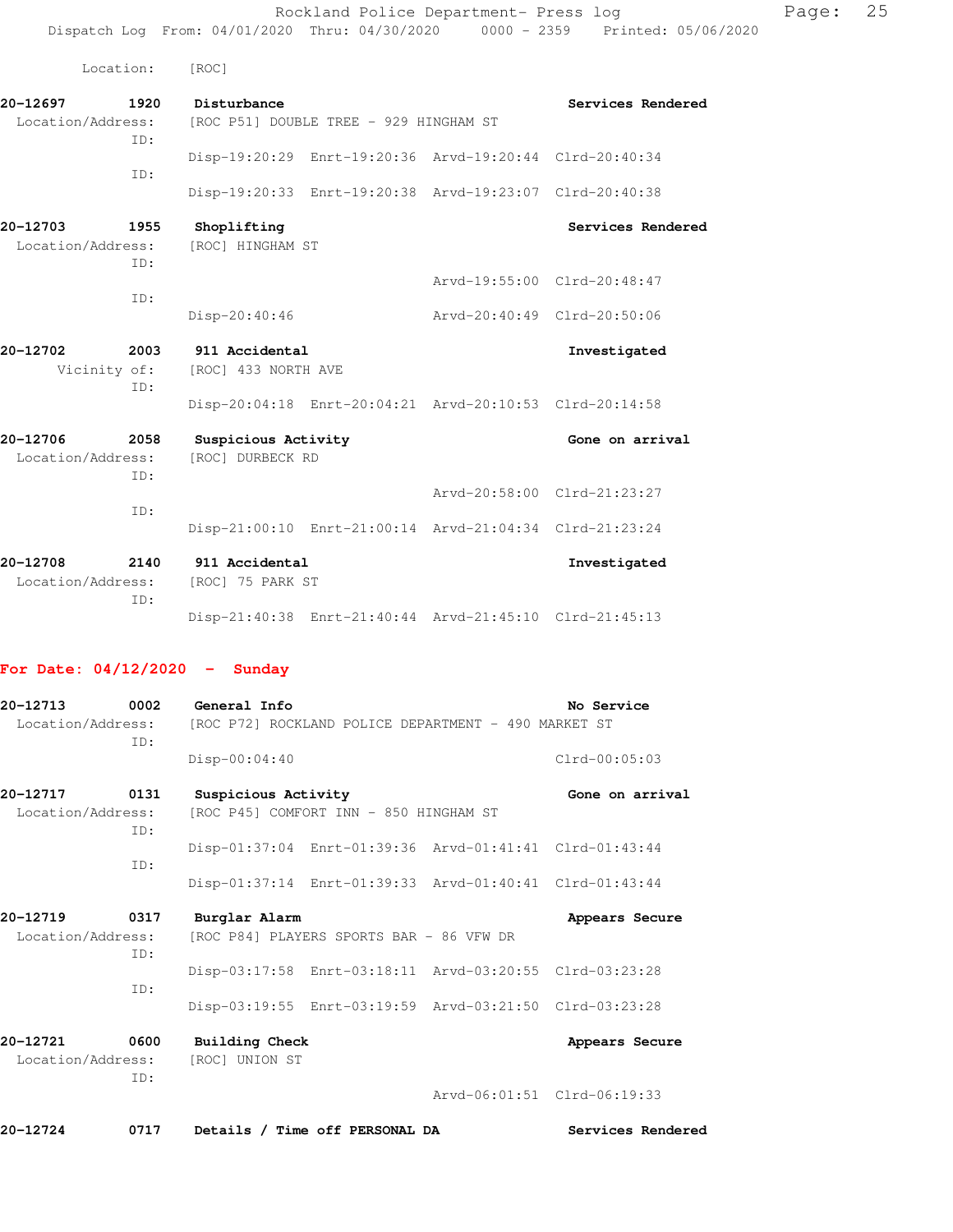Location: [ROC]

**20-12697 1920 Disturbance** — **Services Rendered**
Location/Address: [ROC P51] DOUBLE TREE - 929 HINGHAM ST
ID:
Disp-19:20:29 Enrt-19:20:36 Arvd-19:20:44 Clrd-20:40:34
ID:
Disp-19:20:33 Enrt-19:20:38 Arvd-19:23:07 Clrd-20:40:38

**20-12703 1955 Shoplifting** — **Services Rendered**
Location/Address: [ROC] HINGHAM ST
ID:
Arvd-19:55:00 Clrd-20:48:47
ID:
Disp-20:40:46 Arvd-20:40:49 Clrd-20:50:06

**20-12702 2003 911 Accidental** — **Investigated**
Vicinity of: [ROC] 433 NORTH AVE
ID:
Disp-20:04:18 Enrt-20:04:21 Arvd-20:10:53 Clrd-20:14:58

**20-12706 2058 Suspicious Activity** — **Gone on arrival**
Location/Address: [ROC] DURBECK RD
ID:
Arvd-20:58:00 Clrd-21:23:27
ID:
Disp-21:00:10 Enrt-21:00:14 Arvd-21:04:34 Clrd-21:23:24

**20-12708 2140 911 Accidental** — **Investigated**
Location/Address: [ROC] 75 PARK ST
ID:
Disp-21:40:38 Enrt-21:40:44 Arvd-21:45:10 Clrd-21:45:13

## For Date: 04/12/2020 - Sunday

**20-12713 0002 General Info** — **No Service**
Location/Address: [ROC P72] ROCKLAND POLICE DEPARTMENT - 490 MARKET ST
ID:
Disp-00:04:40 Clrd-00:05:03

**20-12717 0131 Suspicious Activity** — **Gone on arrival**
Location/Address: [ROC P45] COMFORT INN - 850 HINGHAM ST
ID:
Disp-01:37:04 Enrt-01:39:36 Arvd-01:41:41 Clrd-01:43:44
ID:
Disp-01:37:14 Enrt-01:39:33 Arvd-01:40:41 Clrd-01:43:44

**20-12719 0317 Burglar Alarm** — **Appears Secure**
Location/Address: [ROC P84] PLAYERS SPORTS BAR - 86 VFW DR
ID:
Disp-03:17:58 Enrt-03:18:11 Arvd-03:20:55 Clrd-03:23:28
ID:
Disp-03:19:55 Enrt-03:19:59 Arvd-03:21:50 Clrd-03:23:28

**20-12721 0600 Building Check** — **Appears Secure**
Location/Address: [ROC] UNION ST
ID:
Arvd-06:01:51 Clrd-06:19:33

**20-12724 0717 Details / Time off PERSONAL DA** — **Services Rendered**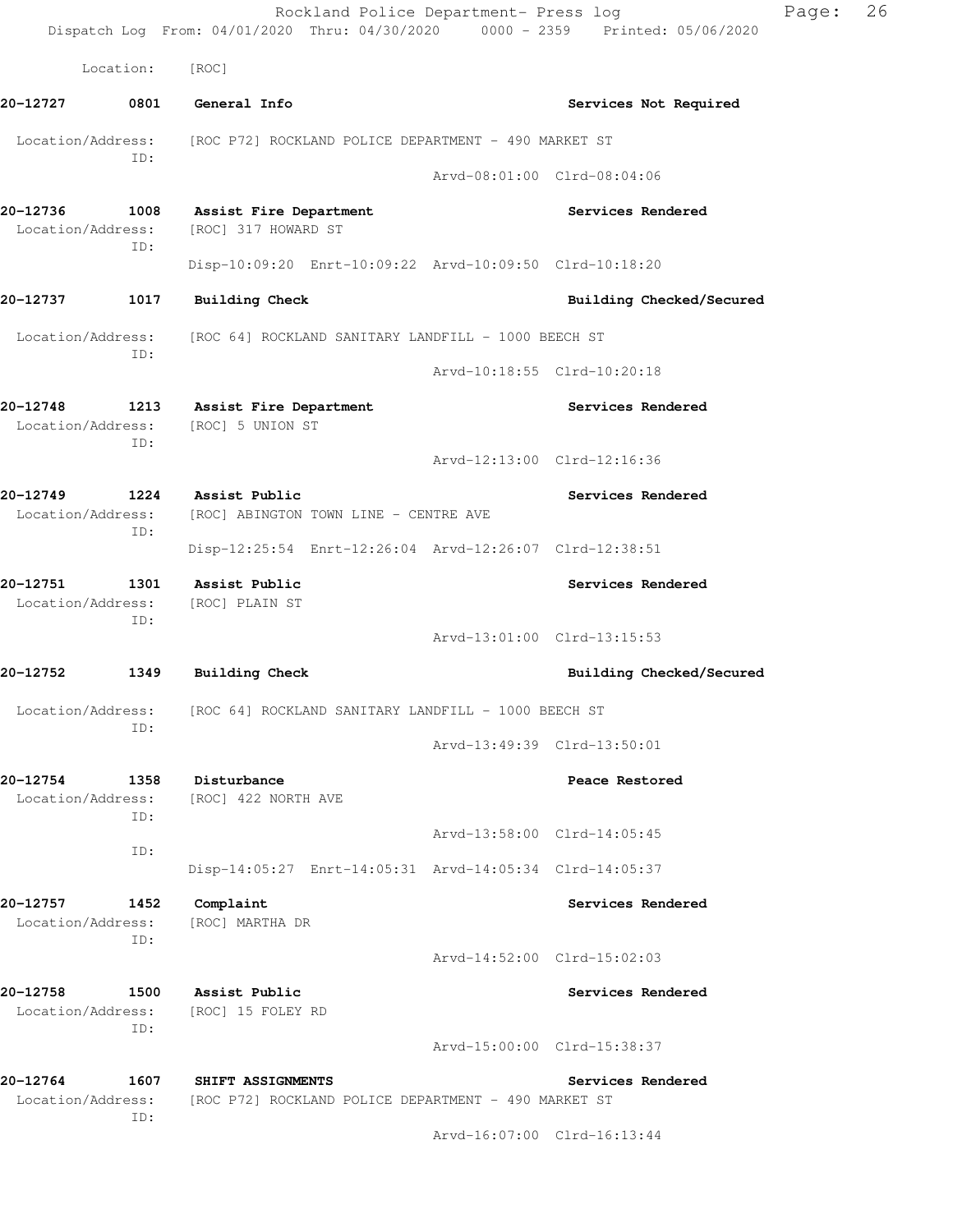Location: [ROC]

**20-12727 0801 General Info** Services Not Required

Location/Address: [ROC P72] ROCKLAND POLICE DEPARTMENT - 490 MARKET ST
ID:
Arvd-08:01:00 Clrd-08:04:06

**20-12736 1008 Assist Fire Department** Services Rendered
Location/Address: [ROC] 317 HOWARD ST
ID:
Disp-10:09:20 Enrt-10:09:22 Arvd-10:09:50 Clrd-10:18:20

**20-12737 1017 Building Check** Building Checked/Secured

Location/Address: [ROC 64] ROCKLAND SANITARY LANDFILL - 1000 BEECH ST
ID:
Arvd-10:18:55 Clrd-10:20:18

**20-12748 1213 Assist Fire Department** Services Rendered
Location/Address: [ROC] 5 UNION ST
ID:
Arvd-12:13:00 Clrd-12:16:36

**20-12749 1224 Assist Public** Services Rendered
Location/Address: [ROC] ABINGTON TOWN LINE - CENTRE AVE
ID:
Disp-12:25:54 Enrt-12:26:04 Arvd-12:26:07 Clrd-12:38:51

**20-12751 1301 Assist Public** Services Rendered
Location/Address: [ROC] PLAIN ST
ID:
Arvd-13:01:00 Clrd-13:15:53

**20-12752 1349 Building Check** Building Checked/Secured

Location/Address: [ROC 64] ROCKLAND SANITARY LANDFILL - 1000 BEECH ST
ID:
Arvd-13:49:39 Clrd-13:50:01

**20-12754 1358 Disturbance** Peace Restored
Location/Address: [ROC] 422 NORTH AVE
ID:
Arvd-13:58:00 Clrd-14:05:45
ID:
Disp-14:05:27 Enrt-14:05:31 Arvd-14:05:34 Clrd-14:05:37

**20-12757 1452 Complaint** Services Rendered
Location/Address: [ROC] MARTHA DR
ID:
Arvd-14:52:00 Clrd-15:02:03

**20-12758 1500 Assist Public** Services Rendered
Location/Address: [ROC] 15 FOLEY RD
ID:
Arvd-15:00:00 Clrd-15:38:37

**20-12764 1607 SHIFT ASSIGNMENTS** Services Rendered
Location/Address: [ROC P72] ROCKLAND POLICE DEPARTMENT - 490 MARKET ST
ID:
Arvd-16:07:00 Clrd-16:13:44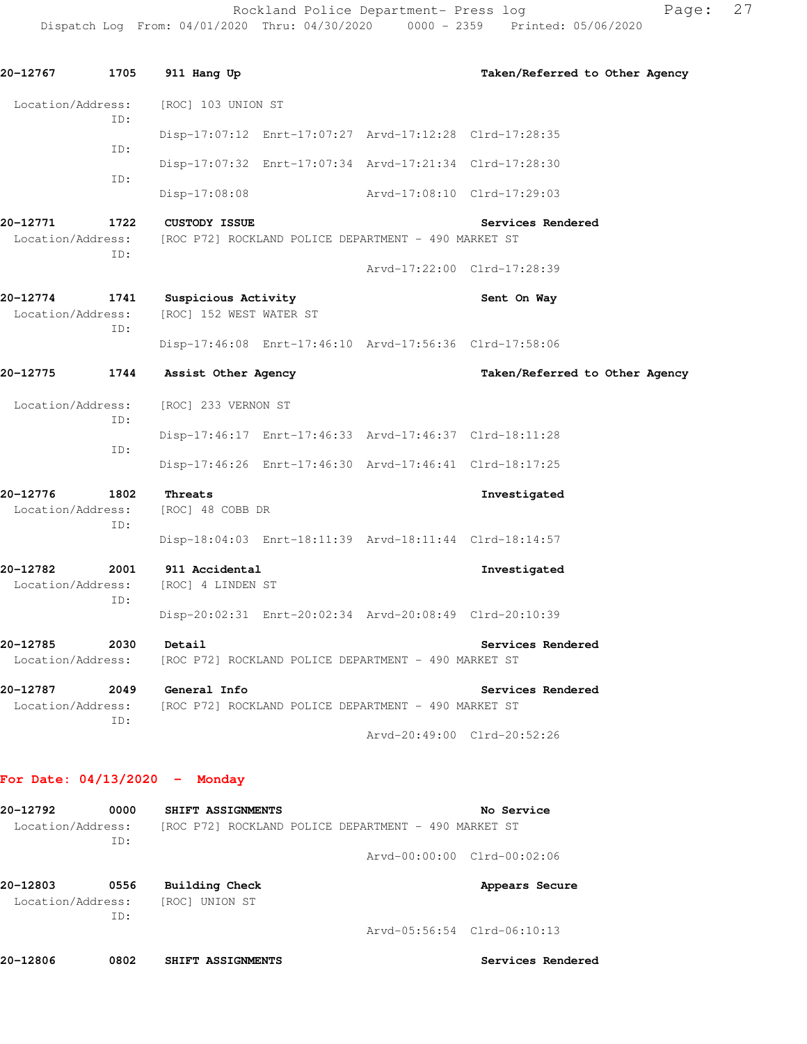**20-12767 1705 911 Hang Up** — **Taken/Referred to Other Agency**

Location/Address: [ROC] 103 UNION ST

ID:
Disp-17:07:12 Enrt-17:07:27 Arvd-17:12:28 Clrd-17:28:35

ID:
Disp-17:07:32 Enrt-17:07:34 Arvd-17:21:34 Clrd-17:28:30

ID:
Disp-17:08:08 Arvd-17:08:10 Clrd-17:29:03

**20-12771 1722 CUSTODY ISSUE** — **Services Rendered**

Location/Address: [ROC P72] ROCKLAND POLICE DEPARTMENT - 490 MARKET ST

ID:
Arvd-17:22:00 Clrd-17:28:39

**20-12774 1741 Suspicious Activity** — **Sent On Way**

Location/Address: [ROC] 152 WEST WATER ST

ID:
Disp-17:46:08 Enrt-17:46:10 Arvd-17:56:36 Clrd-17:58:06

**20-12775 1744 Assist Other Agency** — **Taken/Referred to Other Agency**

Location/Address: [ROC] 233 VERNON ST

ID:
Disp-17:46:17 Enrt-17:46:33 Arvd-17:46:37 Clrd-18:11:28

ID:
Disp-17:46:26 Enrt-17:46:30 Arvd-17:46:41 Clrd-18:17:25

**20-12776 1802 Threats** — **Investigated**

Location/Address: [ROC] 48 COBB DR

ID:
Disp-18:04:03 Enrt-18:11:39 Arvd-18:11:44 Clrd-18:14:57

**20-12782 2001 911 Accidental** — **Investigated**

Location/Address: [ROC] 4 LINDEN ST

ID:
Disp-20:02:31 Enrt-20:02:34 Arvd-20:08:49 Clrd-20:10:39

**20-12785 2030 Detail** — **Services Rendered**

Location/Address: [ROC P72] ROCKLAND POLICE DEPARTMENT - 490 MARKET ST

**20-12787 2049 General Info** — **Services Rendered**

Location/Address: [ROC P72] ROCKLAND POLICE DEPARTMENT - 490 MARKET ST

ID:
Arvd-20:49:00 Clrd-20:52:26

## For Date: 04/13/2020 - Monday

**20-12792 0000 SHIFT ASSIGNMENTS** — **No Service**

Location/Address: [ROC P72] ROCKLAND POLICE DEPARTMENT - 490 MARKET ST

ID:
Arvd-00:00:00 Clrd-00:02:06

**20-12803 0556 Building Check** — **Appears Secure**

Location/Address: [ROC] UNION ST

ID:
Arvd-05:56:54 Clrd-06:10:13

**20-12806 0802 SHIFT ASSIGNMENTS** — **Services Rendered**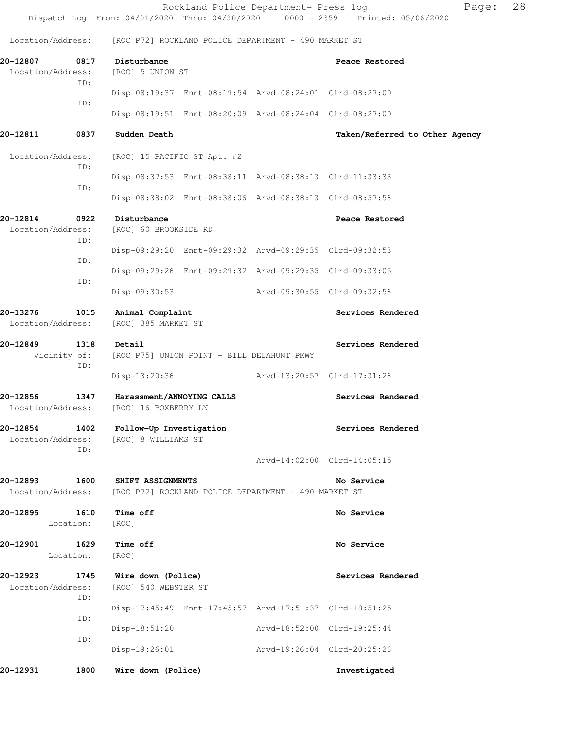Location/Address: [ROC P72] ROCKLAND POLICE DEPARTMENT - 490 MARKET ST

**20-12807 0817 Disturbance** — **Peace Restored**
Location/Address: [ROC] 5 UNION ST
ID:
Disp-08:19:37 Enrt-08:19:54 Arvd-08:24:01 Clrd-08:27:00
ID:
Disp-08:19:51 Enrt-08:20:09 Arvd-08:24:04 Clrd-08:27:00

**20-12811 0837 Sudden Death** — **Taken/Referred to Other Agency**
Location/Address: [ROC] 15 PACIFIC ST Apt. #2
ID:
Disp-08:37:53 Enrt-08:38:11 Arvd-08:38:13 Clrd-11:33:33
ID:
Disp-08:38:02 Enrt-08:38:06 Arvd-08:38:13 Clrd-08:57:56

**20-12814 0922 Disturbance** — **Peace Restored**
Location/Address: [ROC] 60 BROOKSIDE RD
ID:
Disp-09:29:20 Enrt-09:29:32 Arvd-09:29:35 Clrd-09:32:53
ID:
Disp-09:29:26 Enrt-09:29:32 Arvd-09:29:35 Clrd-09:33:05
ID:
Disp-09:30:53 Arvd-09:30:55 Clrd-09:32:56

**20-13276 1015 Animal Complaint** — **Services Rendered**
Location/Address: [ROC] 385 MARKET ST

**20-12849 1318 Detail** — **Services Rendered**
Vicinity of: [ROC P75] UNION POINT - BILL DELAHUNT PKWY
ID:
Disp-13:20:36 Arvd-13:20:57 Clrd-17:31:26

**20-12856 1347 Harassment/ANNOYING CALLS** — **Services Rendered**
Location/Address: [ROC] 16 BOXBERRY LN

**20-12854 1402 Follow-Up Investigation** — **Services Rendered**
Location/Address: [ROC] 8 WILLIAMS ST
ID:
Arvd-14:02:00 Clrd-14:05:15

**20-12893 1600 SHIFT ASSIGNMENTS** — **No Service**
Location/Address: [ROC P72] ROCKLAND POLICE DEPARTMENT - 490 MARKET ST

**20-12895 1610 Time off** — **No Service**
Location: [ROC]

**20-12901 1629 Time off** — **No Service**
Location: [ROC]

**20-12923 1745 Wire down (Police)** — **Services Rendered**
Location/Address: [ROC] 540 WEBSTER ST
ID:
Disp-17:45:49 Enrt-17:45:57 Arvd-17:51:37 Clrd-18:51:25
ID:
Disp-18:51:20 Arvd-18:52:00 Clrd-19:25:44
ID:
Disp-19:26:01 Arvd-19:26:04 Clrd-20:25:26

**20-12931 1800 Wire down (Police)** — **Investigated**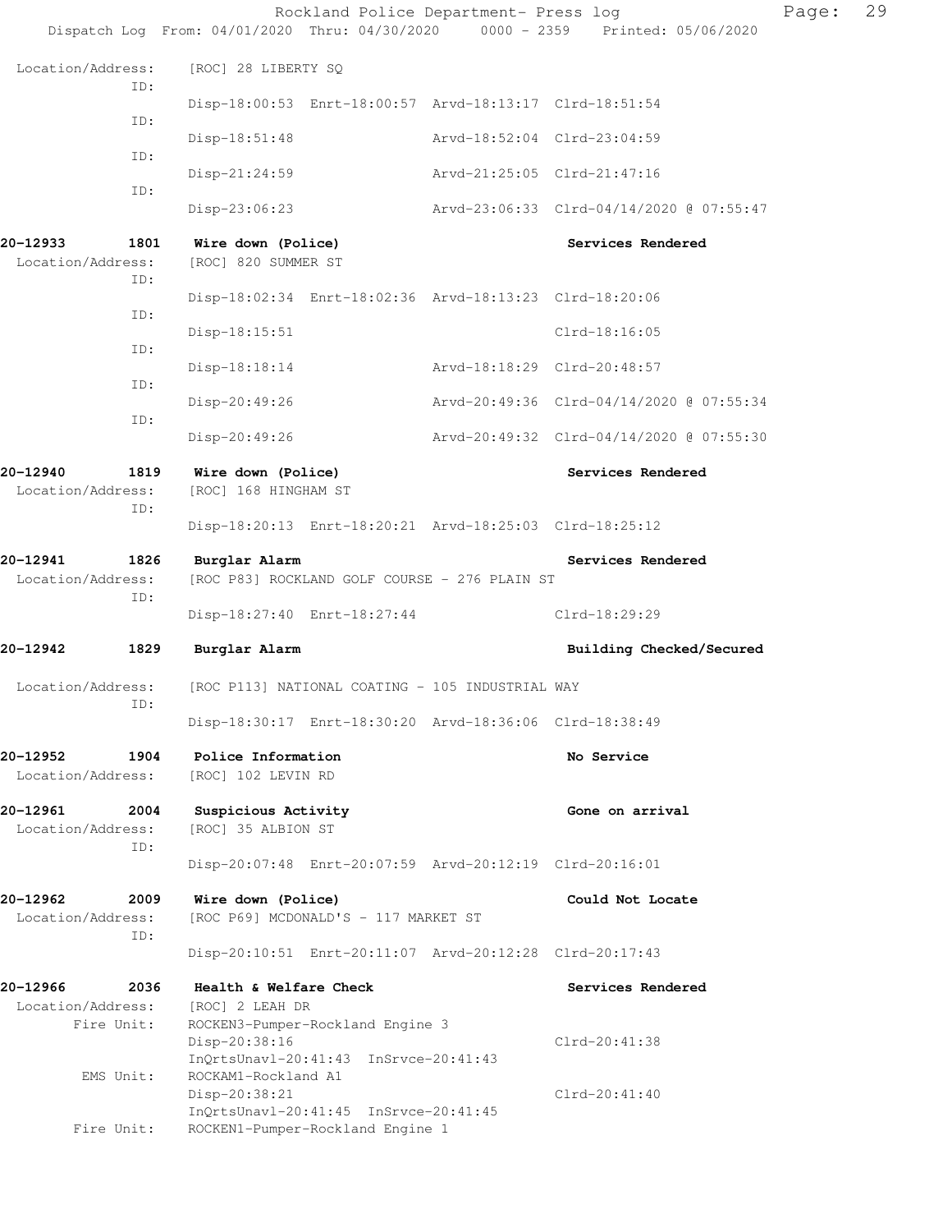Location/Address: [ROC] 28 LIBERTY SQ

ID:
Disp-18:00:53 Enrt-18:00:57 Arvd-18:13:17 Clrd-18:51:54

ID:
Disp-18:51:48 Arvd-18:52:04 Clrd-23:04:59

ID:
Disp-21:24:59 Arvd-21:25:05 Clrd-21:47:16

ID:
Disp-23:06:23 Arvd-23:06:33 Clrd-04/14/2020 @ 07:55:47

**20-12933 1801 Wire down (Police) Services Rendered**

Location/Address: [ROC] 820 SUMMER ST

ID:
Disp-18:02:34 Enrt-18:02:36 Arvd-18:13:23 Clrd-18:20:06

ID:
Disp-18:15:51 Clrd-18:16:05

ID:
Disp-18:18:14 Arvd-18:18:29 Clrd-20:48:57

ID:
Disp-20:49:26 Arvd-20:49:36 Clrd-04/14/2020 @ 07:55:34

ID:
Disp-20:49:26 Arvd-20:49:32 Clrd-04/14/2020 @ 07:55:30

**20-12940 1819 Wire down (Police) Services Rendered**

Location/Address: [ROC] 168 HINGHAM ST

ID:
Disp-18:20:13 Enrt-18:20:21 Arvd-18:25:03 Clrd-18:25:12

**20-12941 1826 Burglar Alarm Services Rendered**

Location/Address: [ROC P83] ROCKLAND GOLF COURSE - 276 PLAIN ST

ID:
Disp-18:27:40 Enrt-18:27:44 Clrd-18:29:29

**20-12942 1829 Burglar Alarm Building Checked/Secured**

Location/Address: [ROC P113] NATIONAL COATING - 105 INDUSTRIAL WAY

ID:
Disp-18:30:17 Enrt-18:30:20 Arvd-18:36:06 Clrd-18:38:49

**20-12952 1904 Police Information No Service**

Location/Address: [ROC] 102 LEVIN RD

**20-12961 2004 Suspicious Activity Gone on arrival**

Location/Address: [ROC] 35 ALBION ST

ID:
Disp-20:07:48 Enrt-20:07:59 Arvd-20:12:19 Clrd-20:16:01

**20-12962 2009 Wire down (Police) Could Not Locate**

Location/Address: [ROC P69] MCDONALD'S - 117 MARKET ST

ID:
Disp-20:10:51 Enrt-20:11:07 Arvd-20:12:28 Clrd-20:17:43

**20-12966 2036 Health & Welfare Check Services Rendered**

Location/Address: [ROC] 2 LEAH DR

Fire Unit: ROCKEN3-Pumper-Rockland Engine 3
Disp-20:38:16 Clrd-20:41:38
InQrtsUnavl-20:41:43 InSrvce-20:41:43

EMS Unit: ROCKAM1-Rockland A1
Disp-20:38:21 Clrd-20:41:40
InQrtsUnavl-20:41:45 InSrvce-20:41:45

Fire Unit: ROCKEN1-Pumper-Rockland Engine 1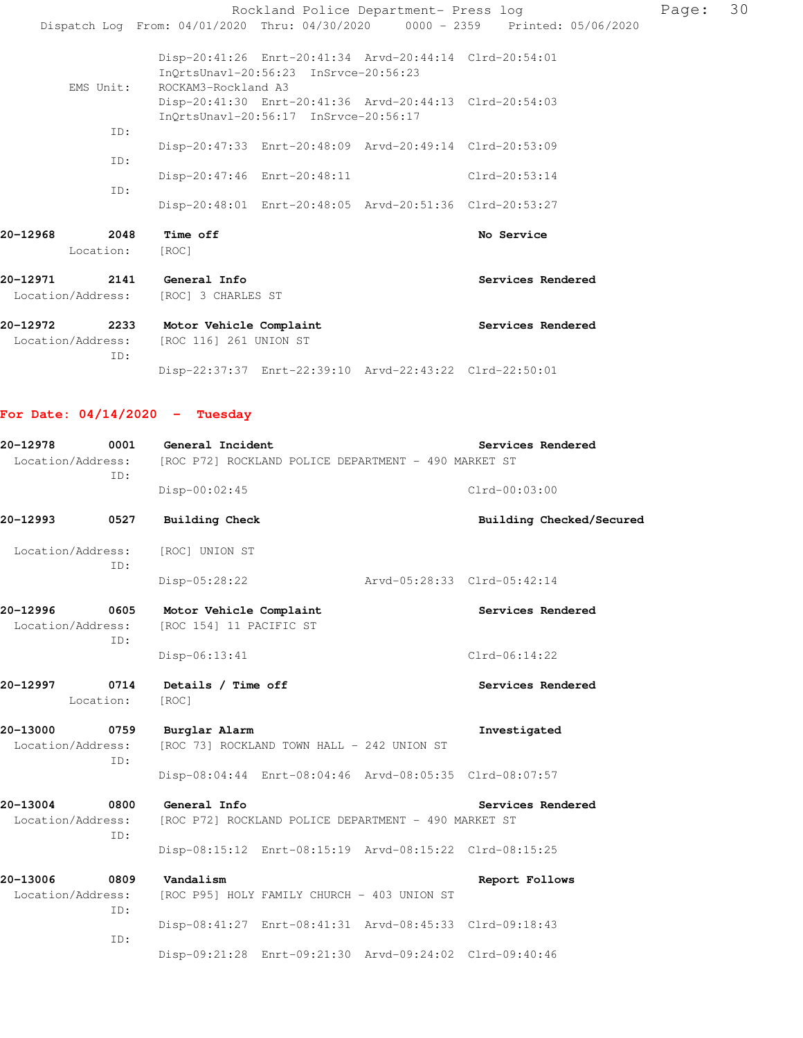Disp-20:41:26 Enrt-20:41:34 Arvd-20:44:14 Clrd-20:54:01
InQrtsUnavl-20:56:23 InSrvce-20:56:23

EMS Unit: ROCKAM3-Rockland A3
Disp-20:41:30 Enrt-20:41:36 Arvd-20:44:13 Clrd-20:54:03
InQrtsUnavl-20:56:17 InSrvce-20:56:17

ID:
Disp-20:47:33 Enrt-20:48:09 Arvd-20:49:14 Clrd-20:53:09

ID:
Disp-20:47:46 Enrt-20:48:11 Clrd-20:53:14

ID:
Disp-20:48:01 Enrt-20:48:05 Arvd-20:51:36 Clrd-20:53:27

**20-12968 2048 Time off** — **No Service**
Location: [ROC]

**20-12971 2141 General Info** — **Services Rendered**
Location/Address: [ROC] 3 CHARLES ST

**20-12972 2233 Motor Vehicle Complaint** — **Services Rendered**
Location/Address: [ROC 116] 261 UNION ST
ID:
Disp-22:37:37 Enrt-22:39:10 Arvd-22:43:22 Clrd-22:50:01

## For Date: 04/14/2020 - Tuesday

**20-12978 0001 General Incident** — **Services Rendered**
Location/Address: [ROC P72] ROCKLAND POLICE DEPARTMENT - 490 MARKET ST
ID:
Disp-00:02:45 Clrd-00:03:00

**20-12993 0527 Building Check** — **Building Checked/Secured**
Location/Address: [ROC] UNION ST
ID:
Disp-05:28:22 Arvd-05:28:33 Clrd-05:42:14

**20-12996 0605 Motor Vehicle Complaint** — **Services Rendered**
Location/Address: [ROC 154] 11 PACIFIC ST
ID:
Disp-06:13:41 Clrd-06:14:22

**20-12997 0714 Details / Time off** — **Services Rendered**
Location: [ROC]

**20-13000 0759 Burglar Alarm** — **Investigated**
Location/Address: [ROC 73] ROCKLAND TOWN HALL - 242 UNION ST
ID:
Disp-08:04:44 Enrt-08:04:46 Arvd-08:05:35 Clrd-08:07:57

**20-13004 0800 General Info** — **Services Rendered**
Location/Address: [ROC P72] ROCKLAND POLICE DEPARTMENT - 490 MARKET ST
ID:
Disp-08:15:12 Enrt-08:15:19 Arvd-08:15:22 Clrd-08:15:25

**20-13006 0809 Vandalism** — **Report Follows**
Location/Address: [ROC P95] HOLY FAMILY CHURCH - 403 UNION ST
ID:
Disp-08:41:27 Enrt-08:41:31 Arvd-08:45:33 Clrd-09:18:43
ID:
Disp-09:21:28 Enrt-09:21:30 Arvd-09:24:02 Clrd-09:40:46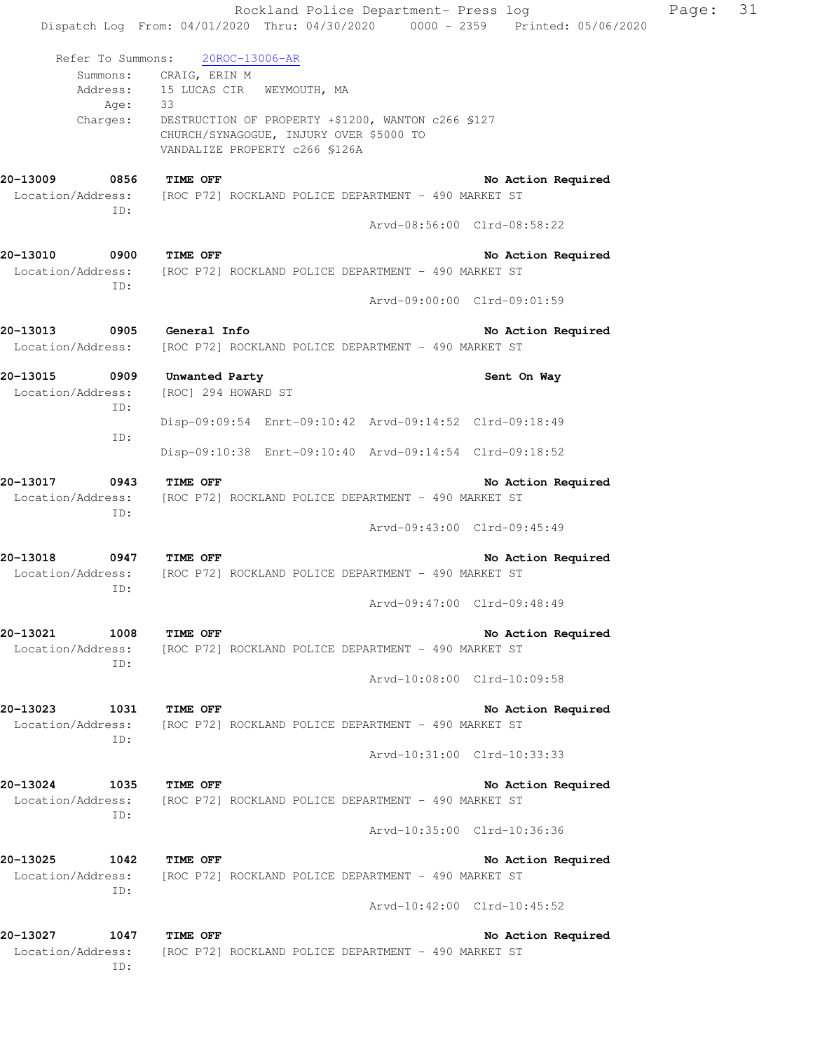Refer To Summons: 20ROC-13006-AR

Summons: CRAIG, ERIN M
Address: 15 LUCAS CIR WEYMOUTH, MA
Age: 33
Charges: DESTRUCTION OF PROPERTY +$1200, WANTON c266 §127
CHURCH/SYNAGOGUE, INJURY OVER $5000 TO
VANDALIZE PROPERTY c266 §126A

**20-13009 0856 TIME OFF** — **No Action Required**
Location/Address: [ROC P72] ROCKLAND POLICE DEPARTMENT - 490 MARKET ST
ID:
Arvd-08:56:00 Clrd-08:58:22

**20-13010 0900 TIME OFF** — **No Action Required**
Location/Address: [ROC P72] ROCKLAND POLICE DEPARTMENT - 490 MARKET ST
ID:
Arvd-09:00:00 Clrd-09:01:59

**20-13013 0905 General Info** — **No Action Required**
Location/Address: [ROC P72] ROCKLAND POLICE DEPARTMENT - 490 MARKET ST

**20-13015 0909 Unwanted Party** — **Sent On Way**
Location/Address: [ROC] 294 HOWARD ST
ID:
Disp-09:09:54 Enrt-09:10:42 Arvd-09:14:52 Clrd-09:18:49
ID:
Disp-09:10:38 Enrt-09:10:40 Arvd-09:14:54 Clrd-09:18:52

**20-13017 0943 TIME OFF** — **No Action Required**
Location/Address: [ROC P72] ROCKLAND POLICE DEPARTMENT - 490 MARKET ST
ID:
Arvd-09:43:00 Clrd-09:45:49

**20-13018 0947 TIME OFF** — **No Action Required**
Location/Address: [ROC P72] ROCKLAND POLICE DEPARTMENT - 490 MARKET ST
ID:
Arvd-09:47:00 Clrd-09:48:49

**20-13021 1008 TIME OFF** — **No Action Required**
Location/Address: [ROC P72] ROCKLAND POLICE DEPARTMENT - 490 MARKET ST
ID:
Arvd-10:08:00 Clrd-10:09:58

**20-13023 1031 TIME OFF** — **No Action Required**
Location/Address: [ROC P72] ROCKLAND POLICE DEPARTMENT - 490 MARKET ST
ID:
Arvd-10:31:00 Clrd-10:33:33

**20-13024 1035 TIME OFF** — **No Action Required**
Location/Address: [ROC P72] ROCKLAND POLICE DEPARTMENT - 490 MARKET ST
ID:
Arvd-10:35:00 Clrd-10:36:36

**20-13025 1042 TIME OFF** — **No Action Required**
Location/Address: [ROC P72] ROCKLAND POLICE DEPARTMENT - 490 MARKET ST
ID:
Arvd-10:42:00 Clrd-10:45:52

**20-13027 1047 TIME OFF** — **No Action Required**
Location/Address: [ROC P72] ROCKLAND POLICE DEPARTMENT - 490 MARKET ST
ID: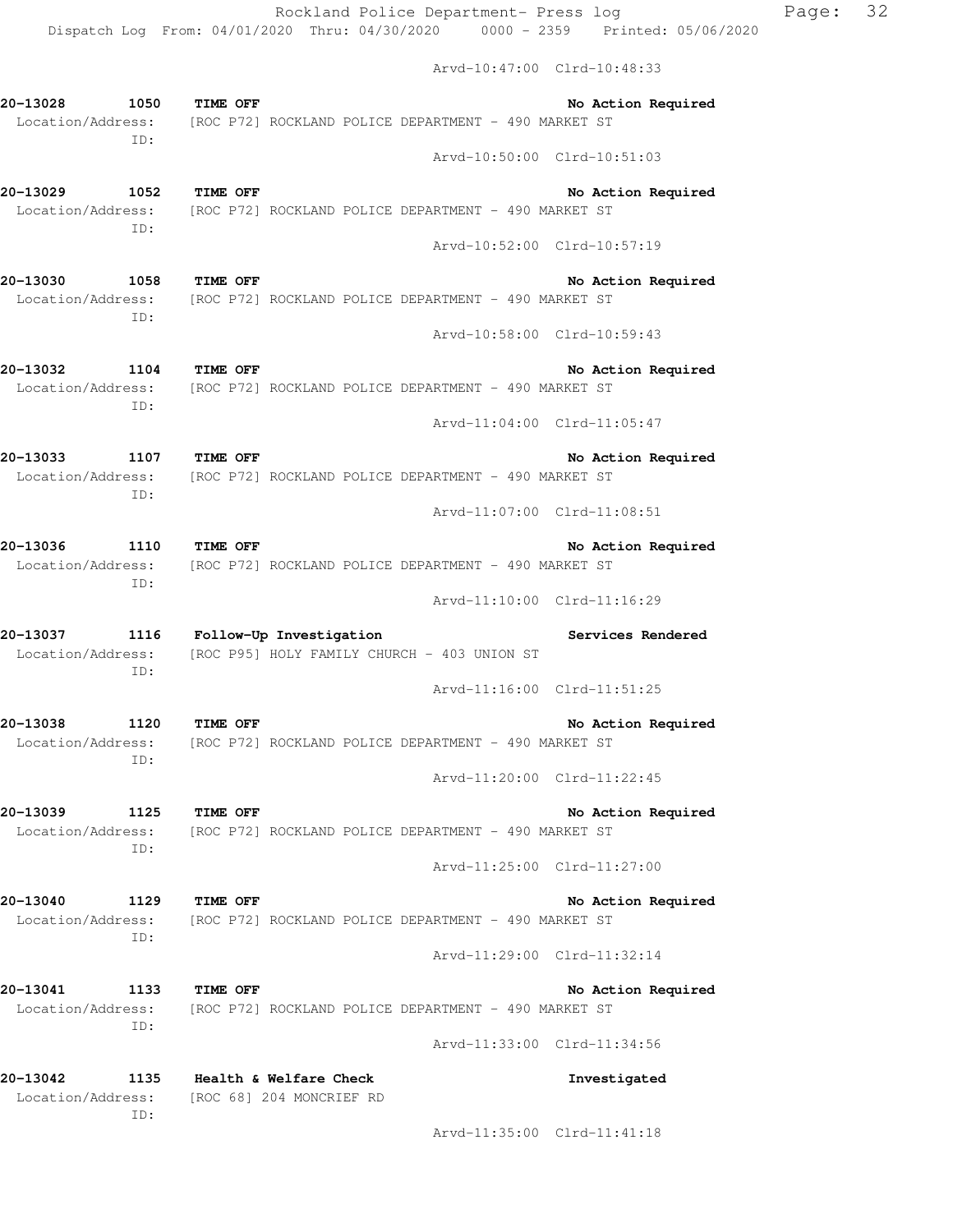Arvd-10:47:00 Clrd-10:48:33

**20-13028 1050 TIME OFF** **No Action Required**
Location/Address: [ROC P72] ROCKLAND POLICE DEPARTMENT - 490 MARKET ST
ID:
Arvd-10:50:00 Clrd-10:51:03

**20-13029 1052 TIME OFF** **No Action Required**
Location/Address: [ROC P72] ROCKLAND POLICE DEPARTMENT - 490 MARKET ST
ID:
Arvd-10:52:00 Clrd-10:57:19

**20-13030 1058 TIME OFF** **No Action Required**
Location/Address: [ROC P72] ROCKLAND POLICE DEPARTMENT - 490 MARKET ST
ID:
Arvd-10:58:00 Clrd-10:59:43

**20-13032 1104 TIME OFF** **No Action Required**
Location/Address: [ROC P72] ROCKLAND POLICE DEPARTMENT - 490 MARKET ST
ID:
Arvd-11:04:00 Clrd-11:05:47

**20-13033 1107 TIME OFF** **No Action Required**
Location/Address: [ROC P72] ROCKLAND POLICE DEPARTMENT - 490 MARKET ST
ID:
Arvd-11:07:00 Clrd-11:08:51

**20-13036 1110 TIME OFF** **No Action Required**
Location/Address: [ROC P72] ROCKLAND POLICE DEPARTMENT - 490 MARKET ST
ID:
Arvd-11:10:00 Clrd-11:16:29

**20-13037 1116 Follow-Up Investigation** **Services Rendered**
Location/Address: [ROC P95] HOLY FAMILY CHURCH - 403 UNION ST
ID:
Arvd-11:16:00 Clrd-11:51:25

**20-13038 1120 TIME OFF** **No Action Required**
Location/Address: [ROC P72] ROCKLAND POLICE DEPARTMENT - 490 MARKET ST
ID:
Arvd-11:20:00 Clrd-11:22:45

**20-13039 1125 TIME OFF** **No Action Required**
Location/Address: [ROC P72] ROCKLAND POLICE DEPARTMENT - 490 MARKET ST
ID:
Arvd-11:25:00 Clrd-11:27:00

**20-13040 1129 TIME OFF** **No Action Required**
Location/Address: [ROC P72] ROCKLAND POLICE DEPARTMENT - 490 MARKET ST
ID:
Arvd-11:29:00 Clrd-11:32:14

**20-13041 1133 TIME OFF** **No Action Required**
Location/Address: [ROC P72] ROCKLAND POLICE DEPARTMENT - 490 MARKET ST
ID:
Arvd-11:33:00 Clrd-11:34:56

**20-13042 1135 Health & Welfare Check** **Investigated**
Location/Address: [ROC 68] 204 MONCRIEF RD
ID:
Arvd-11:35:00 Clrd-11:41:18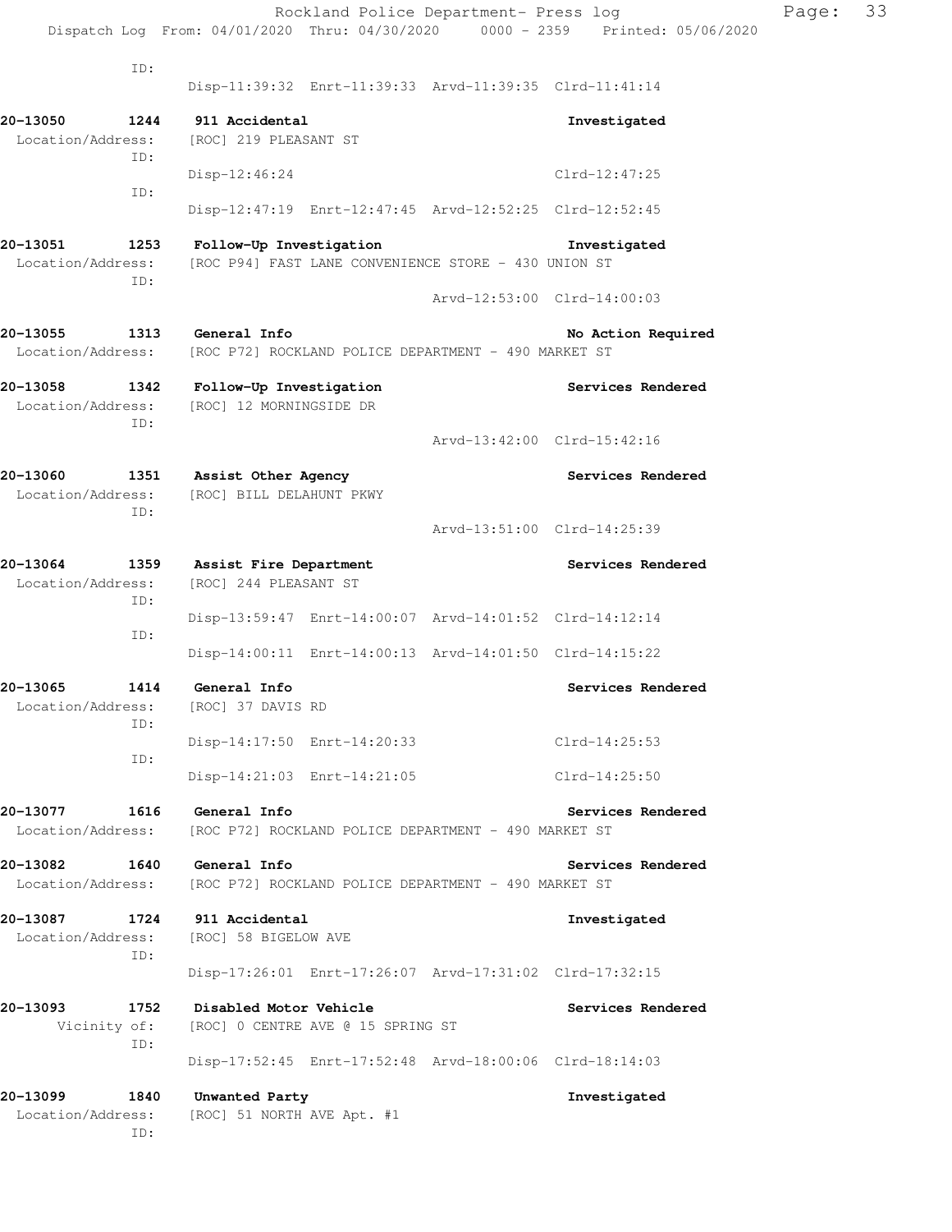ID:

Disp-11:39:32 Enrt-11:39:33 Arvd-11:39:35 Clrd-11:41:14

**20-13050 1244 911 Accidental** **Investigated**
Location/Address: [ROC] 219 PLEASANT ST
ID:
Disp-12:46:24 Clrd-12:47:25
ID:
Disp-12:47:19 Enrt-12:47:45 Arvd-12:52:25 Clrd-12:52:45

**20-13051 1253 Follow-Up Investigation** **Investigated**
Location/Address: [ROC P94] FAST LANE CONVENIENCE STORE - 430 UNION ST
ID:
Arvd-12:53:00 Clrd-14:00:03

**20-13055 1313 General Info** **No Action Required**
Location/Address: [ROC P72] ROCKLAND POLICE DEPARTMENT - 490 MARKET ST

**20-13058 1342 Follow-Up Investigation** **Services Rendered**
Location/Address: [ROC] 12 MORNINGSIDE DR
ID:
Arvd-13:42:00 Clrd-15:42:16

**20-13060 1351 Assist Other Agency** **Services Rendered**
Location/Address: [ROC] BILL DELAHUNT PKWY
ID:
Arvd-13:51:00 Clrd-14:25:39

**20-13064 1359 Assist Fire Department** **Services Rendered**
Location/Address: [ROC] 244 PLEASANT ST
ID:
Disp-13:59:47 Enrt-14:00:07 Arvd-14:01:52 Clrd-14:12:14
ID:
Disp-14:00:11 Enrt-14:00:13 Arvd-14:01:50 Clrd-14:15:22

**20-13065 1414 General Info** **Services Rendered**
Location/Address: [ROC] 37 DAVIS RD
ID:
Disp-14:17:50 Enrt-14:20:33 Clrd-14:25:53
ID:
Disp-14:21:03 Enrt-14:21:05 Clrd-14:25:50

**20-13077 1616 General Info** **Services Rendered**
Location/Address: [ROC P72] ROCKLAND POLICE DEPARTMENT - 490 MARKET ST

**20-13082 1640 General Info** **Services Rendered**
Location/Address: [ROC P72] ROCKLAND POLICE DEPARTMENT - 490 MARKET ST

**20-13087 1724 911 Accidental** **Investigated**
Location/Address: [ROC] 58 BIGELOW AVE
ID:
Disp-17:26:01 Enrt-17:26:07 Arvd-17:31:02 Clrd-17:32:15

**20-13093 1752 Disabled Motor Vehicle** **Services Rendered**
Vicinity of: [ROC] 0 CENTRE AVE @ 15 SPRING ST
ID:
Disp-17:52:45 Enrt-17:52:48 Arvd-18:00:06 Clrd-18:14:03

**20-13099 1840 Unwanted Party** **Investigated**
Location/Address: [ROC] 51 NORTH AVE Apt. #1
ID: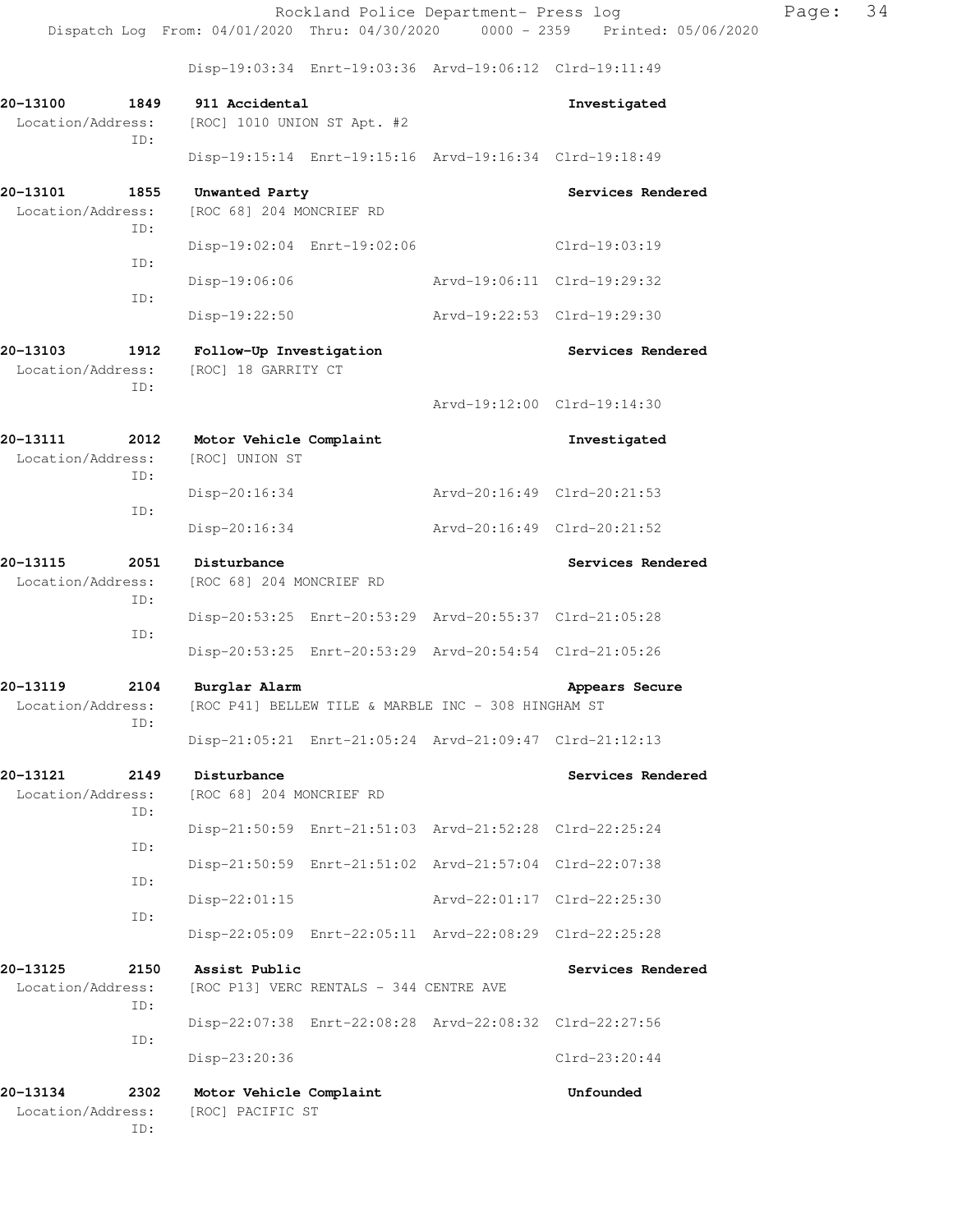Disp-19:03:34 Enrt-19:03:36 Arvd-19:06:12 Clrd-19:11:49

**20-13100 1849 911 Accidental** — Investigated
Location/Address: [ROC] 1010 UNION ST Apt. #2
ID:
Disp-19:15:14 Enrt-19:15:16 Arvd-19:16:34 Clrd-19:18:49

**20-13101 1855 Unwanted Party** — Services Rendered
Location/Address: [ROC 68] 204 MONCRIEF RD
ID:
Disp-19:02:04 Enrt-19:02:06 Clrd-19:03:19
ID:
Disp-19:06:06 Arvd-19:06:11 Clrd-19:29:32
ID:
Disp-19:22:50 Arvd-19:22:53 Clrd-19:29:30

**20-13103 1912 Follow-Up Investigation** — Services Rendered
Location/Address: [ROC] 18 GARRITY CT
ID:
Arvd-19:12:00 Clrd-19:14:30

**20-13111 2012 Motor Vehicle Complaint** — Investigated
Location/Address: [ROC] UNION ST
ID:
Disp-20:16:34 Arvd-20:16:49 Clrd-20:21:53
ID:
Disp-20:16:34 Arvd-20:16:49 Clrd-20:21:52

**20-13115 2051 Disturbance** — Services Rendered
Location/Address: [ROC 68] 204 MONCRIEF RD
ID:
Disp-20:53:25 Enrt-20:53:29 Arvd-20:55:37 Clrd-21:05:28
ID:
Disp-20:53:25 Enrt-20:53:29 Arvd-20:54:54 Clrd-21:05:26

**20-13119 2104 Burglar Alarm** — Appears Secure
Location/Address: [ROC P41] BELLEW TILE & MARBLE INC - 308 HINGHAM ST
ID:
Disp-21:05:21 Enrt-21:05:24 Arvd-21:09:47 Clrd-21:12:13

**20-13121 2149 Disturbance** — Services Rendered
Location/Address: [ROC 68] 204 MONCRIEF RD
ID:
Disp-21:50:59 Enrt-21:51:03 Arvd-21:52:28 Clrd-22:25:24
ID:
Disp-21:50:59 Enrt-21:51:02 Arvd-21:57:04 Clrd-22:07:38
ID:
Disp-22:01:15 Arvd-22:01:17 Clrd-22:25:30
ID:
Disp-22:05:09 Enrt-22:05:11 Arvd-22:08:29 Clrd-22:25:28

**20-13125 2150 Assist Public** — Services Rendered
Location/Address: [ROC P13] VERC RENTALS - 344 CENTRE AVE
ID:
Disp-22:07:38 Enrt-22:08:28 Arvd-22:08:32 Clrd-22:27:56
ID:
Disp-23:20:36 Clrd-23:20:44

**20-13134 2302 Motor Vehicle Complaint** — Unfounded
Location/Address: [ROC] PACIFIC ST
ID: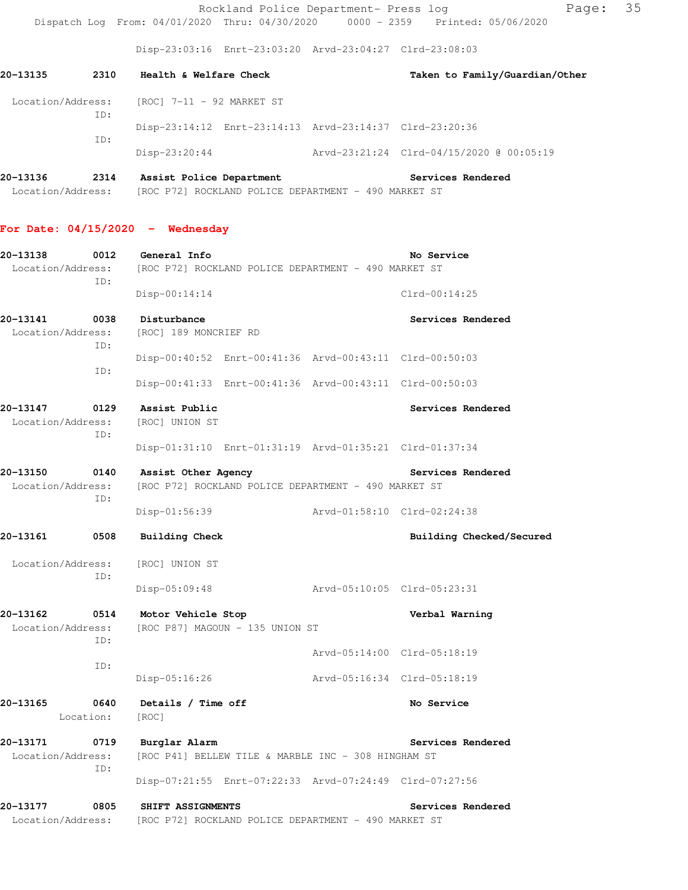Disp-23:03:16 Enrt-23:03:20 Arvd-23:04:27 Clrd-23:08:03

**20-13135 2310 Health & Welfare Check** — **Taken to Family/Guardian/Other**

Location/Address: [ROC] 7-11 - 92 MARKET ST

ID:
Disp-23:14:12 Enrt-23:14:13 Arvd-23:14:37 Clrd-23:20:36

ID:
Disp-23:20:44 Arvd-23:21:24 Clrd-04/15/2020 @ 00:05:19

**20-13136 2314 Assist Police Department** — **Services Rendered**

Location/Address: [ROC P72] ROCKLAND POLICE DEPARTMENT - 490 MARKET ST

## For Date: 04/15/2020 - Wednesday

**20-13138 0012 General Info** — **No Service**

Location/Address: [ROC P72] ROCKLAND POLICE DEPARTMENT - 490 MARKET ST

ID:
Disp-00:14:14 Clrd-00:14:25

**20-13141 0038 Disturbance** — **Services Rendered**

Location/Address: [ROC] 189 MONCRIEF RD

ID:
Disp-00:40:52 Enrt-00:41:36 Arvd-00:43:11 Clrd-00:50:03

ID:
Disp-00:41:33 Enrt-00:41:36 Arvd-00:43:11 Clrd-00:50:03

**20-13147 0129 Assist Public** — **Services Rendered**

Location/Address: [ROC] UNION ST

ID:
Disp-01:31:10 Enrt-01:31:19 Arvd-01:35:21 Clrd-01:37:34

**20-13150 0140 Assist Other Agency** — **Services Rendered**

Location/Address: [ROC P72] ROCKLAND POLICE DEPARTMENT - 490 MARKET ST

ID:
Disp-01:56:39 Arvd-01:58:10 Clrd-02:24:38

**20-13161 0508 Building Check** — **Building Checked/Secured**

Location/Address: [ROC] UNION ST

ID:
Disp-05:09:48 Arvd-05:10:05 Clrd-05:23:31

**20-13162 0514 Motor Vehicle Stop** — **Verbal Warning**

Location/Address: [ROC P87] MAGOUN - 135 UNION ST

ID:
Arvd-05:14:00 Clrd-05:18:19

ID:
Disp-05:16:26 Arvd-05:16:34 Clrd-05:18:19

**20-13165 0640 Details / Time off** — **No Service**

Location: [ROC]

**20-13171 0719 Burglar Alarm** — **Services Rendered**

Location/Address: [ROC P41] BELLEW TILE & MARBLE INC - 308 HINGHAM ST

ID:
Disp-07:21:55 Enrt-07:22:33 Arvd-07:24:49 Clrd-07:27:56

**20-13177 0805 SHIFT ASSIGNMENTS** — **Services Rendered**

Location/Address: [ROC P72] ROCKLAND POLICE DEPARTMENT - 490 MARKET ST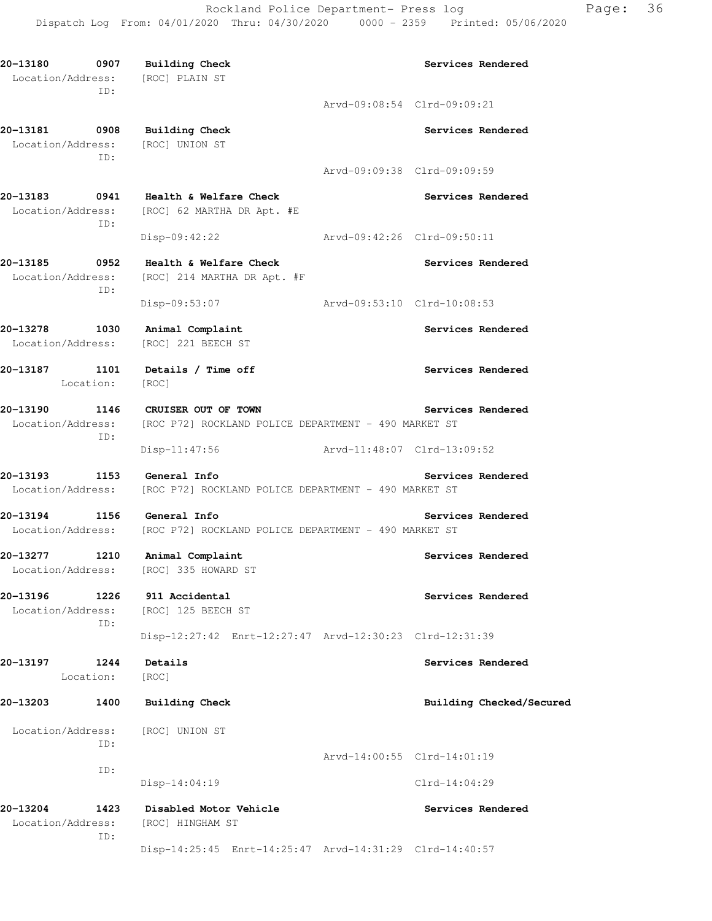**20-13180 0907 Building Check** — **Services Rendered**
Location/Address: [ROC] PLAIN ST
ID:
Arvd-09:08:54 Clrd-09:09:21

**20-13181 0908 Building Check** — **Services Rendered**
Location/Address: [ROC] UNION ST
ID:
Arvd-09:09:38 Clrd-09:09:59

**20-13183 0941 Health & Welfare Check** — **Services Rendered**
Location/Address: [ROC] 62 MARTHA DR Apt. #E
ID:
Disp-09:42:22 Arvd-09:42:26 Clrd-09:50:11

**20-13185 0952 Health & Welfare Check** — **Services Rendered**
Location/Address: [ROC] 214 MARTHA DR Apt. #F
ID:
Disp-09:53:07 Arvd-09:53:10 Clrd-10:08:53

**20-13278 1030 Animal Complaint** — **Services Rendered**
Location/Address: [ROC] 221 BEECH ST

**20-13187 1101 Details / Time off** — **Services Rendered**
Location: [ROC]

**20-13190 1146 CRUISER OUT OF TOWN** — **Services Rendered**
Location/Address: [ROC P72] ROCKLAND POLICE DEPARTMENT - 490 MARKET ST
ID:
Disp-11:47:56 Arvd-11:48:07 Clrd-13:09:52

**20-13193 1153 General Info** — **Services Rendered**
Location/Address: [ROC P72] ROCKLAND POLICE DEPARTMENT - 490 MARKET ST

**20-13194 1156 General Info** — **Services Rendered**
Location/Address: [ROC P72] ROCKLAND POLICE DEPARTMENT - 490 MARKET ST

**20-13277 1210 Animal Complaint** — **Services Rendered**
Location/Address: [ROC] 335 HOWARD ST

**20-13196 1226 911 Accidental** — **Services Rendered**
Location/Address: [ROC] 125 BEECH ST
ID:
Disp-12:27:42 Enrt-12:27:47 Arvd-12:30:23 Clrd-12:31:39

**20-13197 1244 Details** — **Services Rendered**
Location: [ROC]

**20-13203 1400 Building Check** — **Building Checked/Secured**
Location/Address: [ROC] UNION ST
ID:
Arvd-14:00:55 Clrd-14:01:19
ID:
Disp-14:04:19 Clrd-14:04:29

**20-13204 1423 Disabled Motor Vehicle** — **Services Rendered**
Location/Address: [ROC] HINGHAM ST
ID:
Disp-14:25:45 Enrt-14:25:47 Arvd-14:31:29 Clrd-14:40:57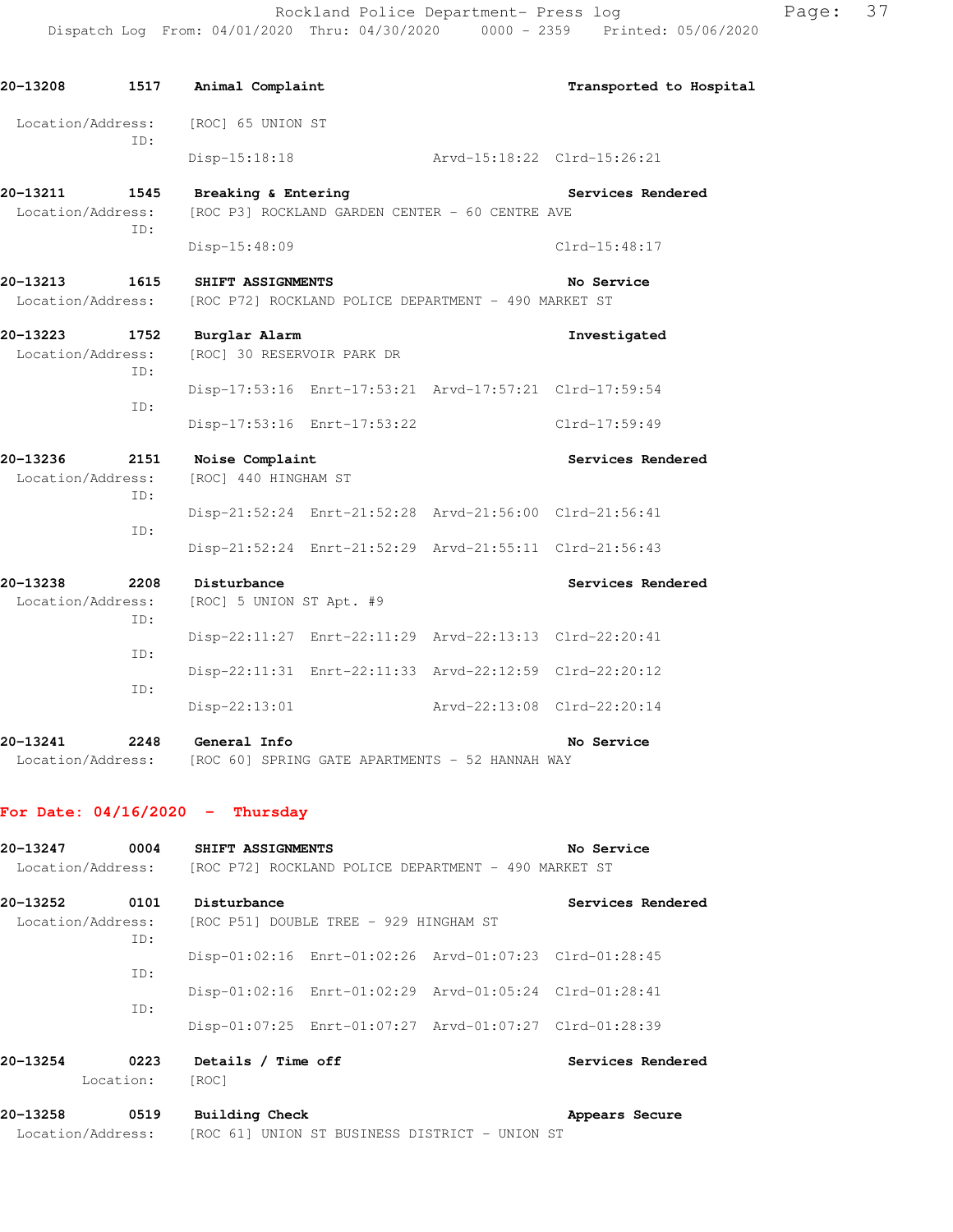**20-13208 1517 Animal Complaint** **Transported to Hospital**

Location/Address: [ROC] 65 UNION ST
ID:
Disp-15:18:18 Arvd-15:18:22 Clrd-15:26:21

**20-13211 1545 Breaking & Entering** **Services Rendered**

Location/Address: [ROC P3] ROCKLAND GARDEN CENTER - 60 CENTRE AVE
ID:
Disp-15:48:09 Clrd-15:48:17

**20-13213 1615 SHIFT ASSIGNMENTS** **No Service**

Location/Address: [ROC P72] ROCKLAND POLICE DEPARTMENT - 490 MARKET ST

**20-13223 1752 Burglar Alarm** **Investigated**

Location/Address: [ROC] 30 RESERVOIR PARK DR
ID:
Disp-17:53:16 Enrt-17:53:21 Arvd-17:57:21 Clrd-17:59:54
ID:
Disp-17:53:16 Enrt-17:53:22 Clrd-17:59:49

**20-13236 2151 Noise Complaint** **Services Rendered**

Location/Address: [ROC] 440 HINGHAM ST
ID:
Disp-21:52:24 Enrt-21:52:28 Arvd-21:56:00 Clrd-21:56:41
ID:
Disp-21:52:24 Enrt-21:52:29 Arvd-21:55:11 Clrd-21:56:43

**20-13238 2208 Disturbance** **Services Rendered**

Location/Address: [ROC] 5 UNION ST Apt. #9
ID:
Disp-22:11:27 Enrt-22:11:29 Arvd-22:13:13 Clrd-22:20:41
ID:
Disp-22:11:31 Enrt-22:11:33 Arvd-22:12:59 Clrd-22:20:12
ID:
Disp-22:13:01 Arvd-22:13:08 Clrd-22:20:14

**20-13241 2248 General Info** **No Service**

Location/Address: [ROC 60] SPRING GATE APARTMENTS - 52 HANNAH WAY

## For Date: 04/16/2020 - Thursday

**20-13247 0004 SHIFT ASSIGNMENTS** **No Service**

Location/Address: [ROC P72] ROCKLAND POLICE DEPARTMENT - 490 MARKET ST

**20-13252 0101 Disturbance** **Services Rendered**

Location/Address: [ROC P51] DOUBLE TREE - 929 HINGHAM ST
ID:
Disp-01:02:16 Enrt-01:02:26 Arvd-01:07:23 Clrd-01:28:45
ID:
Disp-01:02:16 Enrt-01:02:29 Arvd-01:05:24 Clrd-01:28:41
ID:
Disp-01:07:25 Enrt-01:07:27 Arvd-01:07:27 Clrd-01:28:39

**20-13254 0223 Details / Time off** **Services Rendered**

Location: [ROC]

**20-13258 0519 Building Check** **Appears Secure**

Location/Address: [ROC 61] UNION ST BUSINESS DISTRICT - UNION ST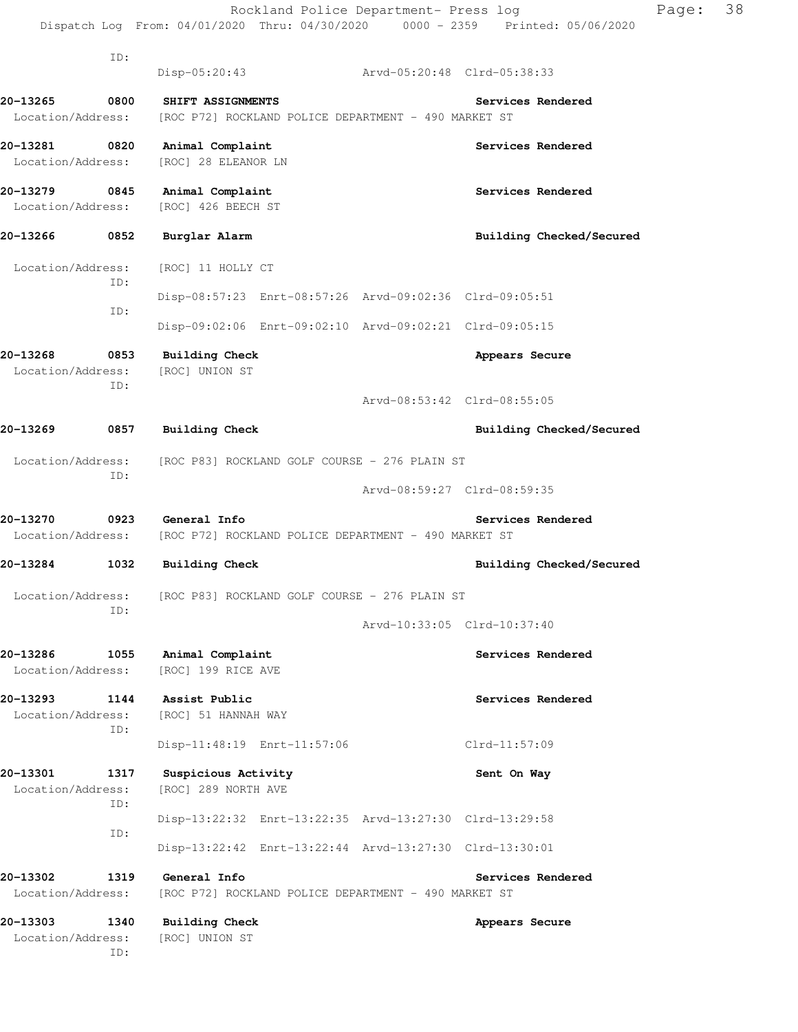ID:
Disp-05:20:43 Arvd-05:20:48 Clrd-05:38:33

**20-13265 0800 SHIFT ASSIGNMENTS** **Services Rendered**
Location/Address: [ROC P72] ROCKLAND POLICE DEPARTMENT - 490 MARKET ST

**20-13281 0820 Animal Complaint** **Services Rendered**
Location/Address: [ROC] 28 ELEANOR LN

**20-13279 0845 Animal Complaint** **Services Rendered**
Location/Address: [ROC] 426 BEECH ST

**20-13266 0852 Burglar Alarm** **Building Checked/Secured**

Location/Address: [ROC] 11 HOLLY CT
ID:
Disp-08:57:23 Enrt-08:57:26 Arvd-09:02:36 Clrd-09:05:51
ID:
Disp-09:02:06 Enrt-09:02:10 Arvd-09:02:21 Clrd-09:05:15

**20-13268 0853 Building Check** **Appears Secure**
Location/Address: [ROC] UNION ST
ID:
Arvd-08:53:42 Clrd-08:55:05

**20-13269 0857 Building Check** **Building Checked/Secured**

Location/Address: [ROC P83] ROCKLAND GOLF COURSE - 276 PLAIN ST
ID:
Arvd-08:59:27 Clrd-08:59:35

**20-13270 0923 General Info** **Services Rendered**
Location/Address: [ROC P72] ROCKLAND POLICE DEPARTMENT - 490 MARKET ST

**20-13284 1032 Building Check** **Building Checked/Secured**

Location/Address: [ROC P83] ROCKLAND GOLF COURSE - 276 PLAIN ST
ID:
Arvd-10:33:05 Clrd-10:37:40

**20-13286 1055 Animal Complaint** **Services Rendered**
Location/Address: [ROC] 199 RICE AVE

**20-13293 1144 Assist Public** **Services Rendered**
Location/Address: [ROC] 51 HANNAH WAY
ID:
Disp-11:48:19 Enrt-11:57:06 Clrd-11:57:09

**20-13301 1317 Suspicious Activity** **Sent On Way**
Location/Address: [ROC] 289 NORTH AVE
ID:
Disp-13:22:32 Enrt-13:22:35 Arvd-13:27:30 Clrd-13:29:58
ID:
Disp-13:22:42 Enrt-13:22:44 Arvd-13:27:30 Clrd-13:30:01

**20-13302 1319 General Info** **Services Rendered**
Location/Address: [ROC P72] ROCKLAND POLICE DEPARTMENT - 490 MARKET ST

**20-13303 1340 Building Check** **Appears Secure**
Location/Address: [ROC] UNION ST
ID: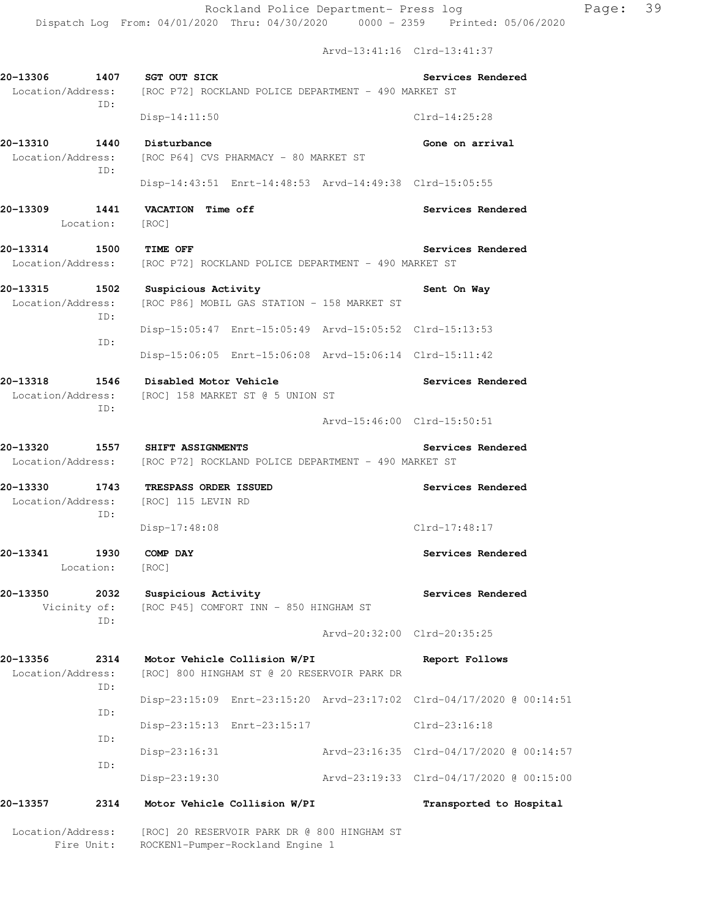Arvd-13:41:16 Clrd-13:41:37

**20-13306 1407 SGT OUT SICK** — **Services Rendered**
Location/Address: [ROC P72] ROCKLAND POLICE DEPARTMENT - 490 MARKET ST
ID:
Disp-14:11:50 Clrd-14:25:28

**20-13310 1440 Disturbance** — **Gone on arrival**
Location/Address: [ROC P64] CVS PHARMACY - 80 MARKET ST
ID:
Disp-14:43:51 Enrt-14:48:53 Arvd-14:49:38 Clrd-15:05:55

**20-13309 1441 VACATION Time off** — **Services Rendered**
Location: [ROC]

**20-13314 1500 TIME OFF** — **Services Rendered**
Location/Address: [ROC P72] ROCKLAND POLICE DEPARTMENT - 490 MARKET ST

**20-13315 1502 Suspicious Activity** — **Sent On Way**
Location/Address: [ROC P86] MOBIL GAS STATION - 158 MARKET ST
ID:
Disp-15:05:47 Enrt-15:05:49 Arvd-15:05:52 Clrd-15:13:53
ID:
Disp-15:06:05 Enrt-15:06:08 Arvd-15:06:14 Clrd-15:11:42

**20-13318 1546 Disabled Motor Vehicle** — **Services Rendered**
Location/Address: [ROC] 158 MARKET ST @ 5 UNION ST
ID:
Arvd-15:46:00 Clrd-15:50:51

**20-13320 1557 SHIFT ASSIGNMENTS** — **Services Rendered**
Location/Address: [ROC P72] ROCKLAND POLICE DEPARTMENT - 490 MARKET ST

**20-13330 1743 TRESPASS ORDER ISSUED** — **Services Rendered**
Location/Address: [ROC] 115 LEVIN RD
ID:
Disp-17:48:08 Clrd-17:48:17

**20-13341 1930 COMP DAY** — **Services Rendered**
Location: [ROC]

**20-13350 2032 Suspicious Activity** — **Services Rendered**
Vicinity of: [ROC P45] COMFORT INN - 850 HINGHAM ST
ID:
Arvd-20:32:00 Clrd-20:35:25

**20-13356 2314 Motor Vehicle Collision W/PI** — **Report Follows**
Location/Address: [ROC] 800 HINGHAM ST @ 20 RESERVOIR PARK DR
ID:
Disp-23:15:09 Enrt-23:15:20 Arvd-23:17:02 Clrd-04/17/2020 @ 00:14:51
ID:
Disp-23:15:13 Enrt-23:15:17 Clrd-23:16:18
ID:
Disp-23:16:31 Arvd-23:16:35 Clrd-04/17/2020 @ 00:14:57
ID:
Disp-23:19:30 Arvd-23:19:33 Clrd-04/17/2020 @ 00:15:00

**20-13357 2314 Motor Vehicle Collision W/PI** — **Transported to Hospital**
Location/Address: [ROC] 20 RESERVOIR PARK DR @ 800 HINGHAM ST
Fire Unit: ROCKEN1-Pumper-Rockland Engine 1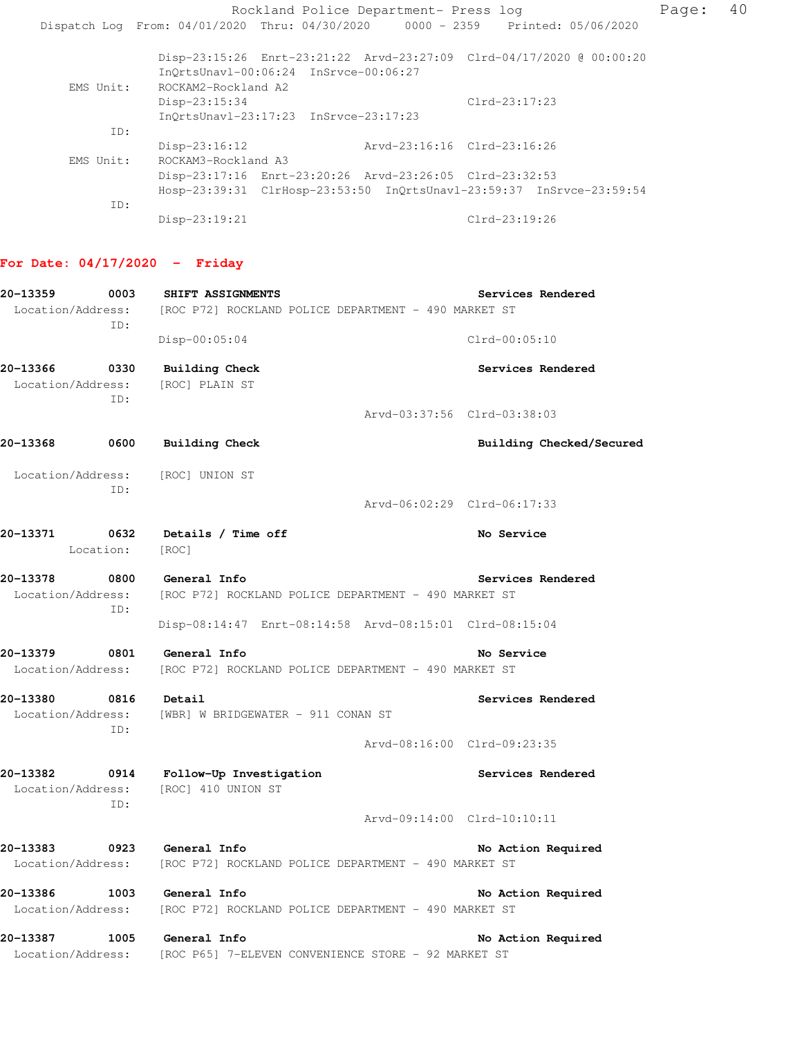Disp-23:15:26 Enrt-23:21:22 Arvd-23:27:09 Clrd-04/17/2020 @ 00:00:20
InQrtsUnavl-00:06:24 InSrvce-00:06:27

EMS Unit: ROCKAM2-Rockland A2
Disp-23:15:34 Clrd-23:17:23
InQrtsUnavl-23:17:23 InSrvce-23:17:23

ID:
Disp-23:16:12 Arvd-23:16:16 Clrd-23:16:26

EMS Unit: ROCKAM3-Rockland A3
Disp-23:17:16 Enrt-23:20:26 Arvd-23:26:05 Clrd-23:32:53
Hosp-23:39:31 ClrHosp-23:53:50 InQrtsUnavl-23:59:37 InSrvce-23:59:54

ID:
Disp-23:19:21 Clrd-23:19:26

## For Date: 04/17/2020 - Friday

**20-13359 0003 SHIFT ASSIGNMENTS** — **Services Rendered**
Location/Address: [ROC P72] ROCKLAND POLICE DEPARTMENT - 490 MARKET ST
ID:
Disp-00:05:04 Clrd-00:05:10

**20-13366 0330 Building Check** — **Services Rendered**
Location/Address: [ROC] PLAIN ST
ID:
Arvd-03:37:56 Clrd-03:38:03

**20-13368 0600 Building Check** — **Building Checked/Secured**
Location/Address: [ROC] UNION ST
ID:
Arvd-06:02:29 Clrd-06:17:33

**20-13371 0632 Details / Time off** — **No Service**
Location: [ROC]

**20-13378 0800 General Info** — **Services Rendered**
Location/Address: [ROC P72] ROCKLAND POLICE DEPARTMENT - 490 MARKET ST
ID:
Disp-08:14:47 Enrt-08:14:58 Arvd-08:15:01 Clrd-08:15:04

**20-13379 0801 General Info** — **No Service**
Location/Address: [ROC P72] ROCKLAND POLICE DEPARTMENT - 490 MARKET ST

**20-13380 0816 Detail** — **Services Rendered**
Location/Address: [WBR] W BRIDGEWATER - 911 CONAN ST
ID:
Arvd-08:16:00 Clrd-09:23:35

**20-13382 0914 Follow-Up Investigation** — **Services Rendered**
Location/Address: [ROC] 410 UNION ST
ID:
Arvd-09:14:00 Clrd-10:10:11

**20-13383 0923 General Info** — **No Action Required**
Location/Address: [ROC P72] ROCKLAND POLICE DEPARTMENT - 490 MARKET ST

**20-13386 1003 General Info** — **No Action Required**
Location/Address: [ROC P72] ROCKLAND POLICE DEPARTMENT - 490 MARKET ST

**20-13387 1005 General Info** — **No Action Required**
Location/Address: [ROC P65] 7-ELEVEN CONVENIENCE STORE - 92 MARKET ST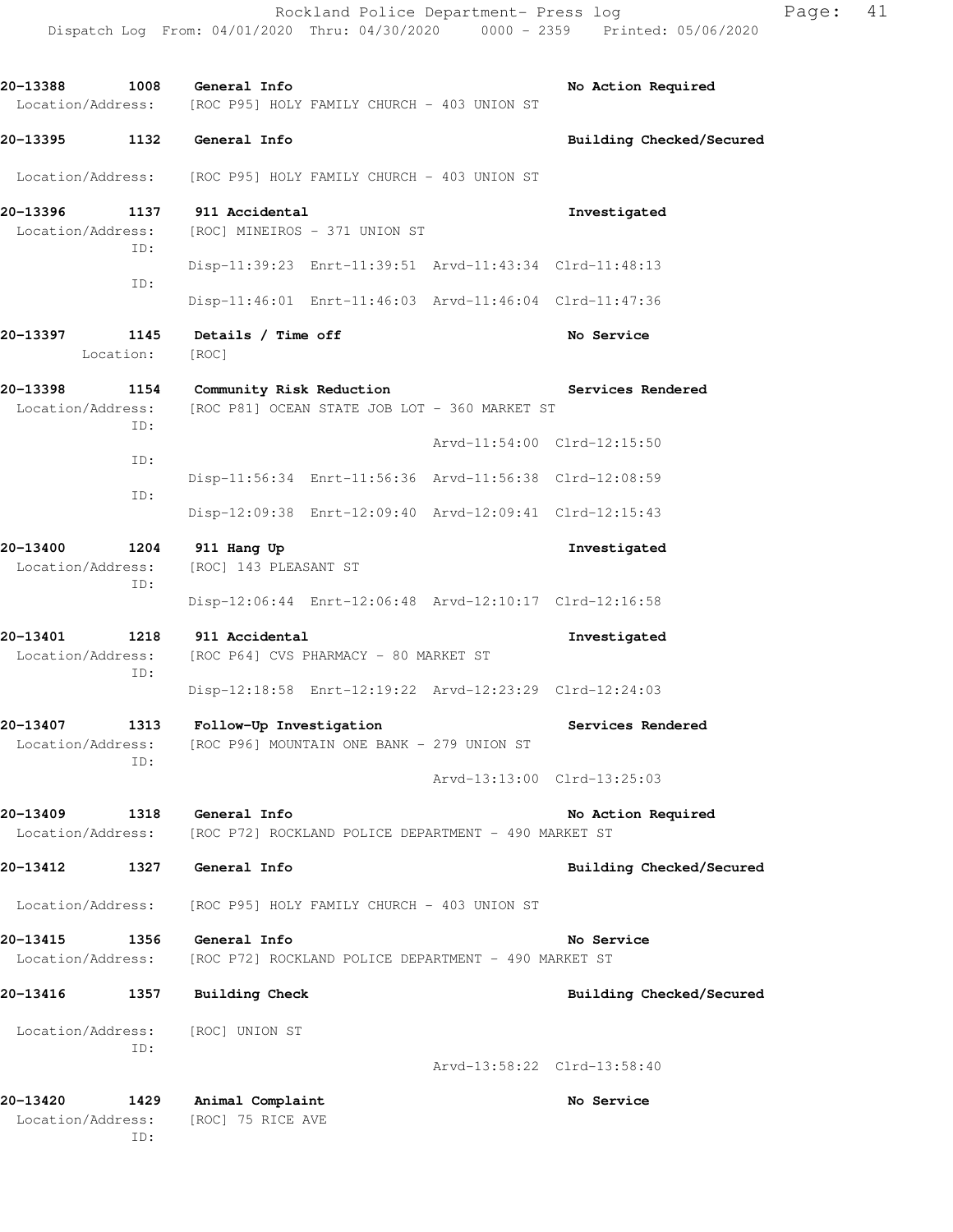**20-13388 1008 General Info** **No Action Required**
Location/Address: [ROC P95] HOLY FAMILY CHURCH - 403 UNION ST

**20-13395 1132 General Info** **Building Checked/Secured**

Location/Address: [ROC P95] HOLY FAMILY CHURCH - 403 UNION ST

**20-13396 1137 911 Accidental** **Investigated**
Location/Address: [ROC] MINEIROS - 371 UNION ST
ID:
Disp-11:39:23 Enrt-11:39:51 Arvd-11:43:34 Clrd-11:48:13
ID:
Disp-11:46:01 Enrt-11:46:03 Arvd-11:46:04 Clrd-11:47:36

**20-13397 1145 Details / Time off** **No Service**
Location: [ROC]

**20-13398 1154 Community Risk Reduction** **Services Rendered**
Location/Address: [ROC P81] OCEAN STATE JOB LOT - 360 MARKET ST
ID:
Arvd-11:54:00 Clrd-12:15:50
ID:
Disp-11:56:34 Enrt-11:56:36 Arvd-11:56:38 Clrd-12:08:59
ID:
Disp-12:09:38 Enrt-12:09:40 Arvd-12:09:41 Clrd-12:15:43

**20-13400 1204 911 Hang Up** **Investigated**
Location/Address: [ROC] 143 PLEASANT ST
ID:
Disp-12:06:44 Enrt-12:06:48 Arvd-12:10:17 Clrd-12:16:58

**20-13401 1218 911 Accidental** **Investigated**
Location/Address: [ROC P64] CVS PHARMACY - 80 MARKET ST
ID:
Disp-12:18:58 Enrt-12:19:22 Arvd-12:23:29 Clrd-12:24:03

**20-13407 1313 Follow-Up Investigation** **Services Rendered**
Location/Address: [ROC P96] MOUNTAIN ONE BANK - 279 UNION ST
ID:
Arvd-13:13:00 Clrd-13:25:03

**20-13409 1318 General Info** **No Action Required**
Location/Address: [ROC P72] ROCKLAND POLICE DEPARTMENT - 490 MARKET ST

**20-13412 1327 General Info** **Building Checked/Secured**

Location/Address: [ROC P95] HOLY FAMILY CHURCH - 403 UNION ST

**20-13415 1356 General Info** **No Service**
Location/Address: [ROC P72] ROCKLAND POLICE DEPARTMENT - 490 MARKET ST

**20-13416 1357 Building Check** **Building Checked/Secured**

Location/Address: [ROC] UNION ST
ID:
Arvd-13:58:22 Clrd-13:58:40

**20-13420 1429 Animal Complaint** **No Service**
Location/Address: [ROC] 75 RICE AVE
ID: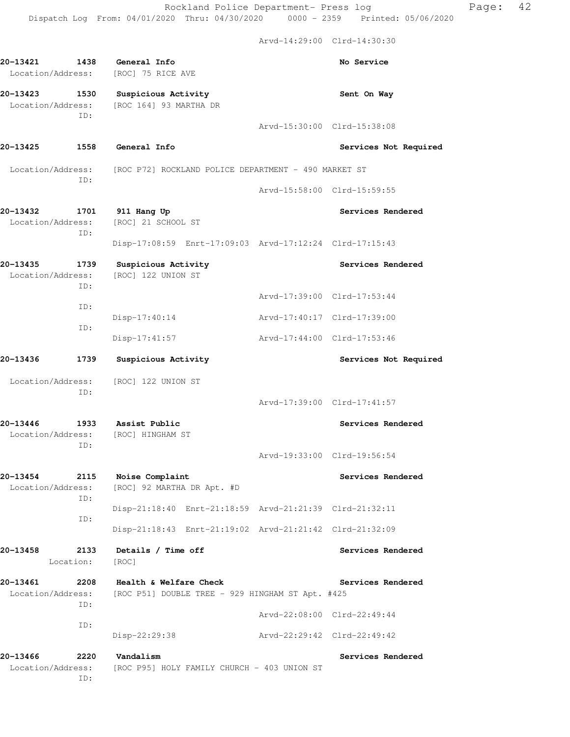Arvd-14:29:00 Clrd-14:30:30

**20-13421 1438 General Info** **No Service**
Location/Address: [ROC] 75 RICE AVE

**20-13423 1530 Suspicious Activity** **Sent On Way**
Location/Address: [ROC 164] 93 MARTHA DR
ID:
Arvd-15:30:00 Clrd-15:38:08

**20-13425 1558 General Info** **Services Not Required**
Location/Address: [ROC P72] ROCKLAND POLICE DEPARTMENT - 490 MARKET ST
ID:
Arvd-15:58:00 Clrd-15:59:55

**20-13432 1701 911 Hang Up** **Services Rendered**
Location/Address: [ROC] 21 SCHOOL ST
ID:
Disp-17:08:59 Enrt-17:09:03 Arvd-17:12:24 Clrd-17:15:43

**20-13435 1739 Suspicious Activity** **Services Rendered**
Location/Address: [ROC] 122 UNION ST
ID:
Arvd-17:39:00 Clrd-17:53:44
ID:
Disp-17:40:14 Arvd-17:40:17 Clrd-17:39:00
ID:
Disp-17:41:57 Arvd-17:44:00 Clrd-17:53:46

**20-13436 1739 Suspicious Activity** **Services Not Required**
Location/Address: [ROC] 122 UNION ST
ID:
Arvd-17:39:00 Clrd-17:41:57

**20-13446 1933 Assist Public** **Services Rendered**
Location/Address: [ROC] HINGHAM ST
ID:
Arvd-19:33:00 Clrd-19:56:54

**20-13454 2115 Noise Complaint** **Services Rendered**
Location/Address: [ROC] 92 MARTHA DR Apt. #D
ID:
Disp-21:18:40 Enrt-21:18:59 Arvd-21:21:39 Clrd-21:32:11
ID:
Disp-21:18:43 Enrt-21:19:02 Arvd-21:21:42 Clrd-21:32:09

**20-13458 2133 Details / Time off** **Services Rendered**
Location: [ROC]

**20-13461 2208 Health & Welfare Check** **Services Rendered**
Location/Address: [ROC P51] DOUBLE TREE - 929 HINGHAM ST Apt. #425
ID:
Arvd-22:08:00 Clrd-22:49:44
ID:
Disp-22:29:38 Arvd-22:29:42 Clrd-22:49:42

**20-13466 2220 Vandalism** **Services Rendered**
Location/Address: [ROC P95] HOLY FAMILY CHURCH - 403 UNION ST
ID: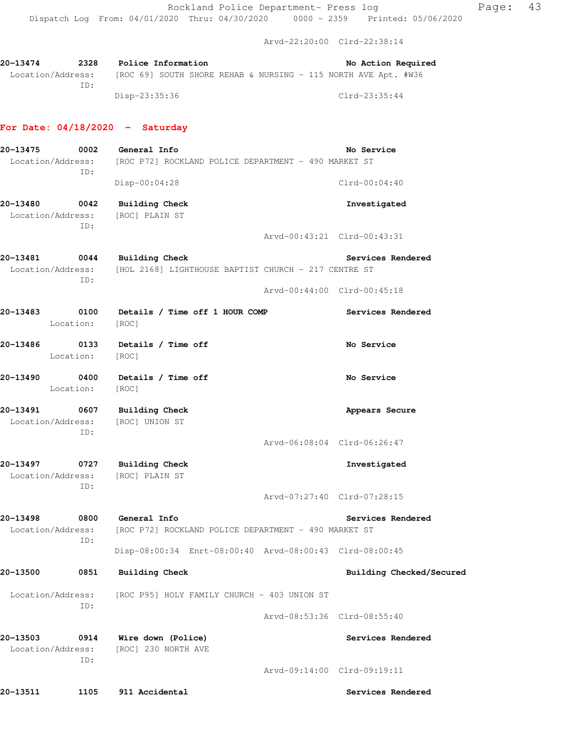Arvd-22:20:00 Clrd-22:38:14

**20-13474** 2328 **Police Information** **No Action Required**
Location/Address: [ROC 69] SOUTH SHORE REHAB & NURSING - 115 NORTH AVE Apt. #W36
ID:
Disp-23:35:36 Clrd-23:35:44

## For Date: 04/18/2020 - Saturday

**20-13475** 0002 **General Info** **No Service**
Location/Address: [ROC P72] ROCKLAND POLICE DEPARTMENT - 490 MARKET ST
ID:
Disp-00:04:28 Clrd-00:04:40

**20-13480** 0042 **Building Check** **Investigated**
Location/Address: [ROC] PLAIN ST
ID:
Arvd-00:43:21 Clrd-00:43:31

**20-13481** 0044 **Building Check** **Services Rendered**
Location/Address: [HOL 2168] LIGHTHOUSE BAPTIST CHURCH - 217 CENTRE ST
ID:
Arvd-00:44:00 Clrd-00:45:18

**20-13483** 0100 **Details / Time off 1 HOUR COMP** **Services Rendered**
Location: [ROC]

**20-13486** 0133 **Details / Time off** **No Service**
Location: [ROC]

**20-13490** 0400 **Details / Time off** **No Service**
Location: [ROC]

**20-13491** 0607 **Building Check** **Appears Secure**
Location/Address: [ROC] UNION ST
ID:
Arvd-06:08:04 Clrd-06:26:47

**20-13497** 0727 **Building Check** **Investigated**
Location/Address: [ROC] PLAIN ST
ID:
Arvd-07:27:40 Clrd-07:28:15

**20-13498** 0800 **General Info** **Services Rendered**
Location/Address: [ROC P72] ROCKLAND POLICE DEPARTMENT - 490 MARKET ST
ID:
Disp-08:00:34 Enrt-08:00:40 Arvd-08:00:43 Clrd-08:00:45

**20-13500** 0851 **Building Check** **Building Checked/Secured**
Location/Address: [ROC P95] HOLY FAMILY CHURCH - 403 UNION ST
ID:
Arvd-08:53:36 Clrd-08:55:40

**20-13503** 0914 **Wire down (Police)** **Services Rendered**
Location/Address: [ROC] 230 NORTH AVE
ID:
Arvd-09:14:00 Clrd-09:19:11

**20-13511** 1105 **911 Accidental** **Services Rendered**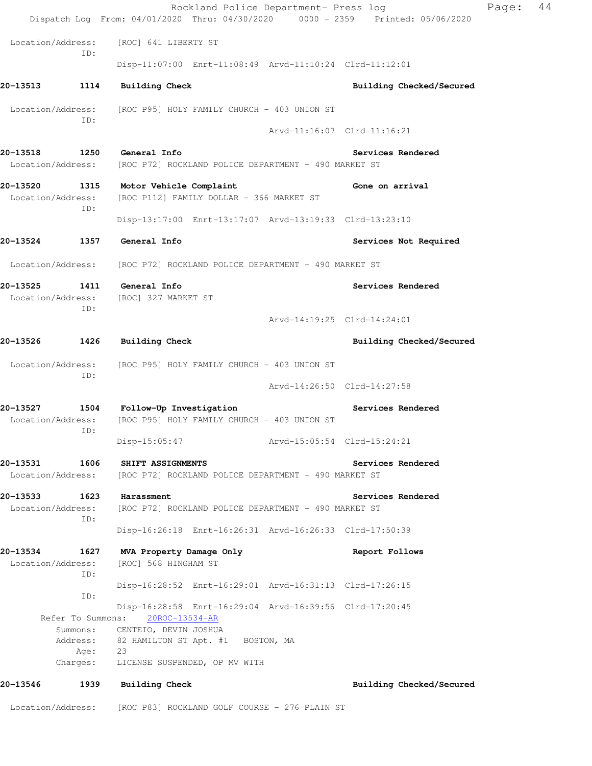Location/Address: [ROC] 641 LIBERTY ST
ID:
Disp-11:07:00 Enrt-11:08:49 Arvd-11:10:24 Clrd-11:12:01

**20-13513 1114 Building Check** **Building Checked/Secured**

Location/Address: [ROC P95] HOLY FAMILY CHURCH - 403 UNION ST
ID:
Arvd-11:16:07 Clrd-11:16:21

**20-13518 1250 General Info** **Services Rendered**
Location/Address: [ROC P72] ROCKLAND POLICE DEPARTMENT - 490 MARKET ST

**20-13520 1315 Motor Vehicle Complaint** **Gone on arrival**
Location/Address: [ROC P112] FAMILY DOLLAR - 366 MARKET ST
ID:
Disp-13:17:00 Enrt-13:17:07 Arvd-13:19:33 Clrd-13:23:10

**20-13524 1357 General Info** **Services Not Required**

Location/Address: [ROC P72] ROCKLAND POLICE DEPARTMENT - 490 MARKET ST

**20-13525 1411 General Info** **Services Rendered**
Location/Address: [ROC] 327 MARKET ST
ID:
Arvd-14:19:25 Clrd-14:24:01

**20-13526 1426 Building Check** **Building Checked/Secured**

Location/Address: [ROC P95] HOLY FAMILY CHURCH - 403 UNION ST
ID:
Arvd-14:26:50 Clrd-14:27:58

**20-13527 1504 Follow-Up Investigation** **Services Rendered**
Location/Address: [ROC P95] HOLY FAMILY CHURCH - 403 UNION ST
ID:
Disp-15:05:47 Arvd-15:05:54 Clrd-15:24:21

**20-13531 1606 SHIFT ASSIGNMENTS** **Services Rendered**
Location/Address: [ROC P72] ROCKLAND POLICE DEPARTMENT - 490 MARKET ST

**20-13533 1623 Harassment** **Services Rendered**
Location/Address: [ROC P72] ROCKLAND POLICE DEPARTMENT - 490 MARKET ST
ID:
Disp-16:26:18 Enrt-16:26:31 Arvd-16:26:33 Clrd-17:50:39

**20-13534 1627 MVA Property Damage Only** **Report Follows**
Location/Address: [ROC] 568 HINGHAM ST
ID:
Disp-16:28:52 Enrt-16:29:01 Arvd-16:31:13 Clrd-17:26:15
ID:
Disp-16:28:58 Enrt-16:29:04 Arvd-16:39:56 Clrd-17:20:45
Refer To Summons: 20ROC-13534-AR
Summons: CENTEIO, DEVIN JOSHUA
Address: 82 HAMILTON ST Apt. #1 BOSTON, MA
Age: 23
Charges: LICENSE SUSPENDED, OP MV WITH

**20-13546 1939 Building Check** **Building Checked/Secured**

Location/Address: [ROC P83] ROCKLAND GOLF COURSE - 276 PLAIN ST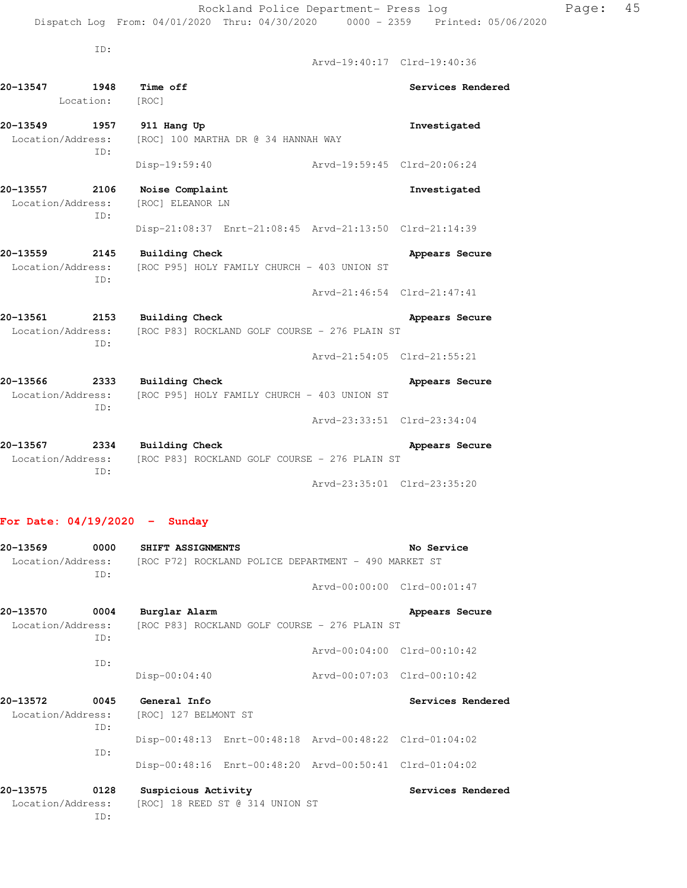ID:
Arvd-19:40:17 Clrd-19:40:36

**20-13547 1948 Time off** — Services Rendered
Location: [ROC]

**20-13549 1957 911 Hang Up** — Investigated
Location/Address: [ROC] 100 MARTHA DR @ 34 HANNAH WAY
ID:
Disp-19:59:40 Arvd-19:59:45 Clrd-20:06:24

**20-13557 2106 Noise Complaint** — Investigated
Location/Address: [ROC] ELEANOR LN
ID:
Disp-21:08:37 Enrt-21:08:45 Arvd-21:13:50 Clrd-21:14:39

**20-13559 2145 Building Check** — Appears Secure
Location/Address: [ROC P95] HOLY FAMILY CHURCH - 403 UNION ST
ID:
Arvd-21:46:54 Clrd-21:47:41

**20-13561 2153 Building Check** — Appears Secure
Location/Address: [ROC P83] ROCKLAND GOLF COURSE - 276 PLAIN ST
ID:
Arvd-21:54:05 Clrd-21:55:21

**20-13566 2333 Building Check** — Appears Secure
Location/Address: [ROC P95] HOLY FAMILY CHURCH - 403 UNION ST
ID:
Arvd-23:33:51 Clrd-23:34:04

**20-13567 2334 Building Check** — Appears Secure
Location/Address: [ROC P83] ROCKLAND GOLF COURSE - 276 PLAIN ST
ID:
Arvd-23:35:01 Clrd-23:35:20

## For Date: 04/19/2020 - Sunday

**20-13569 0000 SHIFT ASSIGNMENTS** — No Service
Location/Address: [ROC P72] ROCKLAND POLICE DEPARTMENT - 490 MARKET ST
ID:
Arvd-00:00:00 Clrd-00:01:47

**20-13570 0004 Burglar Alarm** — Appears Secure
Location/Address: [ROC P83] ROCKLAND GOLF COURSE - 276 PLAIN ST
ID:
Arvd-00:04:00 Clrd-00:10:42
ID:
Disp-00:04:40 Arvd-00:07:03 Clrd-00:10:42

**20-13572 0045 General Info** — Services Rendered
Location/Address: [ROC] 127 BELMONT ST
ID:
Disp-00:48:13 Enrt-00:48:18 Arvd-00:48:22 Clrd-01:04:02
ID:
Disp-00:48:16 Enrt-00:48:20 Arvd-00:50:41 Clrd-01:04:02

**20-13575 0128 Suspicious Activity** — Services Rendered
Location/Address: [ROC] 18 REED ST @ 314 UNION ST
ID: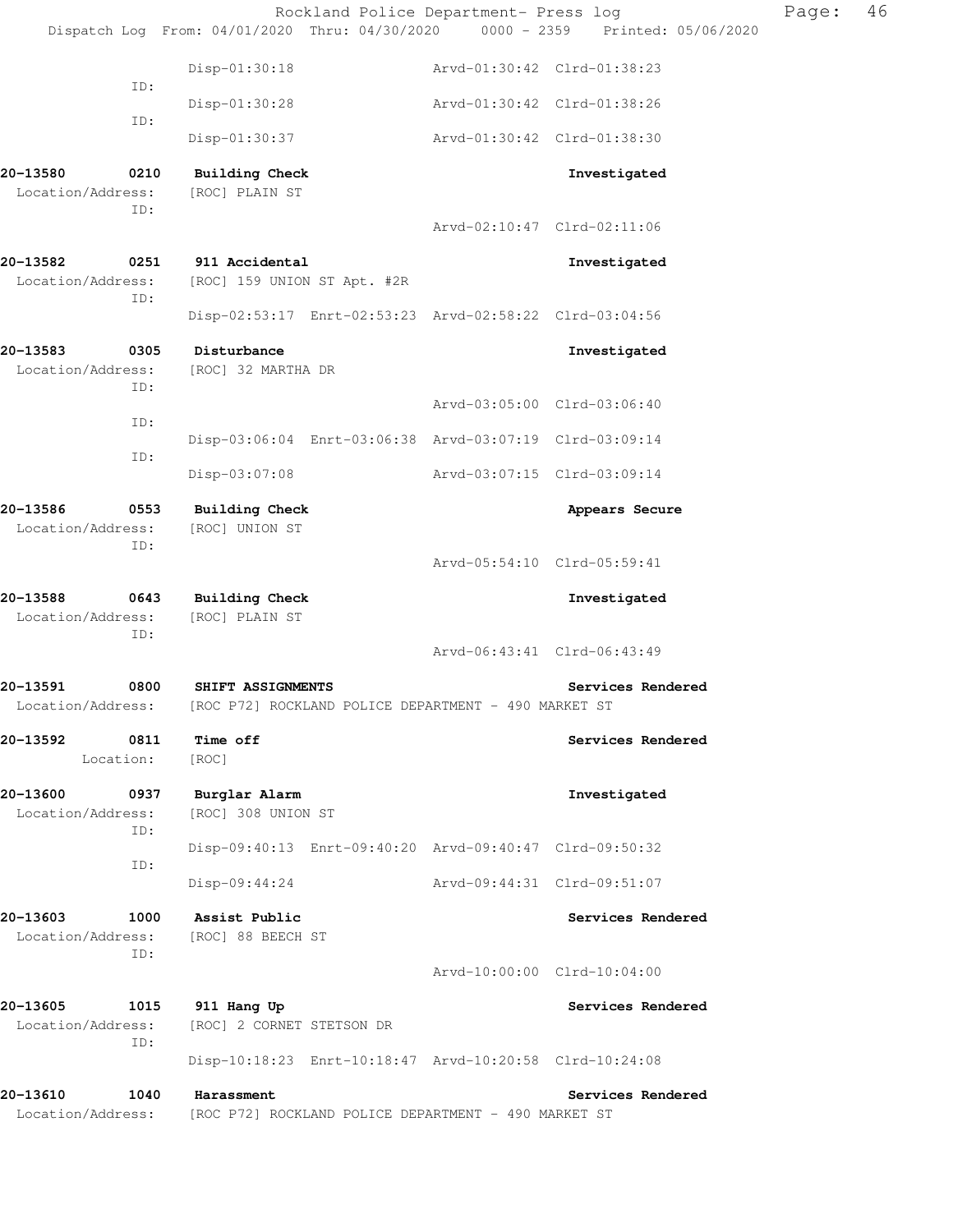```
                Disp-01:30:18                 Arvd-01:30:42  Clrd-01:38:23
           ID:
                Disp-01:30:28                 Arvd-01:30:42  Clrd-01:38:26
           ID:
                Disp-01:30:37                 Arvd-01:30:42  Clrd-01:38:30

20-13580        0210    Building Check                         Investigated
 Location/Address:   [ROC] PLAIN ST
           ID:
                                              Arvd-02:10:47  Clrd-02:11:06

20-13582        0251    911 Accidental                         Investigated
 Location/Address:   [ROC] 159 UNION ST Apt. #2R
           ID:
                Disp-02:53:17  Enrt-02:53:23  Arvd-02:58:22  Clrd-03:04:56

20-13583        0305    Disturbance                            Investigated
 Location/Address:   [ROC] 32 MARTHA DR
           ID:
                                              Arvd-03:05:00  Clrd-03:06:40
           ID:
                Disp-03:06:04  Enrt-03:06:38  Arvd-03:07:19  Clrd-03:09:14
           ID:
                Disp-03:07:08                 Arvd-03:07:15  Clrd-03:09:14

20-13586        0553    Building Check                         Appears Secure
 Location/Address:   [ROC] UNION ST
           ID:
                                              Arvd-05:54:10  Clrd-05:59:41

20-13588        0643    Building Check                         Investigated
 Location/Address:   [ROC] PLAIN ST
           ID:
                                              Arvd-06:43:41  Clrd-06:43:49

20-13591        0800    SHIFT ASSIGNMENTS                      Services Rendered
 Location/Address:   [ROC P72] ROCKLAND POLICE DEPARTMENT - 490 MARKET ST

20-13592        0811    Time off                               Services Rendered
         Location:   [ROC]

20-13600        0937    Burglar Alarm                          Investigated
 Location/Address:   [ROC] 308 UNION ST
           ID:
                Disp-09:40:13  Enrt-09:40:20  Arvd-09:40:47  Clrd-09:50:32
           ID:
                Disp-09:44:24                 Arvd-09:44:31  Clrd-09:51:07

20-13603        1000    Assist Public                          Services Rendered
 Location/Address:   [ROC] 88 BEECH ST
           ID:
                                              Arvd-10:00:00  Clrd-10:04:00

20-13605        1015    911 Hang Up                            Services Rendered
 Location/Address:   [ROC] 2 CORNET STETSON DR
           ID:
                Disp-10:18:23  Enrt-10:18:47  Arvd-10:20:58  Clrd-10:24:08

20-13610        1040    Harassment                             Services Rendered
 Location/Address:   [ROC P72] ROCKLAND POLICE DEPARTMENT - 490 MARKET ST
```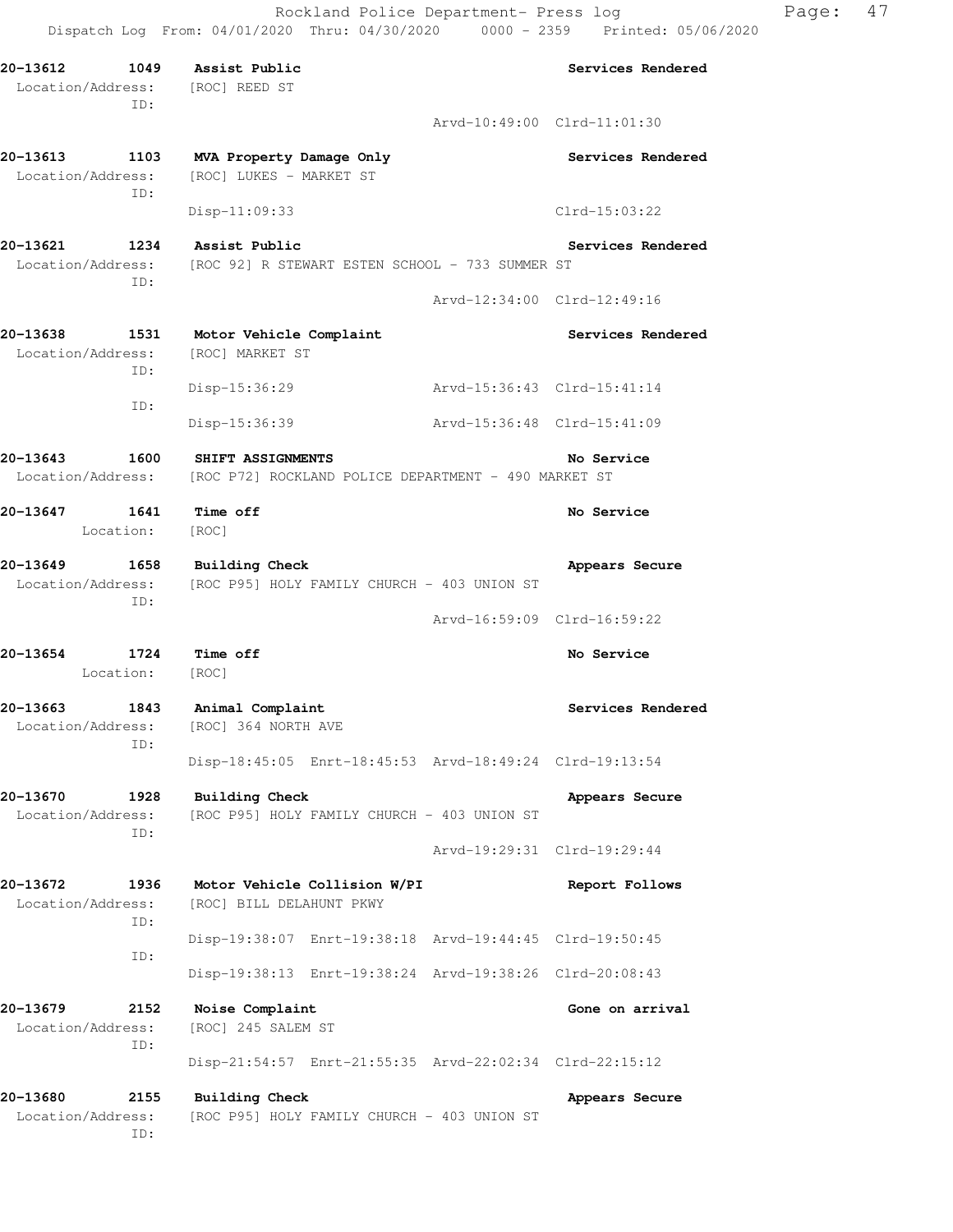**20-13612 1049 Assist Public** — Services Rendered
Location/Address: [ROC] REED ST
ID:
Arvd-10:49:00 Clrd-11:01:30

**20-13613 1103 MVA Property Damage Only** — Services Rendered
Location/Address: [ROC] LUKES - MARKET ST
ID:
Disp-11:09:33 Clrd-15:03:22

**20-13621 1234 Assist Public** — Services Rendered
Location/Address: [ROC 92] R STEWART ESTEN SCHOOL - 733 SUMMER ST
ID:
Arvd-12:34:00 Clrd-12:49:16

**20-13638 1531 Motor Vehicle Complaint** — Services Rendered
Location/Address: [ROC] MARKET ST
ID:
Disp-15:36:29 Arvd-15:36:43 Clrd-15:41:14
ID:
Disp-15:36:39 Arvd-15:36:48 Clrd-15:41:09

**20-13643 1600 SHIFT ASSIGNMENTS** — No Service
Location/Address: [ROC P72] ROCKLAND POLICE DEPARTMENT - 490 MARKET ST

**20-13647 1641 Time off** — No Service
Location: [ROC]

**20-13649 1658 Building Check** — Appears Secure
Location/Address: [ROC P95] HOLY FAMILY CHURCH - 403 UNION ST
ID:
Arvd-16:59:09 Clrd-16:59:22

**20-13654 1724 Time off** — No Service
Location: [ROC]

**20-13663 1843 Animal Complaint** — Services Rendered
Location/Address: [ROC] 364 NORTH AVE
ID:
Disp-18:45:05 Enrt-18:45:53 Arvd-18:49:24 Clrd-19:13:54

**20-13670 1928 Building Check** — Appears Secure
Location/Address: [ROC P95] HOLY FAMILY CHURCH - 403 UNION ST
ID:
Arvd-19:29:31 Clrd-19:29:44

**20-13672 1936 Motor Vehicle Collision W/PI** — Report Follows
Location/Address: [ROC] BILL DELAHUNT PKWY
ID:
Disp-19:38:07 Enrt-19:38:18 Arvd-19:44:45 Clrd-19:50:45
ID:
Disp-19:38:13 Enrt-19:38:24 Arvd-19:38:26 Clrd-20:08:43

**20-13679 2152 Noise Complaint** — Gone on arrival
Location/Address: [ROC] 245 SALEM ST
ID:
Disp-21:54:57 Enrt-21:55:35 Arvd-22:02:34 Clrd-22:15:12

**20-13680 2155 Building Check** — Appears Secure
Location/Address: [ROC P95] HOLY FAMILY CHURCH - 403 UNION ST
ID: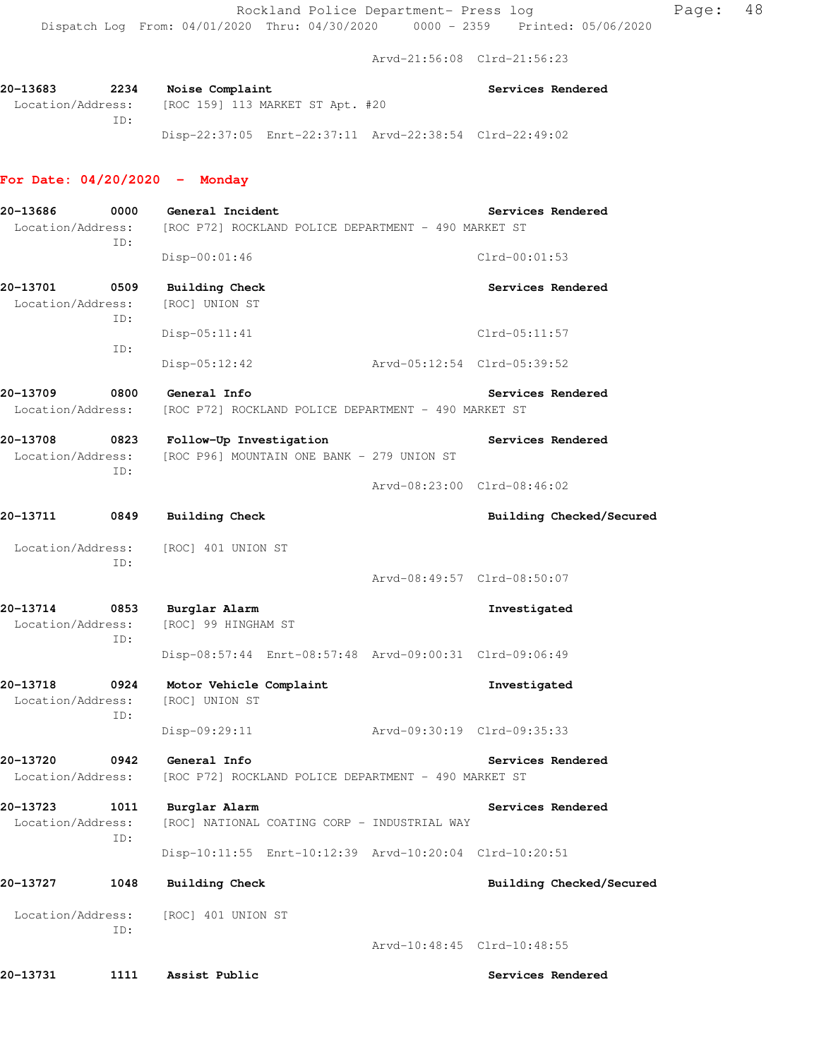Arvd-21:56:08 Clrd-21:56:23

**20-13683 2234 Noise Complaint** **Services Rendered**
Location/Address: [ROC 159] 113 MARKET ST Apt. #20
ID:
Disp-22:37:05 Enrt-22:37:11 Arvd-22:38:54 Clrd-22:49:02

## For Date: 04/20/2020 - Monday

**20-13686 0000 General Incident** **Services Rendered**
Location/Address: [ROC P72] ROCKLAND POLICE DEPARTMENT - 490 MARKET ST
ID:
Disp-00:01:46 Clrd-00:01:53

**20-13701 0509 Building Check** **Services Rendered**
Location/Address: [ROC] UNION ST
ID:
Disp-05:11:41 Clrd-05:11:57
ID:
Disp-05:12:42 Arvd-05:12:54 Clrd-05:39:52

**20-13709 0800 General Info** **Services Rendered**
Location/Address: [ROC P72] ROCKLAND POLICE DEPARTMENT - 490 MARKET ST

**20-13708 0823 Follow-Up Investigation** **Services Rendered**
Location/Address: [ROC P96] MOUNTAIN ONE BANK - 279 UNION ST
ID:
Arvd-08:23:00 Clrd-08:46:02

**20-13711 0849 Building Check** **Building Checked/Secured**
Location/Address: [ROC] 401 UNION ST
ID:
Arvd-08:49:57 Clrd-08:50:07

**20-13714 0853 Burglar Alarm** **Investigated**
Location/Address: [ROC] 99 HINGHAM ST
ID:
Disp-08:57:44 Enrt-08:57:48 Arvd-09:00:31 Clrd-09:06:49

**20-13718 0924 Motor Vehicle Complaint** **Investigated**
Location/Address: [ROC] UNION ST
ID:
Disp-09:29:11 Arvd-09:30:19 Clrd-09:35:33

**20-13720 0942 General Info** **Services Rendered**
Location/Address: [ROC P72] ROCKLAND POLICE DEPARTMENT - 490 MARKET ST

**20-13723 1011 Burglar Alarm** **Services Rendered**
Location/Address: [ROC] NATIONAL COATING CORP - INDUSTRIAL WAY
ID:
Disp-10:11:55 Enrt-10:12:39 Arvd-10:20:04 Clrd-10:20:51

**20-13727 1048 Building Check** **Building Checked/Secured**
Location/Address: [ROC] 401 UNION ST
ID:
Arvd-10:48:45 Clrd-10:48:55

**20-13731 1111 Assist Public** **Services Rendered**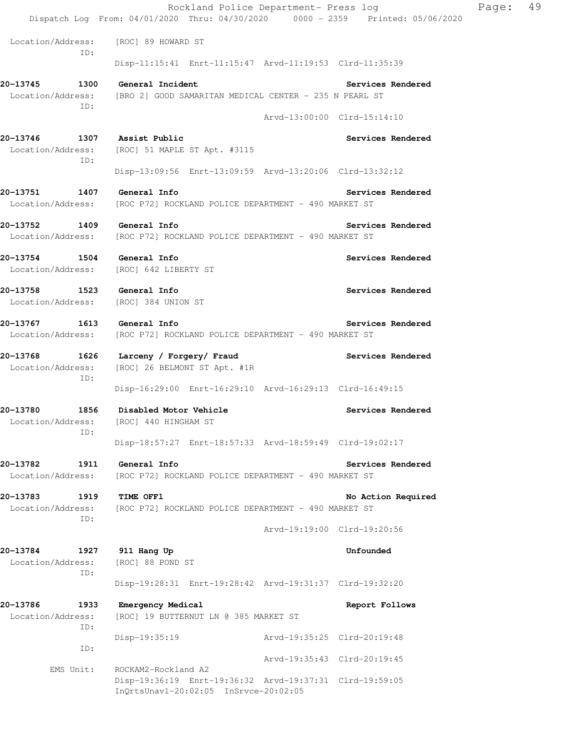Location/Address: [ROC] 89 HOWARD ST
ID:
Disp-11:15:41 Enrt-11:15:47 Arvd-11:19:53 Clrd-11:35:39

**20-13745 1300 General Incident** **Services Rendered**
Location/Address: [BRO 2] GOOD SAMARITAN MEDICAL CENTER - 235 N PEARL ST
ID:
Arvd-13:00:00 Clrd-15:14:10

**20-13746 1307 Assist Public** **Services Rendered**
Location/Address: [ROC] 51 MAPLE ST Apt. #3115
ID:
Disp-13:09:56 Enrt-13:09:59 Arvd-13:20:06 Clrd-13:32:12

**20-13751 1407 General Info** **Services Rendered**
Location/Address: [ROC P72] ROCKLAND POLICE DEPARTMENT - 490 MARKET ST

**20-13752 1409 General Info** **Services Rendered**
Location/Address: [ROC P72] ROCKLAND POLICE DEPARTMENT - 490 MARKET ST

**20-13754 1504 General Info** **Services Rendered**
Location/Address: [ROC] 642 LIBERTY ST

**20-13758 1523 General Info** **Services Rendered**
Location/Address: [ROC] 384 UNION ST

**20-13767 1613 General Info** **Services Rendered**
Location/Address: [ROC P72] ROCKLAND POLICE DEPARTMENT - 490 MARKET ST

**20-13768 1626 Larceny / Forgery/ Fraud** **Services Rendered**
Location/Address: [ROC] 26 BELMONT ST Apt. #1R
ID:
Disp-16:29:00 Enrt-16:29:10 Arvd-16:29:13 Clrd-16:49:15

**20-13780 1856 Disabled Motor Vehicle** **Services Rendered**
Location/Address: [ROC] 440 HINGHAM ST
ID:
Disp-18:57:27 Enrt-18:57:33 Arvd-18:59:49 Clrd-19:02:17

**20-13782 1911 General Info** **Services Rendered**
Location/Address: [ROC P72] ROCKLAND POLICE DEPARTMENT - 490 MARKET ST

**20-13783 1919 TIME OFFl** **No Action Required**
Location/Address: [ROC P72] ROCKLAND POLICE DEPARTMENT - 490 MARKET ST
ID:
Arvd-19:19:00 Clrd-19:20:56

**20-13784 1927 911 Hang Up** **Unfounded**
Location/Address: [ROC] 88 POND ST
ID:
Disp-19:28:31 Enrt-19:28:42 Arvd-19:31:37 Clrd-19:32:20

**20-13786 1933 Emergency Medical** **Report Follows**
Location/Address: [ROC] 19 BUTTERNUT LN @ 385 MARKET ST
ID:
Disp-19:35:19 Arvd-19:35:25 Clrd-20:19:48
ID:
Arvd-19:35:43 Clrd-20:19:45
EMS Unit: ROCKAM2-Rockland A2
Disp-19:36:19 Enrt-19:36:32 Arvd-19:37:31 Clrd-19:59:05
InQrtsUnavl-20:02:05 InSrvce-20:02:05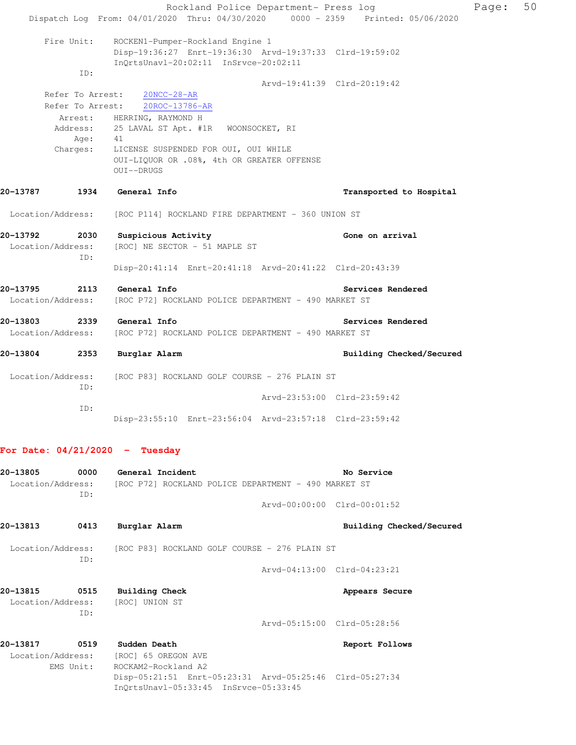Fire Unit: ROCKEN1-Pumper-Rockland Engine 1
Disp-19:36:27 Enrt-19:36:30 Arvd-19:37:33 Clrd-19:59:02
InQrtsUnavl-20:02:11 InSrvce-20:02:11

ID:
Arvd-19:41:39 Clrd-20:19:42

Refer To Arrest: 20NCC-28-AR
Refer To Arrest: 20ROC-13786-AR

Arrest: HERRING, RAYMOND H
Address: 25 LAVAL ST Apt. #1R WOONSOCKET, RI
Age: 41
Charges: LICENSE SUSPENDED FOR OUI, OUI WHILE
OUI-LIQUOR OR .08%, 4th OR GREATER OFFENSE
OUI--DRUGS

**20-13787 1934 General Info** — **Transported to Hospital**

Location/Address: [ROC P114] ROCKLAND FIRE DEPARTMENT - 360 UNION ST

**20-13792 2030 Suspicious Activity** — **Gone on arrival**

Location/Address: [ROC] NE SECTOR - 51 MAPLE ST
ID:
Disp-20:41:14 Enrt-20:41:18 Arvd-20:41:22 Clrd-20:43:39

**20-13795 2113 General Info** — **Services Rendered**

Location/Address: [ROC P72] ROCKLAND POLICE DEPARTMENT - 490 MARKET ST

**20-13803 2339 General Info** — **Services Rendered**

Location/Address: [ROC P72] ROCKLAND POLICE DEPARTMENT - 490 MARKET ST

**20-13804 2353 Burglar Alarm** — **Building Checked/Secured**

Location/Address: [ROC P83] ROCKLAND GOLF COURSE - 276 PLAIN ST
ID:
Arvd-23:53:00 Clrd-23:59:42
ID:
Disp-23:55:10 Enrt-23:56:04 Arvd-23:57:18 Clrd-23:59:42

## For Date: 04/21/2020 - Tuesday

**20-13805 0000 General Incident** — **No Service**

Location/Address: [ROC P72] ROCKLAND POLICE DEPARTMENT - 490 MARKET ST
ID:
Arvd-00:00:00 Clrd-00:01:52

**20-13813 0413 Burglar Alarm** — **Building Checked/Secured**

Location/Address: [ROC P83] ROCKLAND GOLF COURSE - 276 PLAIN ST
ID:
Arvd-04:13:00 Clrd-04:23:21

**20-13815 0515 Building Check** — **Appears Secure**

Location/Address: [ROC] UNION ST
ID:
Arvd-05:15:00 Clrd-05:28:56

**20-13817 0519 Sudden Death** — **Report Follows**

Location/Address: [ROC] 65 OREGON AVE
EMS Unit: ROCKAM2-Rockland A2
Disp-05:21:51 Enrt-05:23:31 Arvd-05:25:46 Clrd-05:27:34
InQrtsUnavl-05:33:45 InSrvce-05:33:45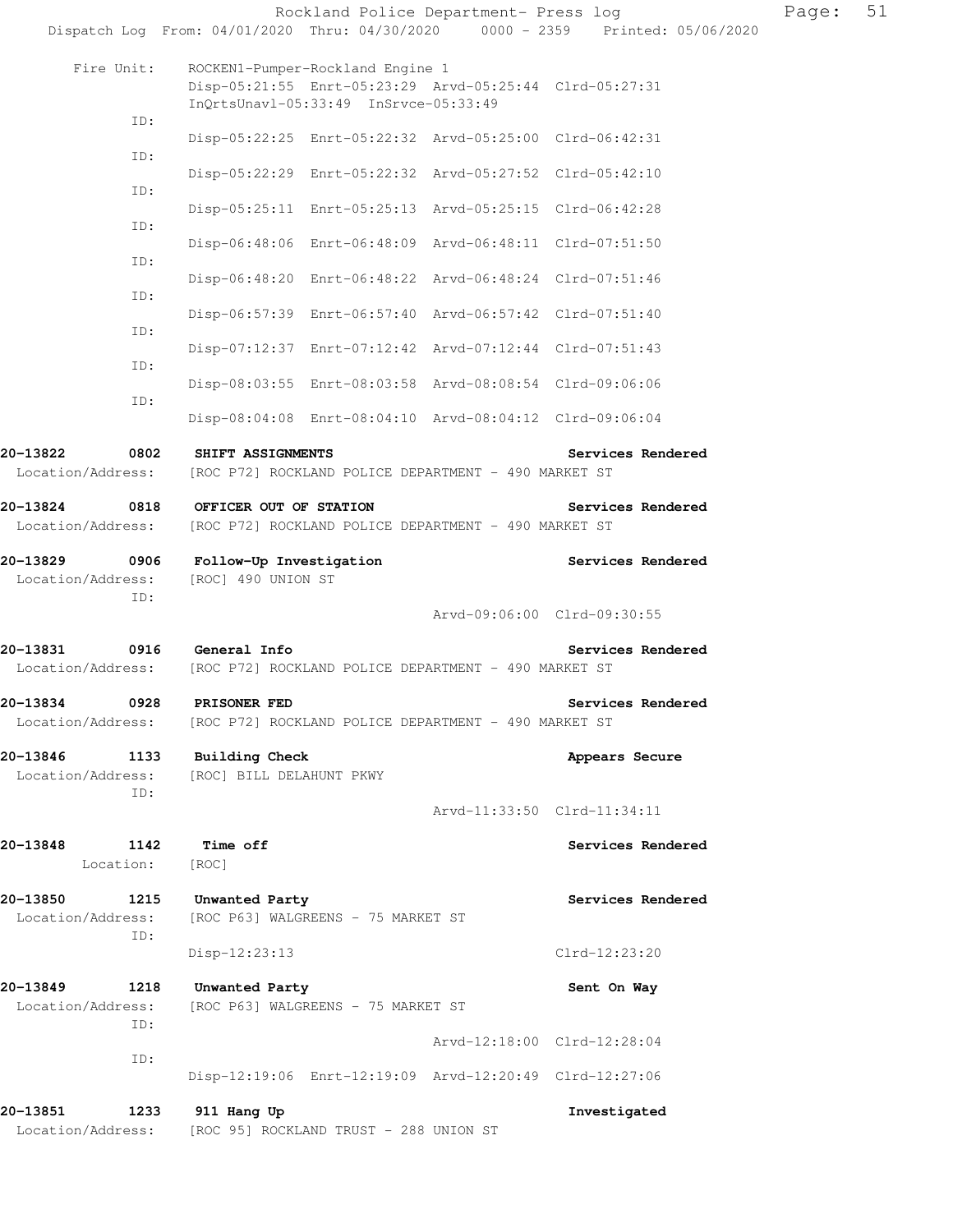Fire Unit: ROCKEN1-Pumper-Rockland Engine 1
Disp-05:21:55 Enrt-05:23:29 Arvd-05:25:44 Clrd-05:27:31
InQrtsUnavl-05:33:49 InSrvce-05:33:49

ID:
Disp-05:22:25 Enrt-05:22:32 Arvd-05:25:00 Clrd-06:42:31

ID:
Disp-05:22:29 Enrt-05:22:32 Arvd-05:27:52 Clrd-05:42:10

ID:
Disp-05:25:11 Enrt-05:25:13 Arvd-05:25:15 Clrd-06:42:28

ID:
Disp-06:48:06 Enrt-06:48:09 Arvd-06:48:11 Clrd-07:51:50

ID:
Disp-06:48:20 Enrt-06:48:22 Arvd-06:48:24 Clrd-07:51:46

ID:
Disp-06:57:39 Enrt-06:57:40 Arvd-06:57:42 Clrd-07:51:40

ID:
Disp-07:12:37 Enrt-07:12:42 Arvd-07:12:44 Clrd-07:51:43

ID:
Disp-08:03:55 Enrt-08:03:58 Arvd-08:08:54 Clrd-09:06:06

ID:
Disp-08:04:08 Enrt-08:04:10 Arvd-08:04:12 Clrd-09:06:04

**20-13822 0802 SHIFT ASSIGNMENTS** Services Rendered
Location/Address: [ROC P72] ROCKLAND POLICE DEPARTMENT - 490 MARKET ST

**20-13824 0818 OFFICER OUT OF STATION** Services Rendered
Location/Address: [ROC P72] ROCKLAND POLICE DEPARTMENT - 490 MARKET ST

**20-13829 0906 Follow-Up Investigation** Services Rendered
Location/Address: [ROC] 490 UNION ST
ID:
Arvd-09:06:00 Clrd-09:30:55

**20-13831 0916 General Info** Services Rendered
Location/Address: [ROC P72] ROCKLAND POLICE DEPARTMENT - 490 MARKET ST

**20-13834 0928 PRISONER FED** Services Rendered
Location/Address: [ROC P72] ROCKLAND POLICE DEPARTMENT - 490 MARKET ST

**20-13846 1133 Building Check** Appears Secure
Location/Address: [ROC] BILL DELAHUNT PKWY
ID:
Arvd-11:33:50 Clrd-11:34:11

**20-13848 1142 Time off** Services Rendered
Location: [ROC]

**20-13850 1215 Unwanted Party** Services Rendered
Location/Address: [ROC P63] WALGREENS - 75 MARKET ST
ID:
Disp-12:23:13 Clrd-12:23:20

**20-13849 1218 Unwanted Party** Sent On Way
Location/Address: [ROC P63] WALGREENS - 75 MARKET ST
ID:
Arvd-12:18:00 Clrd-12:28:04
ID:
Disp-12:19:06 Enrt-12:19:09 Arvd-12:20:49 Clrd-12:27:06

**20-13851 1233 911 Hang Up** Investigated
Location/Address: [ROC 95] ROCKLAND TRUST - 288 UNION ST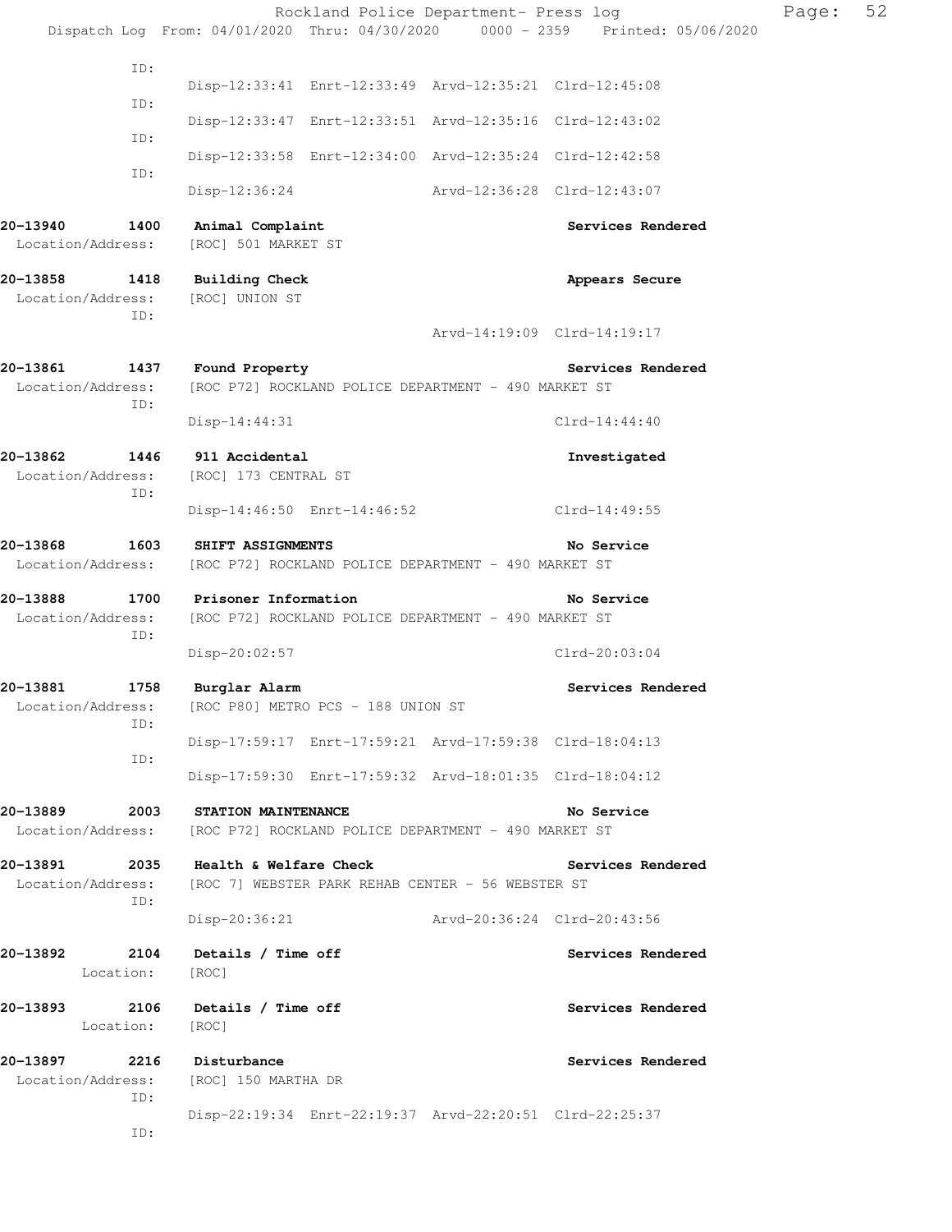ID:
Disp-12:33:41 Enrt-12:33:49 Arvd-12:35:21 Clrd-12:45:08
ID:
Disp-12:33:47 Enrt-12:33:51 Arvd-12:35:16 Clrd-12:43:02
ID:
Disp-12:33:58 Enrt-12:34:00 Arvd-12:35:24 Clrd-12:42:58
ID:
Disp-12:36:24 Arvd-12:36:28 Clrd-12:43:07

**20-13940 1400 Animal Complaint** **Services Rendered**
Location/Address: [ROC] 501 MARKET ST

**20-13858 1418 Building Check** **Appears Secure**
Location/Address: [ROC] UNION ST
ID:
Arvd-14:19:09 Clrd-14:19:17

**20-13861 1437 Found Property** **Services Rendered**
Location/Address: [ROC P72] ROCKLAND POLICE DEPARTMENT - 490 MARKET ST
ID:
Disp-14:44:31 Clrd-14:44:40

**20-13862 1446 911 Accidental** **Investigated**
Location/Address: [ROC] 173 CENTRAL ST
ID:
Disp-14:46:50 Enrt-14:46:52 Clrd-14:49:55

**20-13868 1603 SHIFT ASSIGNMENTS** **No Service**
Location/Address: [ROC P72] ROCKLAND POLICE DEPARTMENT - 490 MARKET ST

**20-13888 1700 Prisoner Information** **No Service**
Location/Address: [ROC P72] ROCKLAND POLICE DEPARTMENT - 490 MARKET ST
ID:
Disp-20:02:57 Clrd-20:03:04

**20-13881 1758 Burglar Alarm** **Services Rendered**
Location/Address: [ROC P80] METRO PCS - 188 UNION ST
ID:
Disp-17:59:17 Enrt-17:59:21 Arvd-17:59:38 Clrd-18:04:13
ID:
Disp-17:59:30 Enrt-17:59:32 Arvd-18:01:35 Clrd-18:04:12

**20-13889 2003 STATION MAINTENANCE** **No Service**
Location/Address: [ROC P72] ROCKLAND POLICE DEPARTMENT - 490 MARKET ST

**20-13891 2035 Health & Welfare Check** **Services Rendered**
Location/Address: [ROC 7] WEBSTER PARK REHAB CENTER - 56 WEBSTER ST
ID:
Disp-20:36:21 Arvd-20:36:24 Clrd-20:43:56

**20-13892 2104 Details / Time off** **Services Rendered**
Location: [ROC]

**20-13893 2106 Details / Time off** **Services Rendered**
Location: [ROC]

**20-13897 2216 Disturbance** **Services Rendered**
Location/Address: [ROC] 150 MARTHA DR
ID:
Disp-22:19:34 Enrt-22:19:37 Arvd-22:20:51 Clrd-22:25:37
ID: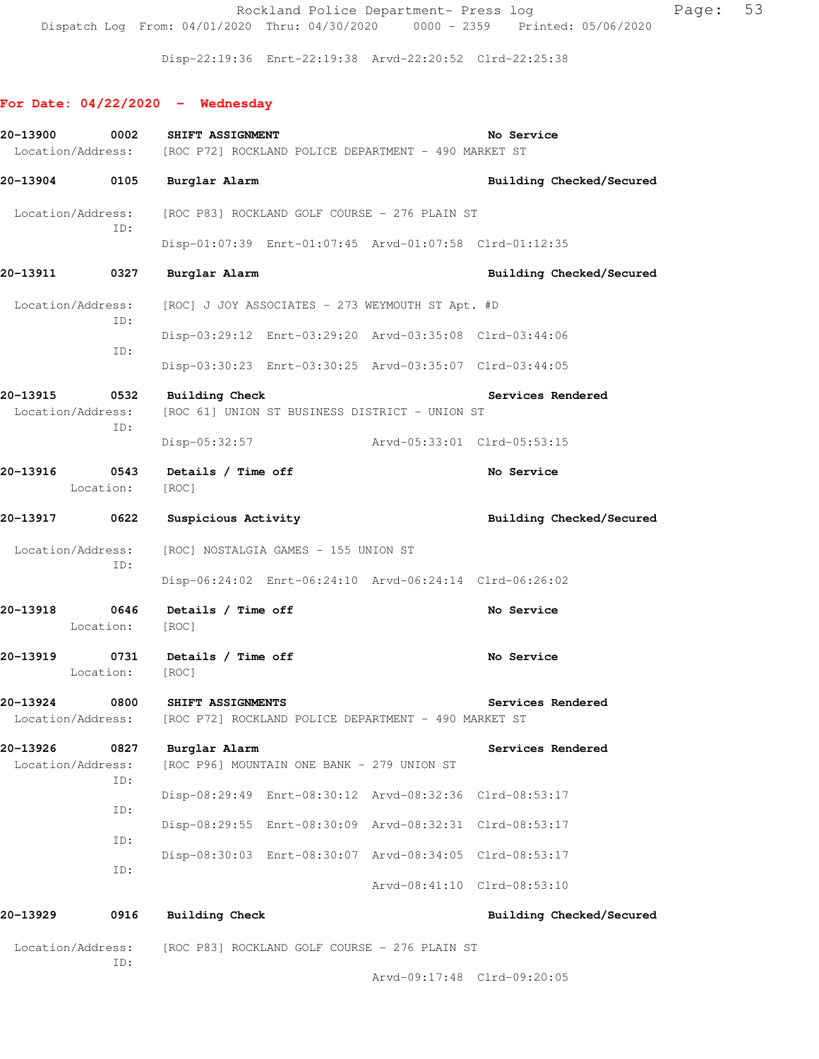Disp-22:19:36 Enrt-22:19:38 Arvd-22:20:52 Clrd-22:25:38

**For Date: 04/22/2020 - Wednesday**

**20-13900 0002 SHIFT ASSIGNMENT** — No Service
Location/Address: [ROC P72] ROCKLAND POLICE DEPARTMENT - 490 MARKET ST

**20-13904 0105 Burglar Alarm** — Building Checked/Secured
Location/Address: [ROC P83] ROCKLAND GOLF COURSE - 276 PLAIN ST
ID:
Disp-01:07:39 Enrt-01:07:45 Arvd-01:07:58 Clrd-01:12:35

**20-13911 0327 Burglar Alarm** — Building Checked/Secured
Location/Address: [ROC] J JOY ASSOCIATES - 273 WEYMOUTH ST Apt. #D
ID:
Disp-03:29:12 Enrt-03:29:20 Arvd-03:35:08 Clrd-03:44:06
ID:
Disp-03:30:23 Enrt-03:30:25 Arvd-03:35:07 Clrd-03:44:05

**20-13915 0532 Building Check** — Services Rendered
Location/Address: [ROC 61] UNION ST BUSINESS DISTRICT - UNION ST
ID:
Disp-05:32:57 Arvd-05:33:01 Clrd-05:53:15

**20-13916 0543 Details / Time off** — No Service
Location: [ROC]

**20-13917 0622 Suspicious Activity** — Building Checked/Secured
Location/Address: [ROC] NOSTALGIA GAMES - 155 UNION ST
ID:
Disp-06:24:02 Enrt-06:24:10 Arvd-06:24:14 Clrd-06:26:02

**20-13918 0646 Details / Time off** — No Service
Location: [ROC]

**20-13919 0731 Details / Time off** — No Service
Location: [ROC]

**20-13924 0800 SHIFT ASSIGNMENTS** — Services Rendered
Location/Address: [ROC P72] ROCKLAND POLICE DEPARTMENT - 490 MARKET ST

**20-13926 0827 Burglar Alarm** — Services Rendered
Location/Address: [ROC P96] MOUNTAIN ONE BANK - 279 UNION ST
ID:
Disp-08:29:49 Enrt-08:30:12 Arvd-08:32:36 Clrd-08:53:17
ID:
Disp-08:29:55 Enrt-08:30:09 Arvd-08:32:31 Clrd-08:53:17
ID:
Disp-08:30:03 Enrt-08:30:07 Arvd-08:34:05 Clrd-08:53:17
ID:
Arvd-08:41:10 Clrd-08:53:10

**20-13929 0916 Building Check** — Building Checked/Secured
Location/Address: [ROC P83] ROCKLAND GOLF COURSE - 276 PLAIN ST
ID:
Arvd-09:17:48 Clrd-09:20:05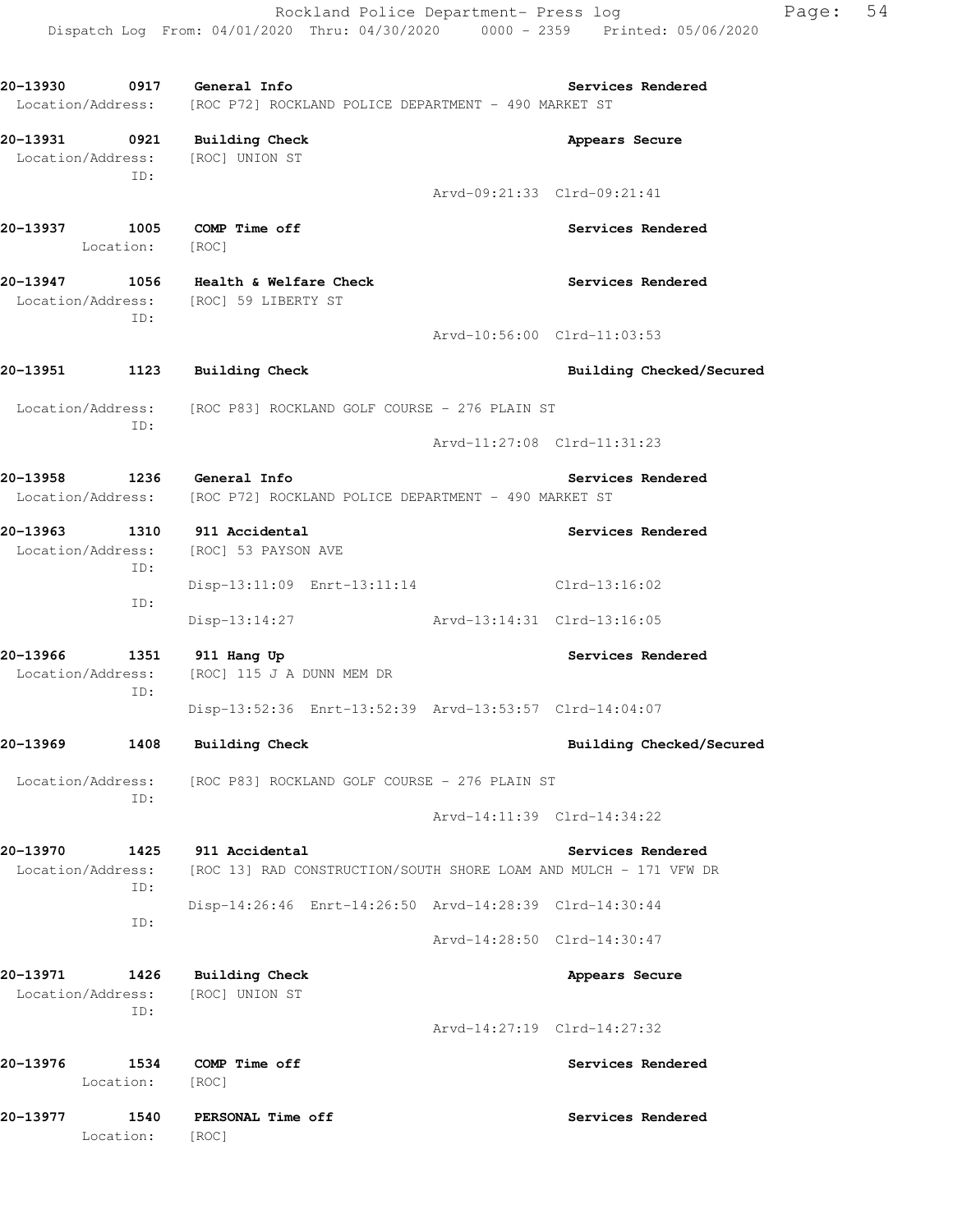**20-13930 0917 General Info** — **Services Rendered**
Location/Address: [ROC P72] ROCKLAND POLICE DEPARTMENT - 490 MARKET ST

**20-13931 0921 Building Check** — **Appears Secure**
Location/Address: [ROC] UNION ST
ID:
Arvd-09:21:33 Clrd-09:21:41

**20-13937 1005 COMP Time off** — **Services Rendered**
Location: [ROC]

**20-13947 1056 Health & Welfare Check** — **Services Rendered**
Location/Address: [ROC] 59 LIBERTY ST
ID:
Arvd-10:56:00 Clrd-11:03:53

**20-13951 1123 Building Check** — **Building Checked/Secured**
Location/Address: [ROC P83] ROCKLAND GOLF COURSE - 276 PLAIN ST
ID:
Arvd-11:27:08 Clrd-11:31:23

**20-13958 1236 General Info** — **Services Rendered**
Location/Address: [ROC P72] ROCKLAND POLICE DEPARTMENT - 490 MARKET ST

**20-13963 1310 911 Accidental** — **Services Rendered**
Location/Address: [ROC] 53 PAYSON AVE
ID:
Disp-13:11:09 Enrt-13:11:14 Clrd-13:16:02
ID:
Disp-13:14:27 Arvd-13:14:31 Clrd-13:16:05

**20-13966 1351 911 Hang Up** — **Services Rendered**
Location/Address: [ROC] 115 J A DUNN MEM DR
ID:
Disp-13:52:36 Enrt-13:52:39 Arvd-13:53:57 Clrd-14:04:07

**20-13969 1408 Building Check** — **Building Checked/Secured**
Location/Address: [ROC P83] ROCKLAND GOLF COURSE - 276 PLAIN ST
ID:
Arvd-14:11:39 Clrd-14:34:22

**20-13970 1425 911 Accidental** — **Services Rendered**
Location/Address: [ROC 13] RAD CONSTRUCTION/SOUTH SHORE LOAM AND MULCH - 171 VFW DR
ID:
Disp-14:26:46 Enrt-14:26:50 Arvd-14:28:39 Clrd-14:30:44
ID:
Arvd-14:28:50 Clrd-14:30:47

**20-13971 1426 Building Check** — **Appears Secure**
Location/Address: [ROC] UNION ST
ID:
Arvd-14:27:19 Clrd-14:27:32

**20-13976 1534 COMP Time off** — **Services Rendered**
Location: [ROC]

**20-13977 1540 PERSONAL Time off** — **Services Rendered**
Location: [ROC]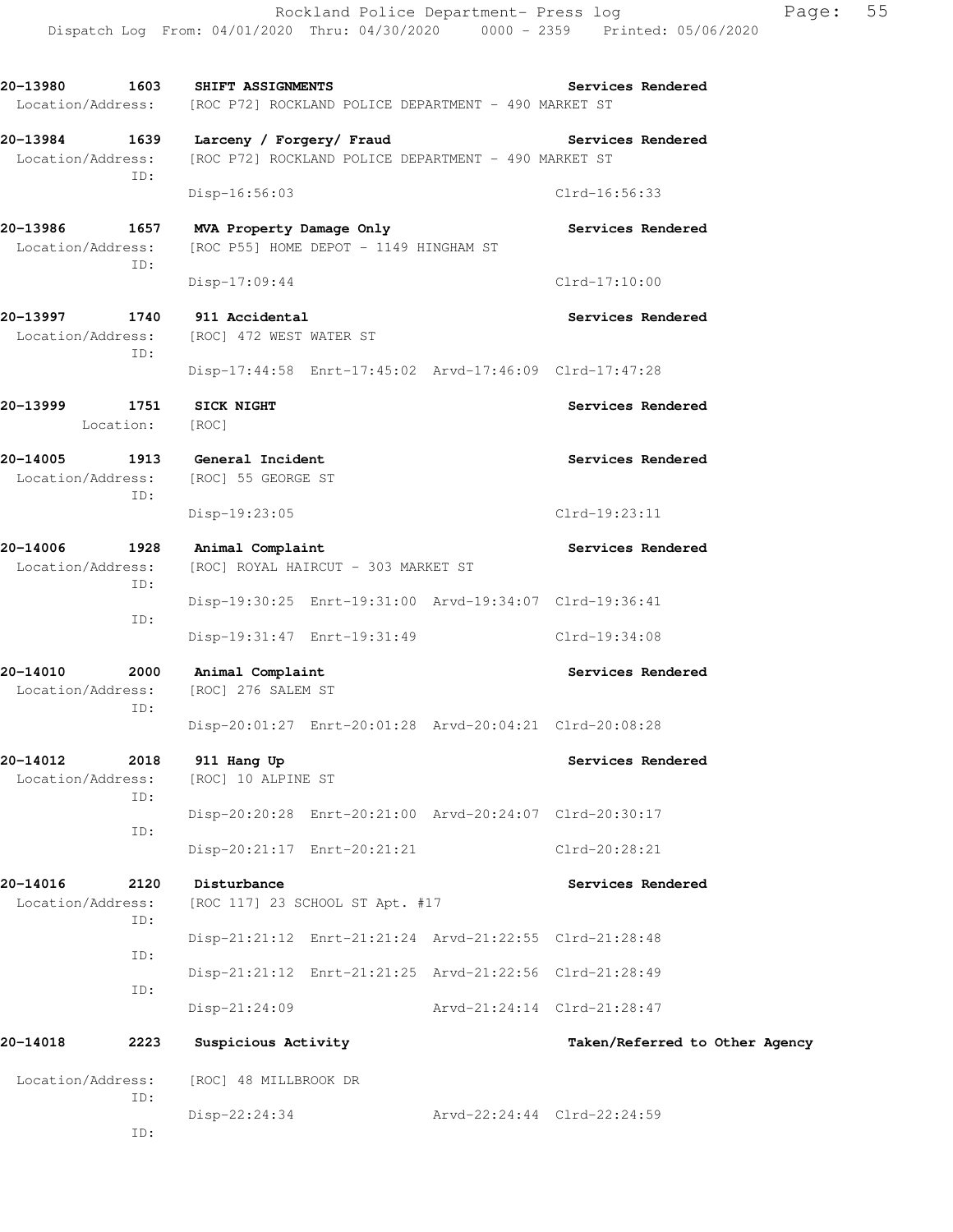**20-13980 1603 SHIFT ASSIGNMENTS** — **Services Rendered**
Location/Address: [ROC P72] ROCKLAND POLICE DEPARTMENT - 490 MARKET ST

**20-13984 1639 Larceny / Forgery/ Fraud** — **Services Rendered**
Location/Address: [ROC P72] ROCKLAND POLICE DEPARTMENT - 490 MARKET ST
ID:
Disp-16:56:03 Clrd-16:56:33

**20-13986 1657 MVA Property Damage Only** — **Services Rendered**
Location/Address: [ROC P55] HOME DEPOT - 1149 HINGHAM ST
ID:
Disp-17:09:44 Clrd-17:10:00

**20-13997 1740 911 Accidental** — **Services Rendered**
Location/Address: [ROC] 472 WEST WATER ST
ID:
Disp-17:44:58 Enrt-17:45:02 Arvd-17:46:09 Clrd-17:47:28

**20-13999 1751 SICK NIGHT** — **Services Rendered**
Location: [ROC]

**20-14005 1913 General Incident** — **Services Rendered**
Location/Address: [ROC] 55 GEORGE ST
ID:
Disp-19:23:05 Clrd-19:23:11

**20-14006 1928 Animal Complaint** — **Services Rendered**
Location/Address: [ROC] ROYAL HAIRCUT - 303 MARKET ST
ID:
Disp-19:30:25 Enrt-19:31:00 Arvd-19:34:07 Clrd-19:36:41
ID:
Disp-19:31:47 Enrt-19:31:49 Clrd-19:34:08

**20-14010 2000 Animal Complaint** — **Services Rendered**
Location/Address: [ROC] 276 SALEM ST
ID:
Disp-20:01:27 Enrt-20:01:28 Arvd-20:04:21 Clrd-20:08:28

**20-14012 2018 911 Hang Up** — **Services Rendered**
Location/Address: [ROC] 10 ALPINE ST
ID:
Disp-20:20:28 Enrt-20:21:00 Arvd-20:24:07 Clrd-20:30:17
ID:
Disp-20:21:17 Enrt-20:21:21 Clrd-20:28:21

**20-14016 2120 Disturbance** — **Services Rendered**
Location/Address: [ROC 117] 23 SCHOOL ST Apt. #17
ID:
Disp-21:21:12 Enrt-21:21:24 Arvd-21:22:55 Clrd-21:28:48
ID:
Disp-21:21:12 Enrt-21:21:25 Arvd-21:22:56 Clrd-21:28:49
ID:
Disp-21:24:09 Arvd-21:24:14 Clrd-21:28:47

**20-14018 2223 Suspicious Activity** — **Taken/Referred to Other Agency**
Location/Address: [ROC] 48 MILLBROOK DR
ID:
Disp-22:24:34 Arvd-22:24:44 Clrd-22:24:59
ID: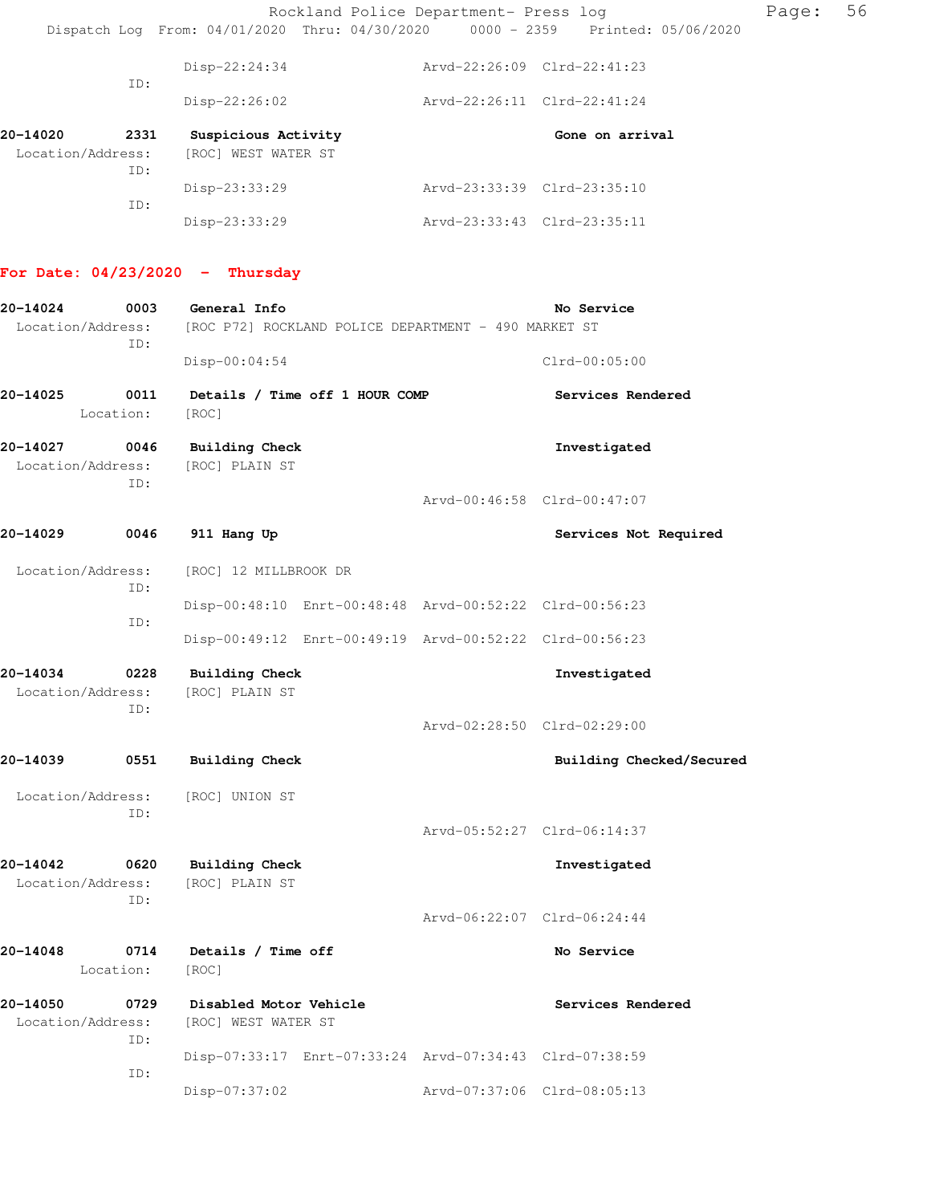Disp-22:24:34 Arvd-22:26:09 Clrd-22:41:23
ID:
Disp-22:26:02 Arvd-22:26:11 Clrd-22:41:24

**20-14020 2331 Suspicious Activity** **Gone on arrival**
Location/Address: [ROC] WEST WATER ST
ID:
Disp-23:33:29 Arvd-23:33:39 Clrd-23:35:10
ID:
Disp-23:33:29 Arvd-23:33:43 Clrd-23:35:11

## For Date: 04/23/2020 - Thursday

**20-14024 0003 General Info** **No Service**
Location/Address: [ROC P72] ROCKLAND POLICE DEPARTMENT - 490 MARKET ST
ID:
Disp-00:04:54 Clrd-00:05:00

**20-14025 0011 Details / Time off 1 HOUR COMP** **Services Rendered**
Location: [ROC]

**20-14027 0046 Building Check** **Investigated**
Location/Address: [ROC] PLAIN ST
ID:
Arvd-00:46:58 Clrd-00:47:07

**20-14029 0046 911 Hang Up** **Services Not Required**
Location/Address: [ROC] 12 MILLBROOK DR
ID:
Disp-00:48:10 Enrt-00:48:48 Arvd-00:52:22 Clrd-00:56:23
ID:
Disp-00:49:12 Enrt-00:49:19 Arvd-00:52:22 Clrd-00:56:23

**20-14034 0228 Building Check** **Investigated**
Location/Address: [ROC] PLAIN ST
ID:
Arvd-02:28:50 Clrd-02:29:00

**20-14039 0551 Building Check** **Building Checked/Secured**
Location/Address: [ROC] UNION ST
ID:
Arvd-05:52:27 Clrd-06:14:37

**20-14042 0620 Building Check** **Investigated**
Location/Address: [ROC] PLAIN ST
ID:
Arvd-06:22:07 Clrd-06:24:44

**20-14048 0714 Details / Time off** **No Service**
Location: [ROC]

**20-14050 0729 Disabled Motor Vehicle** **Services Rendered**
Location/Address: [ROC] WEST WATER ST
ID:
Disp-07:33:17 Enrt-07:33:24 Arvd-07:34:43 Clrd-07:38:59
ID:
Disp-07:37:02 Arvd-07:37:06 Clrd-08:05:13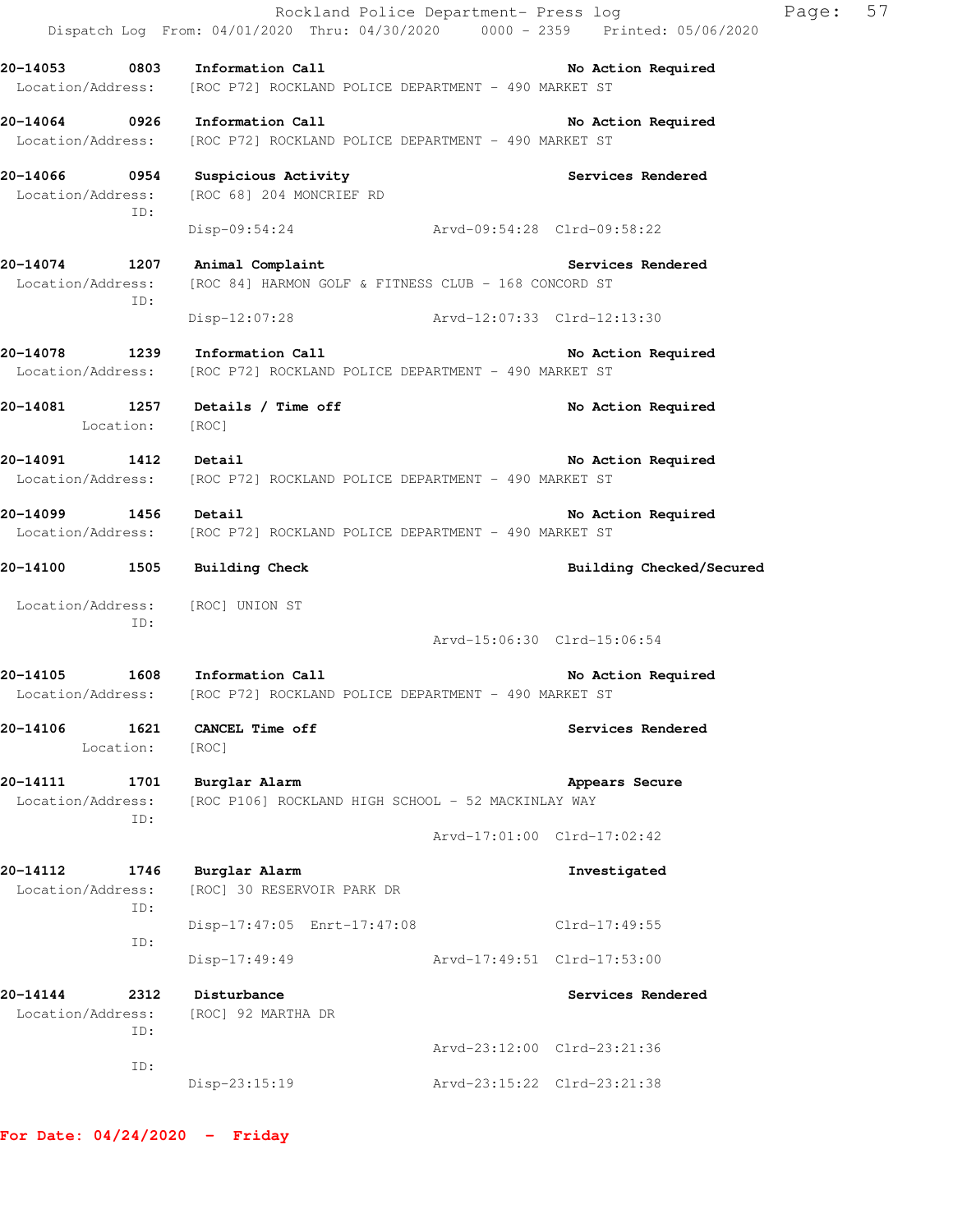Rockland Police Department- Press log
Dispatch Log From: 04/01/2020 Thru: 04/30/2020 0000 - 2359 Printed: 05/06/2020

**20-14053 0803 Information Call** — **No Action Required**
Location/Address: [ROC P72] ROCKLAND POLICE DEPARTMENT - 490 MARKET ST

**20-14064 0926 Information Call** — **No Action Required**
Location/Address: [ROC P72] ROCKLAND POLICE DEPARTMENT - 490 MARKET ST

**20-14066 0954 Suspicious Activity** — **Services Rendered**
Location/Address: [ROC 68] 204 MONCRIEF RD
ID:
Disp-09:54:24 Arvd-09:54:28 Clrd-09:58:22

**20-14074 1207 Animal Complaint** — **Services Rendered**
Location/Address: [ROC 84] HARMON GOLF & FITNESS CLUB - 168 CONCORD ST
ID:
Disp-12:07:28 Arvd-12:07:33 Clrd-12:13:30

**20-14078 1239 Information Call** — **No Action Required**
Location/Address: [ROC P72] ROCKLAND POLICE DEPARTMENT - 490 MARKET ST

**20-14081 1257 Details / Time off** — **No Action Required**
Location: [ROC]

**20-14091 1412 Detail** — **No Action Required**
Location/Address: [ROC P72] ROCKLAND POLICE DEPARTMENT - 490 MARKET ST

**20-14099 1456 Detail** — **No Action Required**
Location/Address: [ROC P72] ROCKLAND POLICE DEPARTMENT - 490 MARKET ST

**20-14100 1505 Building Check** — **Building Checked/Secured**
Location/Address: [ROC] UNION ST
ID:
Arvd-15:06:30 Clrd-15:06:54

**20-14105 1608 Information Call** — **No Action Required**
Location/Address: [ROC P72] ROCKLAND POLICE DEPARTMENT - 490 MARKET ST

**20-14106 1621 CANCEL Time off** — **Services Rendered**
Location: [ROC]

**20-14111 1701 Burglar Alarm** — **Appears Secure**
Location/Address: [ROC P106] ROCKLAND HIGH SCHOOL - 52 MACKINLAY WAY
ID:
Arvd-17:01:00 Clrd-17:02:42

**20-14112 1746 Burglar Alarm** — **Investigated**
Location/Address: [ROC] 30 RESERVOIR PARK DR
ID:
Disp-17:47:05 Enrt-17:47:08 Clrd-17:49:55
ID:
Disp-17:49:49 Arvd-17:49:51 Clrd-17:53:00

**20-14144 2312 Disturbance** — **Services Rendered**
Location/Address: [ROC] 92 MARTHA DR
ID:
Arvd-23:12:00 Clrd-23:21:36
ID:
Disp-23:15:19 Arvd-23:15:22 Clrd-23:21:38

**For Date: 04/24/2020 - Friday**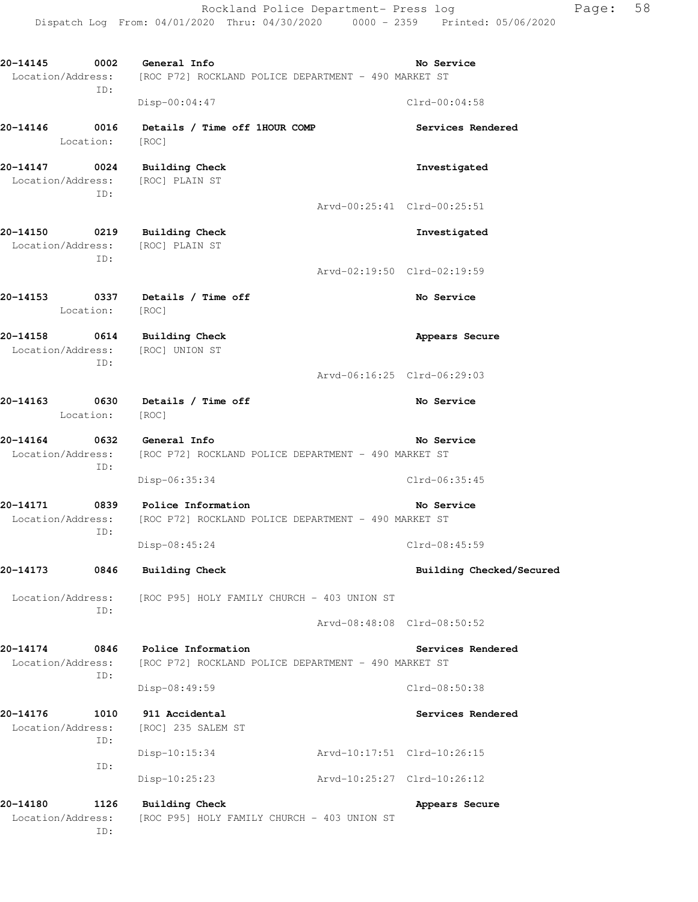**20-14145 0002 General Info** **No Service**
Location/Address: [ROC P72] ROCKLAND POLICE DEPARTMENT - 490 MARKET ST
ID:
Disp-00:04:47 Clrd-00:04:58

**20-14146 0016 Details / Time off 1HOUR COMP** **Services Rendered**
Location: [ROC]

**20-14147 0024 Building Check** **Investigated**
Location/Address: [ROC] PLAIN ST
ID:
Arvd-00:25:41 Clrd-00:25:51

**20-14150 0219 Building Check** **Investigated**
Location/Address: [ROC] PLAIN ST
ID:
Arvd-02:19:50 Clrd-02:19:59

**20-14153 0337 Details / Time off** **No Service**
Location: [ROC]

**20-14158 0614 Building Check** **Appears Secure**
Location/Address: [ROC] UNION ST
ID:
Arvd-06:16:25 Clrd-06:29:03

**20-14163 0630 Details / Time off** **No Service**
Location: [ROC]

**20-14164 0632 General Info** **No Service**
Location/Address: [ROC P72] ROCKLAND POLICE DEPARTMENT - 490 MARKET ST
ID:
Disp-06:35:34 Clrd-06:35:45

**20-14171 0839 Police Information** **No Service**
Location/Address: [ROC P72] ROCKLAND POLICE DEPARTMENT - 490 MARKET ST
ID:
Disp-08:45:24 Clrd-08:45:59

**20-14173 0846 Building Check** **Building Checked/Secured**
Location/Address: [ROC P95] HOLY FAMILY CHURCH - 403 UNION ST
ID:
Arvd-08:48:08 Clrd-08:50:52

**20-14174 0846 Police Information** **Services Rendered**
Location/Address: [ROC P72] ROCKLAND POLICE DEPARTMENT - 490 MARKET ST
ID:
Disp-08:49:59 Clrd-08:50:38

**20-14176 1010 911 Accidental** **Services Rendered**
Location/Address: [ROC] 235 SALEM ST
ID:
Disp-10:15:34 Arvd-10:17:51 Clrd-10:26:15
ID:
Disp-10:25:23 Arvd-10:25:27 Clrd-10:26:12

**20-14180 1126 Building Check** **Appears Secure**
Location/Address: [ROC P95] HOLY FAMILY CHURCH - 403 UNION ST
ID: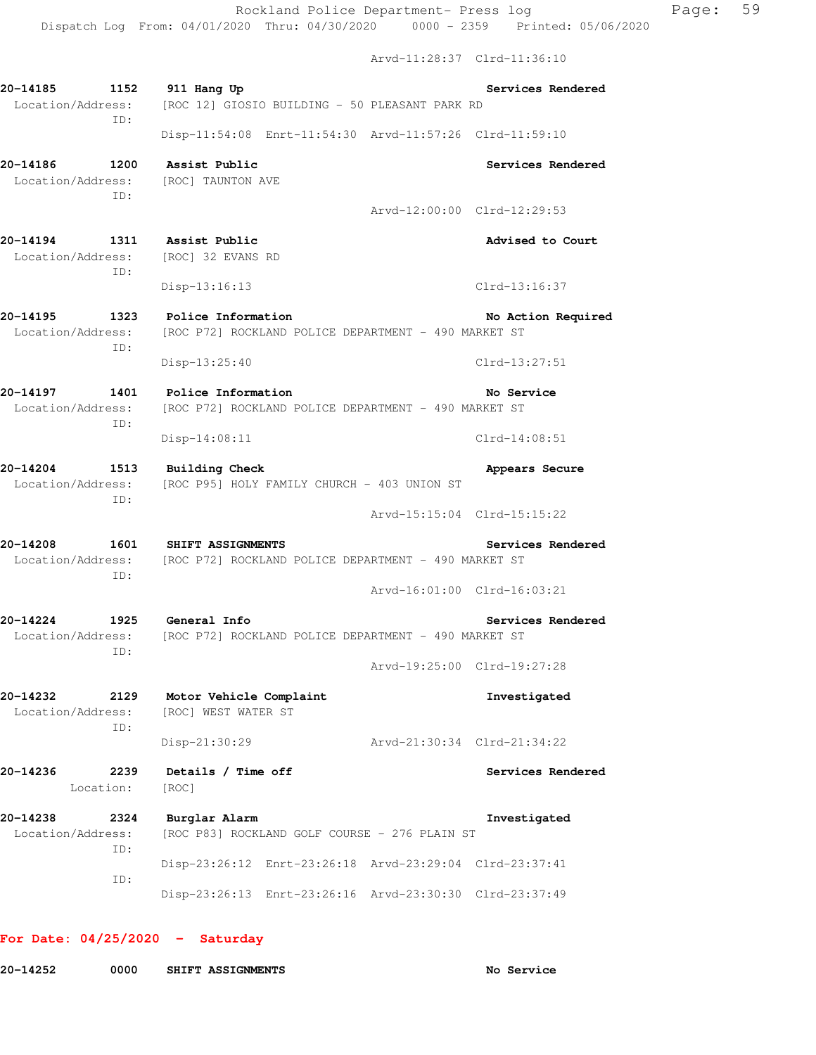Arvd-11:28:37 Clrd-11:36:10

**20-14185 1152 911 Hang Up** — Services Rendered
Location/Address: [ROC 12] GIOSIO BUILDING - 50 PLEASANT PARK RD
ID:
Disp-11:54:08 Enrt-11:54:30 Arvd-11:57:26 Clrd-11:59:10

**20-14186 1200 Assist Public** — Services Rendered
Location/Address: [ROC] TAUNTON AVE
ID:
Arvd-12:00:00 Clrd-12:29:53

**20-14194 1311 Assist Public** — Advised to Court
Location/Address: [ROC] 32 EVANS RD
ID:
Disp-13:16:13 Clrd-13:16:37

**20-14195 1323 Police Information** — No Action Required
Location/Address: [ROC P72] ROCKLAND POLICE DEPARTMENT - 490 MARKET ST
ID:
Disp-13:25:40 Clrd-13:27:51

**20-14197 1401 Police Information** — No Service
Location/Address: [ROC P72] ROCKLAND POLICE DEPARTMENT - 490 MARKET ST
ID:
Disp-14:08:11 Clrd-14:08:51

**20-14204 1513 Building Check** — Appears Secure
Location/Address: [ROC P95] HOLY FAMILY CHURCH - 403 UNION ST
ID:
Arvd-15:15:04 Clrd-15:15:22

**20-14208 1601 SHIFT ASSIGNMENTS** — Services Rendered
Location/Address: [ROC P72] ROCKLAND POLICE DEPARTMENT - 490 MARKET ST
ID:
Arvd-16:01:00 Clrd-16:03:21

**20-14224 1925 General Info** — Services Rendered
Location/Address: [ROC P72] ROCKLAND POLICE DEPARTMENT - 490 MARKET ST
ID:
Arvd-19:25:00 Clrd-19:27:28

**20-14232 2129 Motor Vehicle Complaint** — Investigated
Location/Address: [ROC] WEST WATER ST
ID:
Disp-21:30:29 Arvd-21:30:34 Clrd-21:34:22

**20-14236 2239 Details / Time off** — Services Rendered
Location: [ROC]

**20-14238 2324 Burglar Alarm** — Investigated
Location/Address: [ROC P83] ROCKLAND GOLF COURSE - 276 PLAIN ST
ID:
Disp-23:26:12 Enrt-23:26:18 Arvd-23:29:04 Clrd-23:37:41
ID:
Disp-23:26:13 Enrt-23:26:16 Arvd-23:30:30 Clrd-23:37:49

## For Date: 04/25/2020 - Saturday

**20-14252 0000 SHIFT ASSIGNMENTS** — No Service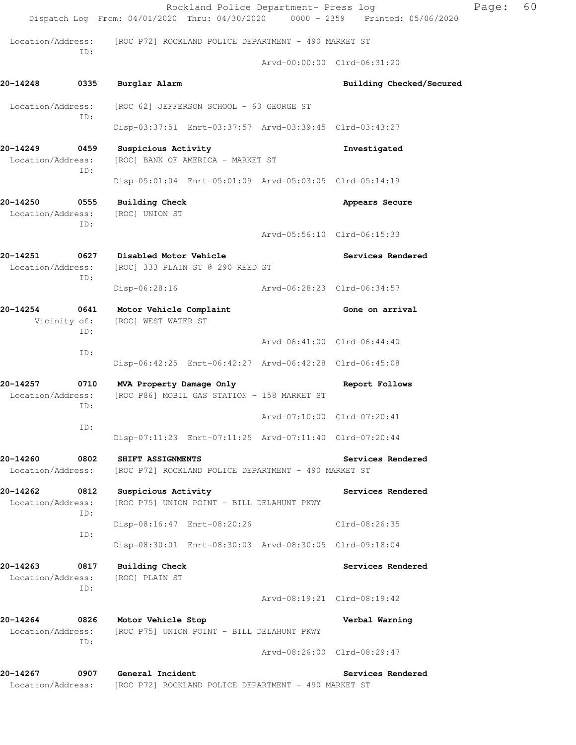Location/Address: [ROC P72] ROCKLAND POLICE DEPARTMENT - 490 MARKET ST
ID:
Arvd-00:00:00 Clrd-06:31:20

**20-14248 0335 Burglar Alarm** **Building Checked/Secured**

Location/Address: [ROC 62] JEFFERSON SCHOOL - 63 GEORGE ST
ID:
Disp-03:37:51 Enrt-03:37:57 Arvd-03:39:45 Clrd-03:43:27

**20-14249 0459 Suspicious Activity** **Investigated**
Location/Address: [ROC] BANK OF AMERICA - MARKET ST
ID:
Disp-05:01:04 Enrt-05:01:09 Arvd-05:03:05 Clrd-05:14:19

**20-14250 0555 Building Check** **Appears Secure**
Location/Address: [ROC] UNION ST
ID:
Arvd-05:56:10 Clrd-06:15:33

**20-14251 0627 Disabled Motor Vehicle** **Services Rendered**
Location/Address: [ROC] 333 PLAIN ST @ 290 REED ST
ID:
Disp-06:28:16 Arvd-06:28:23 Clrd-06:34:57

**20-14254 0641 Motor Vehicle Complaint** **Gone on arrival**
Vicinity of: [ROC] WEST WATER ST
ID:
Arvd-06:41:00 Clrd-06:44:40
ID:
Disp-06:42:25 Enrt-06:42:27 Arvd-06:42:28 Clrd-06:45:08

**20-14257 0710 MVA Property Damage Only** **Report Follows**
Location/Address: [ROC P86] MOBIL GAS STATION - 158 MARKET ST
ID:
Arvd-07:10:00 Clrd-07:20:41
ID:
Disp-07:11:23 Enrt-07:11:25 Arvd-07:11:40 Clrd-07:20:44

**20-14260 0802 SHIFT ASSIGNMENTS** **Services Rendered**
Location/Address: [ROC P72] ROCKLAND POLICE DEPARTMENT - 490 MARKET ST

**20-14262 0812 Suspicious Activity** **Services Rendered**
Location/Address: [ROC P75] UNION POINT - BILL DELAHUNT PKWY
ID:
Disp-08:16:47 Enrt-08:20:26 Clrd-08:26:35
ID:
Disp-08:30:01 Enrt-08:30:03 Arvd-08:30:05 Clrd-09:18:04

**20-14263 0817 Building Check** **Services Rendered**
Location/Address: [ROC] PLAIN ST
ID:
Arvd-08:19:21 Clrd-08:19:42

**20-14264 0826 Motor Vehicle Stop** **Verbal Warning**
Location/Address: [ROC P75] UNION POINT - BILL DELAHUNT PKWY
ID:
Arvd-08:26:00 Clrd-08:29:47

**20-14267 0907 General Incident** **Services Rendered**
Location/Address: [ROC P72] ROCKLAND POLICE DEPARTMENT - 490 MARKET ST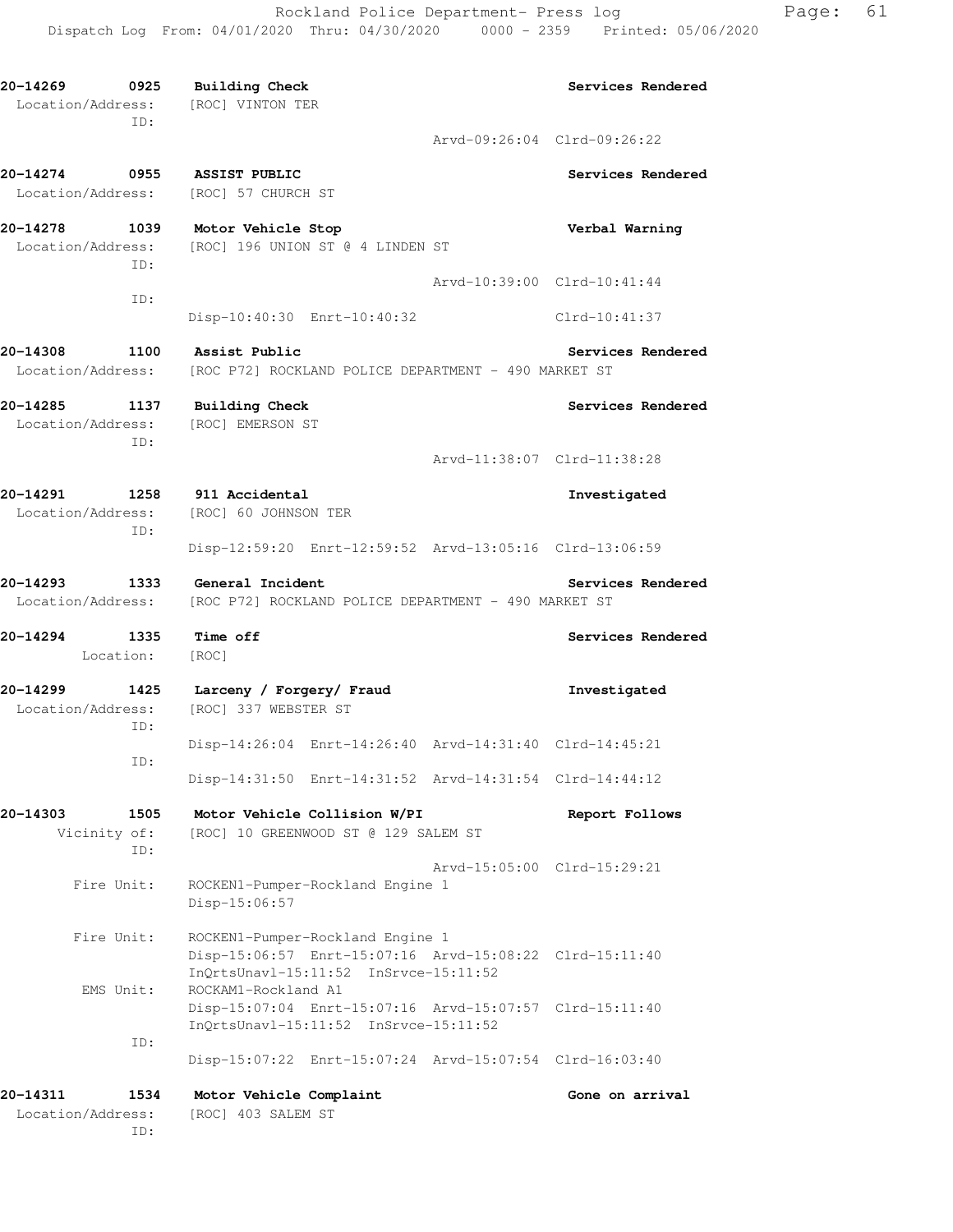**20-14269 0925 Building Check** — **Services Rendered**
Location/Address: [ROC] VINTON TER
ID:
Arvd-09:26:04 Clrd-09:26:22

**20-14274 0955 ASSIST PUBLIC** — **Services Rendered**
Location/Address: [ROC] 57 CHURCH ST

**20-14278 1039 Motor Vehicle Stop** — **Verbal Warning**
Location/Address: [ROC] 196 UNION ST @ 4 LINDEN ST
ID:
Arvd-10:39:00 Clrd-10:41:44
ID:
Disp-10:40:30 Enrt-10:40:32 Clrd-10:41:37

**20-14308 1100 Assist Public** — **Services Rendered**
Location/Address: [ROC P72] ROCKLAND POLICE DEPARTMENT - 490 MARKET ST

**20-14285 1137 Building Check** — **Services Rendered**
Location/Address: [ROC] EMERSON ST
ID:
Arvd-11:38:07 Clrd-11:38:28

**20-14291 1258 911 Accidental** — **Investigated**
Location/Address: [ROC] 60 JOHNSON TER
ID:
Disp-12:59:20 Enrt-12:59:52 Arvd-13:05:16 Clrd-13:06:59

**20-14293 1333 General Incident** — **Services Rendered**
Location/Address: [ROC P72] ROCKLAND POLICE DEPARTMENT - 490 MARKET ST

**20-14294 1335 Time off** — **Services Rendered**
Location: [ROC]

**20-14299 1425 Larceny / Forgery/ Fraud** — **Investigated**
Location/Address: [ROC] 337 WEBSTER ST
ID:
Disp-14:26:04 Enrt-14:26:40 Arvd-14:31:40 Clrd-14:45:21
ID:
Disp-14:31:50 Enrt-14:31:52 Arvd-14:31:54 Clrd-14:44:12

**20-14303 1505 Motor Vehicle Collision W/PI** — **Report Follows**
Vicinity of: [ROC] 10 GREENWOOD ST @ 129 SALEM ST
ID:
Arvd-15:05:00 Clrd-15:29:21
Fire Unit: ROCKEN1-Pumper-Rockland Engine 1
Disp-15:06:57

Fire Unit: ROCKEN1-Pumper-Rockland Engine 1
Disp-15:06:57 Enrt-15:07:16 Arvd-15:08:22 Clrd-15:11:40
InQrtsUnavl-15:11:52 InSrvce-15:11:52
EMS Unit: ROCKAM1-Rockland A1
Disp-15:07:04 Enrt-15:07:16 Arvd-15:07:57 Clrd-15:11:40
InQrtsUnavl-15:11:52 InSrvce-15:11:52
ID:
Disp-15:07:22 Enrt-15:07:24 Arvd-15:07:54 Clrd-16:03:40

**20-14311 1534 Motor Vehicle Complaint** — **Gone on arrival**
Location/Address: [ROC] 403 SALEM ST
ID: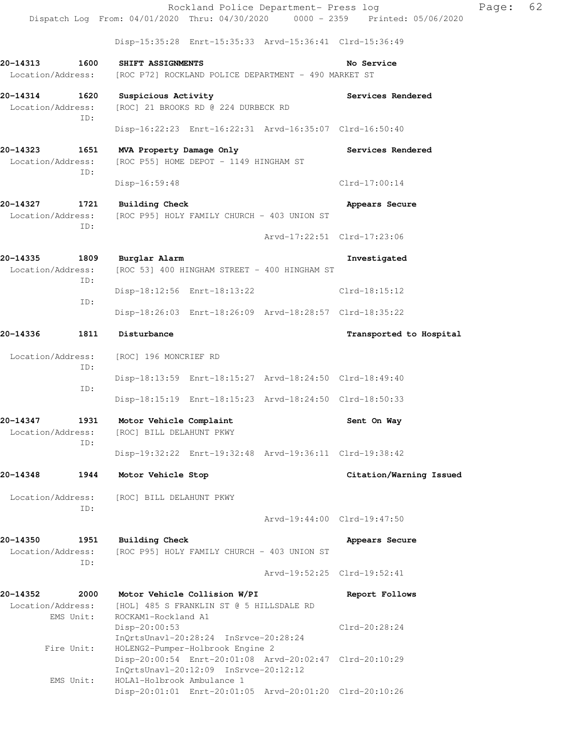Disp-15:35:28 Enrt-15:35:33 Arvd-15:36:41 Clrd-15:36:49

**20-14313 1600 SHIFT ASSIGNMENTS** — No Service
Location/Address: [ROC P72] ROCKLAND POLICE DEPARTMENT - 490 MARKET ST

**20-14314 1620 Suspicious Activity** — Services Rendered
Location/Address: [ROC] 21 BROOKS RD @ 224 DURBECK RD
ID:
Disp-16:22:23 Enrt-16:22:31 Arvd-16:35:07 Clrd-16:50:40

**20-14323 1651 MVA Property Damage Only** — Services Rendered
Location/Address: [ROC P55] HOME DEPOT - 1149 HINGHAM ST
ID:
Disp-16:59:48 Clrd-17:00:14

**20-14327 1721 Building Check** — Appears Secure
Location/Address: [ROC P95] HOLY FAMILY CHURCH - 403 UNION ST
ID:
Arvd-17:22:51 Clrd-17:23:06

**20-14335 1809 Burglar Alarm** — Investigated
Location/Address: [ROC 53] 400 HINGHAM STREET - 400 HINGHAM ST
ID:
Disp-18:12:56 Enrt-18:13:22 Clrd-18:15:12
ID:
Disp-18:26:03 Enrt-18:26:09 Arvd-18:28:57 Clrd-18:35:22

**20-14336 1811 Disturbance** — Transported to Hospital
Location/Address: [ROC] 196 MONCRIEF RD
ID:
Disp-18:13:59 Enrt-18:15:27 Arvd-18:24:50 Clrd-18:49:40
ID:
Disp-18:15:19 Enrt-18:15:23 Arvd-18:24:50 Clrd-18:50:33

**20-14347 1931 Motor Vehicle Complaint** — Sent On Way
Location/Address: [ROC] BILL DELAHUNT PKWY
ID:
Disp-19:32:22 Enrt-19:32:48 Arvd-19:36:11 Clrd-19:38:42

**20-14348 1944 Motor Vehicle Stop** — Citation/Warning Issued
Location/Address: [ROC] BILL DELAHUNT PKWY
ID:
Arvd-19:44:00 Clrd-19:47:50

**20-14350 1951 Building Check** — Appears Secure
Location/Address: [ROC P95] HOLY FAMILY CHURCH - 403 UNION ST
ID:
Arvd-19:52:25 Clrd-19:52:41

**20-14352 2000 Motor Vehicle Collision W/PI** — Report Follows
Location/Address: [HOL] 485 S FRANKLIN ST @ 5 HILLSDALE RD
EMS Unit: ROCKAM1-Rockland A1
Disp-20:00:53 Clrd-20:28:24
InQrtsUnavl-20:28:24 InSrvce-20:28:24
Fire Unit: HOLENG2-Pumper-Holbrook Engine 2
Disp-20:00:54 Enrt-20:01:08 Arvd-20:02:47 Clrd-20:10:29
InQrtsUnavl-20:12:09 InSrvce-20:12:12
EMS Unit: HOLA1-Holbrook Ambulance 1
Disp-20:01:01 Enrt-20:01:05 Arvd-20:01:20 Clrd-20:10:26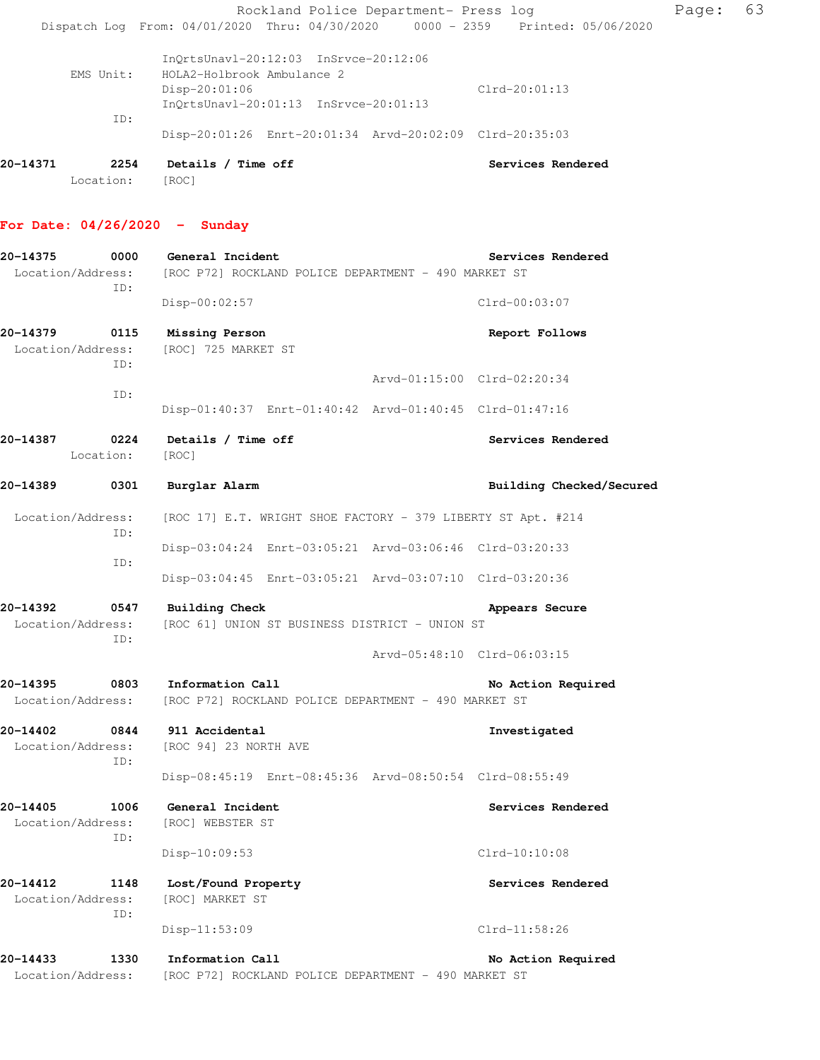InQrtsUnavl-20:12:03 InSrvce-20:12:06

EMS Unit: HOLA2-Holbrook Ambulance 2
Disp-20:01:06 Clrd-20:01:13
InQrtsUnavl-20:01:13 InSrvce-20:01:13

ID:
Disp-20:01:26 Enrt-20:01:34 Arvd-20:02:09 Clrd-20:35:03

**20-14371 2254 Details / Time off** **Services Rendered**
Location: [ROC]

## For Date: 04/26/2020 - Sunday

**20-14375 0000 General Incident** **Services Rendered**
Location/Address: [ROC P72] ROCKLAND POLICE DEPARTMENT - 490 MARKET ST
ID:
Disp-00:02:57 Clrd-00:03:07

**20-14379 0115 Missing Person** **Report Follows**
Location/Address: [ROC] 725 MARKET ST
ID:
Arvd-01:15:00 Clrd-02:20:34
ID:
Disp-01:40:37 Enrt-01:40:42 Arvd-01:40:45 Clrd-01:47:16

**20-14387 0224 Details / Time off** **Services Rendered**
Location: [ROC]

**20-14389 0301 Burglar Alarm** **Building Checked/Secured**

Location/Address: [ROC 17] E.T. WRIGHT SHOE FACTORY - 379 LIBERTY ST Apt. #214
ID:
Disp-03:04:24 Enrt-03:05:21 Arvd-03:06:46 Clrd-03:20:33
ID:
Disp-03:04:45 Enrt-03:05:21 Arvd-03:07:10 Clrd-03:20:36

**20-14392 0547 Building Check** **Appears Secure**
Location/Address: [ROC 61] UNION ST BUSINESS DISTRICT - UNION ST
ID:
Arvd-05:48:10 Clrd-06:03:15

**20-14395 0803 Information Call** **No Action Required**
Location/Address: [ROC P72] ROCKLAND POLICE DEPARTMENT - 490 MARKET ST

**20-14402 0844 911 Accidental** **Investigated**
Location/Address: [ROC 94] 23 NORTH AVE
ID:
Disp-08:45:19 Enrt-08:45:36 Arvd-08:50:54 Clrd-08:55:49

**20-14405 1006 General Incident** **Services Rendered**
Location/Address: [ROC] WEBSTER ST
ID:
Disp-10:09:53 Clrd-10:10:08

**20-14412 1148 Lost/Found Property** **Services Rendered**
Location/Address: [ROC] MARKET ST
ID:
Disp-11:53:09 Clrd-11:58:26

**20-14433 1330 Information Call** **No Action Required**
Location/Address: [ROC P72] ROCKLAND POLICE DEPARTMENT - 490 MARKET ST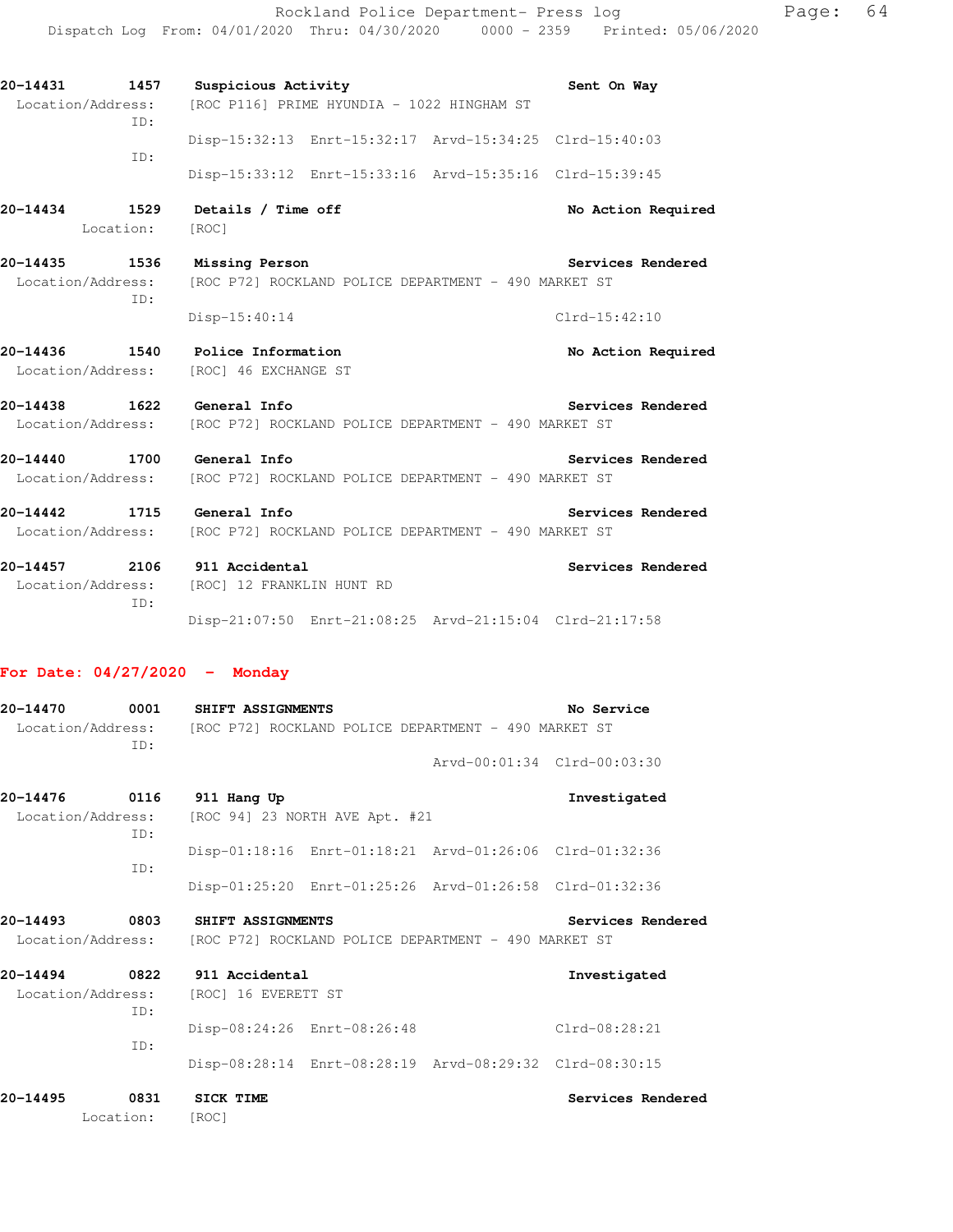**20-14431** **1457** **Suspicious Activity** **Sent On Way**
Location/Address: [ROC P116] PRIME HYUNDIA - 1022 HINGHAM ST
ID:
Disp-15:32:13 Enrt-15:32:17 Arvd-15:34:25 Clrd-15:40:03
ID:
Disp-15:33:12 Enrt-15:33:16 Arvd-15:35:16 Clrd-15:39:45

**20-14434** **1529** **Details / Time off** **No Action Required**
Location: [ROC]

**20-14435** **1536** **Missing Person** **Services Rendered**
Location/Address: [ROC P72] ROCKLAND POLICE DEPARTMENT - 490 MARKET ST
ID:
Disp-15:40:14 Clrd-15:42:10

**20-14436** **1540** **Police Information** **No Action Required**
Location/Address: [ROC] 46 EXCHANGE ST

**20-14438** **1622** **General Info** **Services Rendered**
Location/Address: [ROC P72] ROCKLAND POLICE DEPARTMENT - 490 MARKET ST

**20-14440** **1700** **General Info** **Services Rendered**
Location/Address: [ROC P72] ROCKLAND POLICE DEPARTMENT - 490 MARKET ST

**20-14442** **1715** **General Info** **Services Rendered**
Location/Address: [ROC P72] ROCKLAND POLICE DEPARTMENT - 490 MARKET ST

**20-14457** **2106** **911 Accidental** **Services Rendered**
Location/Address: [ROC] 12 FRANKLIN HUNT RD
ID:
Disp-21:07:50 Enrt-21:08:25 Arvd-21:15:04 Clrd-21:17:58

## For Date: 04/27/2020 - Monday

**20-14470** **0001** **SHIFT ASSIGNMENTS** **No Service**
Location/Address: [ROC P72] ROCKLAND POLICE DEPARTMENT - 490 MARKET ST
ID:
Arvd-00:01:34 Clrd-00:03:30

**20-14476** **0116** **911 Hang Up** **Investigated**
Location/Address: [ROC 94] 23 NORTH AVE Apt. #21
ID:
Disp-01:18:16 Enrt-01:18:21 Arvd-01:26:06 Clrd-01:32:36
ID:
Disp-01:25:20 Enrt-01:25:26 Arvd-01:26:58 Clrd-01:32:36

**20-14493** **0803** **SHIFT ASSIGNMENTS** **Services Rendered**
Location/Address: [ROC P72] ROCKLAND POLICE DEPARTMENT - 490 MARKET ST

**20-14494** **0822** **911 Accidental** **Investigated**
Location/Address: [ROC] 16 EVERETT ST
ID:
Disp-08:24:26 Enrt-08:26:48 Clrd-08:28:21
ID:
Disp-08:28:14 Enrt-08:28:19 Arvd-08:29:32 Clrd-08:30:15

**20-14495** **0831** **SICK TIME** **Services Rendered**
Location: [ROC]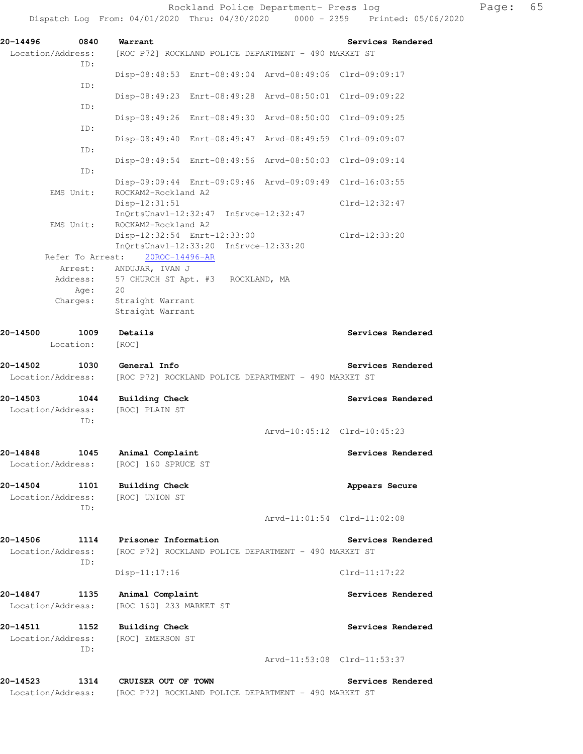**20-14496 0840 Warrant** — Services Rendered

Location/Address: [ROC P72] ROCKLAND POLICE DEPARTMENT - 490 MARKET ST

ID:
Disp-08:48:53 Enrt-08:49:04 Arvd-08:49:06 Clrd-09:09:17

ID:
Disp-08:49:23 Enrt-08:49:28 Arvd-08:50:01 Clrd-09:09:22

ID:
Disp-08:49:26 Enrt-08:49:30 Arvd-08:50:00 Clrd-09:09:25

ID:
Disp-08:49:40 Enrt-08:49:47 Arvd-08:49:59 Clrd-09:09:07

ID:
Disp-08:49:54 Enrt-08:49:56 Arvd-08:50:03 Clrd-09:09:14

ID:
Disp-09:09:44 Enrt-09:09:46 Arvd-09:09:49 Clrd-16:03:55

EMS Unit: ROCKAM2-Rockland A2
Disp-12:31:51 Clrd-12:32:47
InQrtsUnavl-12:32:47 InSrvce-12:32:47

EMS Unit: ROCKAM2-Rockland A2
Disp-12:32:54 Enrt-12:33:00 Clrd-12:33:20
InQrtsUnavl-12:33:20 InSrvce-12:33:20

Refer To Arrest: 20ROC-14496-AR

Arrest: ANDUJAR, IVAN J
Address: 57 CHURCH ST Apt. #3 ROCKLAND, MA
Age: 20
Charges: Straight Warrant
Straight Warrant

**20-14500 1009 Details** — Services Rendered

Location: [ROC]

**20-14502 1030 General Info** — Services Rendered

Location/Address: [ROC P72] ROCKLAND POLICE DEPARTMENT - 490 MARKET ST

**20-14503 1044 Building Check** — Services Rendered

Location/Address: [ROC] PLAIN ST

ID:
Arvd-10:45:12 Clrd-10:45:23

**20-14848 1045 Animal Complaint** — Services Rendered

Location/Address: [ROC] 160 SPRUCE ST

**20-14504 1101 Building Check** — Appears Secure

Location/Address: [ROC] UNION ST

ID:
Arvd-11:01:54 Clrd-11:02:08

**20-14506 1114 Prisoner Information** — Services Rendered

Location/Address: [ROC P72] ROCKLAND POLICE DEPARTMENT - 490 MARKET ST

ID:
Disp-11:17:16 Clrd-11:17:22

**20-14847 1135 Animal Complaint** — Services Rendered

Location/Address: [ROC 160] 233 MARKET ST

**20-14511 1152 Building Check** — Services Rendered

Location/Address: [ROC] EMERSON ST

ID:
Arvd-11:53:08 Clrd-11:53:37

**20-14523 1314 CRUISER OUT OF TOWN** — Services Rendered

Location/Address: [ROC P72] ROCKLAND POLICE DEPARTMENT - 490 MARKET ST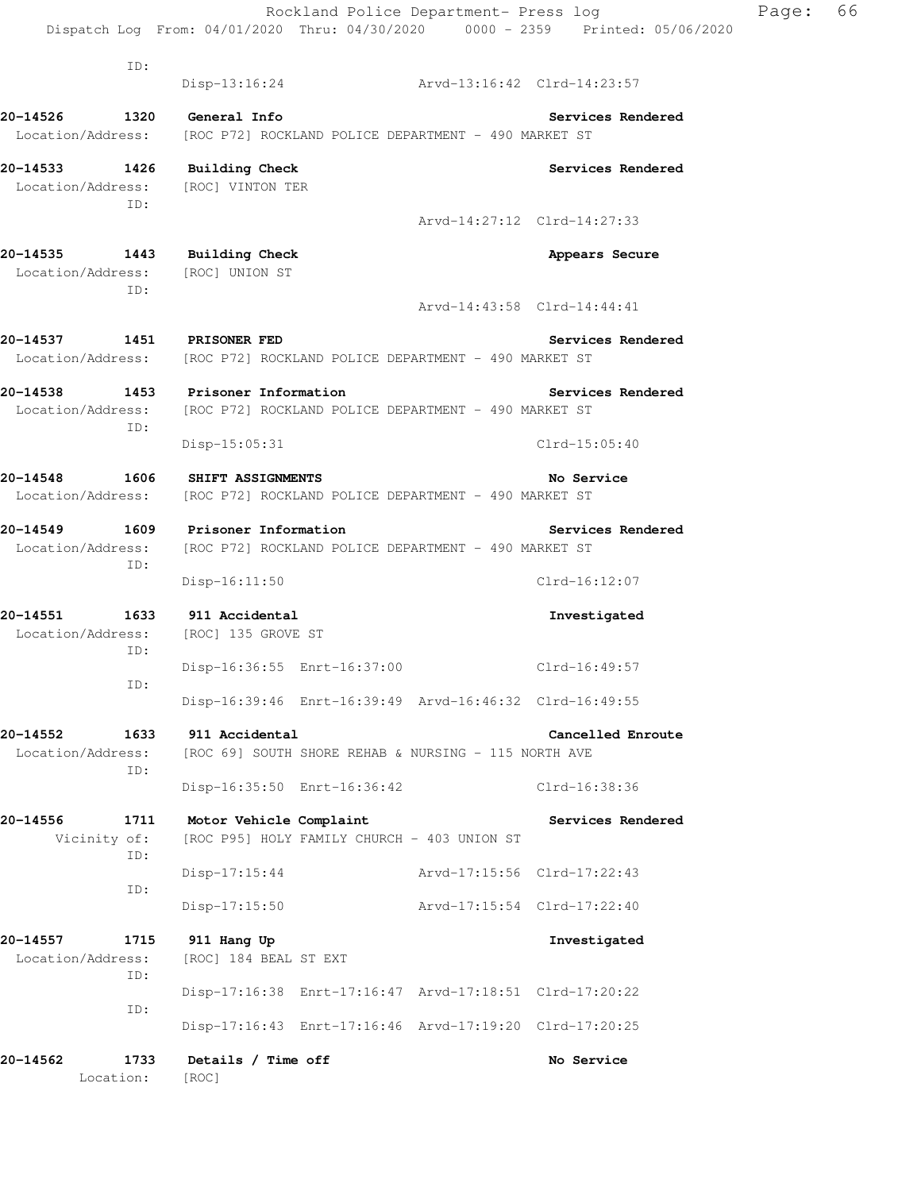ID:
Disp-13:16:24 Arvd-13:16:42 Clrd-14:23:57

**20-14526 1320 General Info** **Services Rendered**
Location/Address: [ROC P72] ROCKLAND POLICE DEPARTMENT - 490 MARKET ST

**20-14533 1426 Building Check** **Services Rendered**
Location/Address: [ROC] VINTON TER
ID:
Arvd-14:27:12 Clrd-14:27:33

**20-14535 1443 Building Check** **Appears Secure**
Location/Address: [ROC] UNION ST
ID:
Arvd-14:43:58 Clrd-14:44:41

**20-14537 1451 PRISONER FED** **Services Rendered**
Location/Address: [ROC P72] ROCKLAND POLICE DEPARTMENT - 490 MARKET ST

**20-14538 1453 Prisoner Information** **Services Rendered**
Location/Address: [ROC P72] ROCKLAND POLICE DEPARTMENT - 490 MARKET ST
ID:
Disp-15:05:31 Clrd-15:05:40

**20-14548 1606 SHIFT ASSIGNMENTS** **No Service**
Location/Address: [ROC P72] ROCKLAND POLICE DEPARTMENT - 490 MARKET ST

**20-14549 1609 Prisoner Information** **Services Rendered**
Location/Address: [ROC P72] ROCKLAND POLICE DEPARTMENT - 490 MARKET ST
ID:
Disp-16:11:50 Clrd-16:12:07

**20-14551 1633 911 Accidental** **Investigated**
Location/Address: [ROC] 135 GROVE ST
ID:
Disp-16:36:55 Enrt-16:37:00 Clrd-16:49:57
ID:
Disp-16:39:46 Enrt-16:39:49 Arvd-16:46:32 Clrd-16:49:55

**20-14552 1633 911 Accidental** **Cancelled Enroute**
Location/Address: [ROC 69] SOUTH SHORE REHAB & NURSING - 115 NORTH AVE
ID:
Disp-16:35:50 Enrt-16:36:42 Clrd-16:38:36

**20-14556 1711 Motor Vehicle Complaint** **Services Rendered**
Vicinity of: [ROC P95] HOLY FAMILY CHURCH - 403 UNION ST
ID:
Disp-17:15:44 Arvd-17:15:56 Clrd-17:22:43
ID:
Disp-17:15:50 Arvd-17:15:54 Clrd-17:22:40

**20-14557 1715 911 Hang Up** **Investigated**
Location/Address: [ROC] 184 BEAL ST EXT
ID:
Disp-17:16:38 Enrt-17:16:47 Arvd-17:18:51 Clrd-17:20:22
ID:
Disp-17:16:43 Enrt-17:16:46 Arvd-17:19:20 Clrd-17:20:25

**20-14562 1733 Details / Time off** **No Service**
Location: [ROC]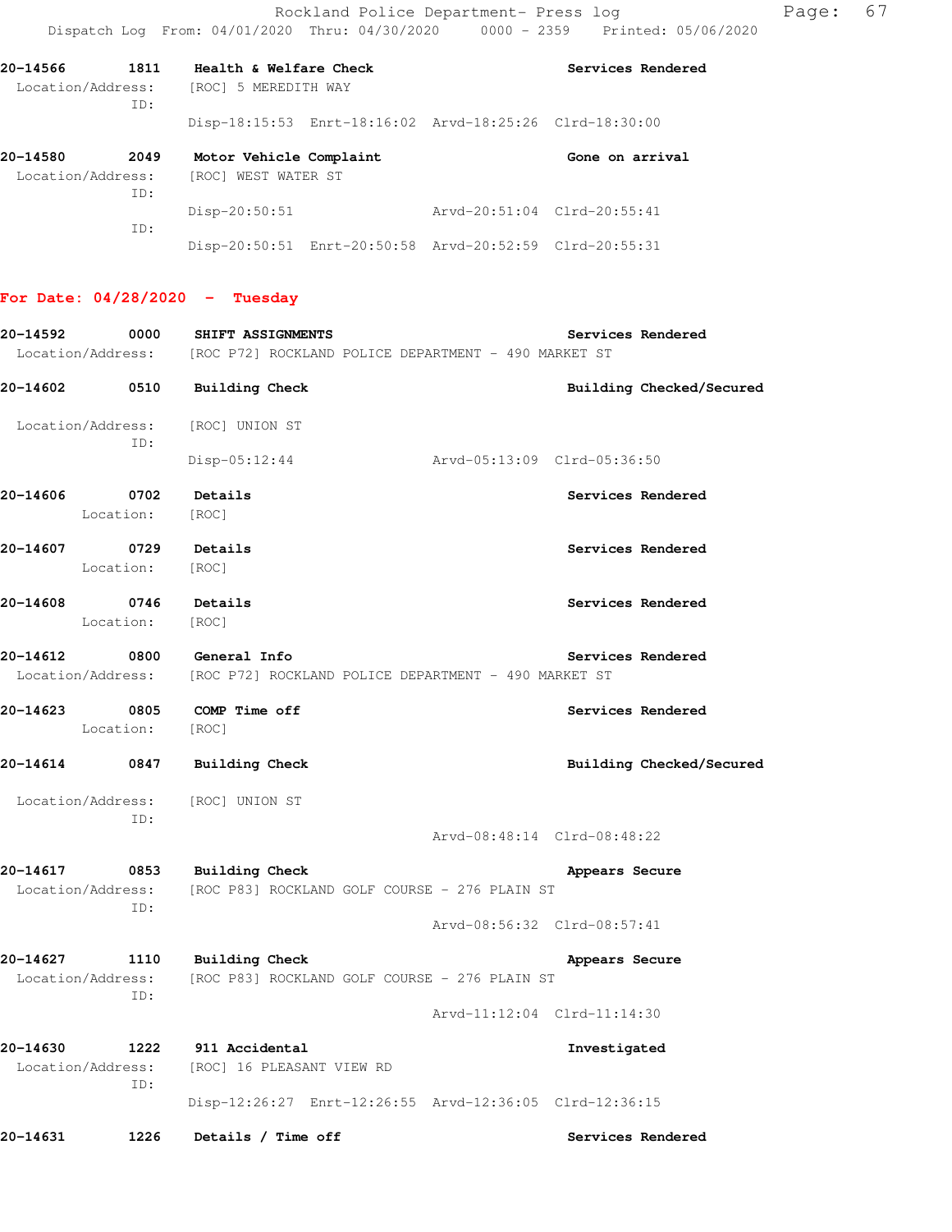Rockland Police Department- Press log
Dispatch Log From: 04/01/2020 Thru: 04/30/2020 0000 - 2359 Printed: 05/06/2020

**20-14566 1811 Health & Welfare Check** **Services Rendered**
Location/Address: [ROC] 5 MEREDITH WAY
ID:
Disp-18:15:53 Enrt-18:16:02 Arvd-18:25:26 Clrd-18:30:00

**20-14580 2049 Motor Vehicle Complaint** **Gone on arrival**
Location/Address: [ROC] WEST WATER ST
ID:
Disp-20:50:51 Arvd-20:51:04 Clrd-20:55:41
ID:
Disp-20:50:51 Enrt-20:50:58 Arvd-20:52:59 Clrd-20:55:31

## For Date: 04/28/2020 - Tuesday

**20-14592 0000 SHIFT ASSIGNMENTS** **Services Rendered**
Location/Address: [ROC P72] ROCKLAND POLICE DEPARTMENT - 490 MARKET ST

**20-14602 0510 Building Check** **Building Checked/Secured**
Location/Address: [ROC] UNION ST
ID:
Disp-05:12:44 Arvd-05:13:09 Clrd-05:36:50

**20-14606 0702 Details** **Services Rendered**
Location: [ROC]

**20-14607 0729 Details** **Services Rendered**
Location: [ROC]

**20-14608 0746 Details** **Services Rendered**
Location: [ROC]

**20-14612 0800 General Info** **Services Rendered**
Location/Address: [ROC P72] ROCKLAND POLICE DEPARTMENT - 490 MARKET ST

**20-14623 0805 COMP Time off** **Services Rendered**
Location: [ROC]

**20-14614 0847 Building Check** **Building Checked/Secured**
Location/Address: [ROC] UNION ST
ID:
Arvd-08:48:14 Clrd-08:48:22

**20-14617 0853 Building Check** **Appears Secure**
Location/Address: [ROC P83] ROCKLAND GOLF COURSE - 276 PLAIN ST
ID:
Arvd-08:56:32 Clrd-08:57:41

**20-14627 1110 Building Check** **Appears Secure**
Location/Address: [ROC P83] ROCKLAND GOLF COURSE - 276 PLAIN ST
ID:
Arvd-11:12:04 Clrd-11:14:30

**20-14630 1222 911 Accidental** **Investigated**
Location/Address: [ROC] 16 PLEASANT VIEW RD
ID:
Disp-12:26:27 Enrt-12:26:55 Arvd-12:36:05 Clrd-12:36:15

**20-14631 1226 Details / Time off** **Services Rendered**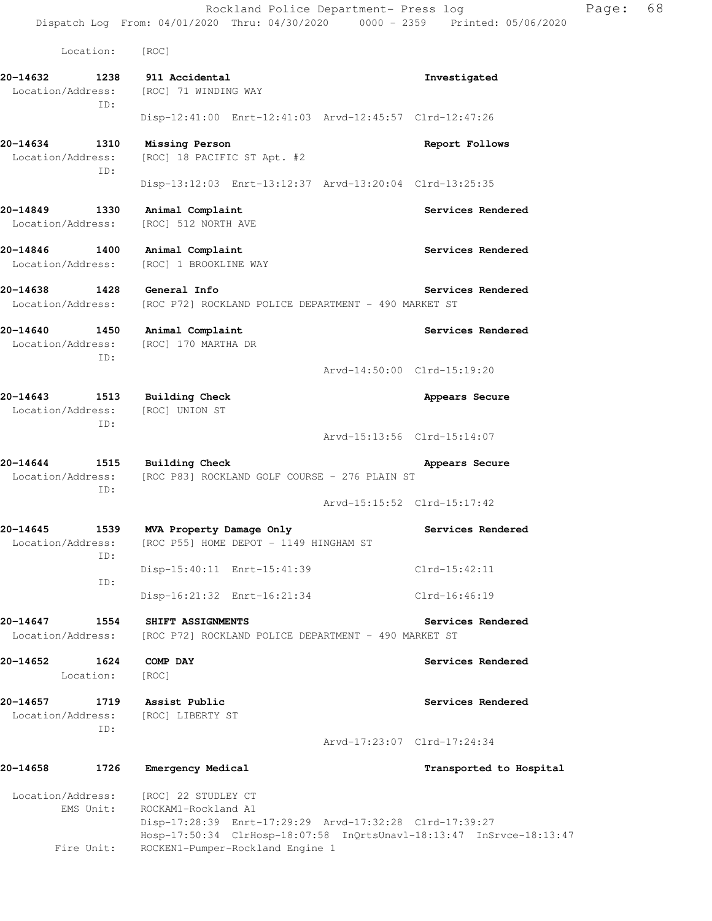Location: [ROC]

**20-14632 1238 911 Accidental** — **Investigated**
Location/Address: [ROC] 71 WINDING WAY
ID:
Disp-12:41:00 Enrt-12:41:03 Arvd-12:45:57 Clrd-12:47:26

**20-14634 1310 Missing Person** — **Report Follows**
Location/Address: [ROC] 18 PACIFIC ST Apt. #2
ID:
Disp-13:12:03 Enrt-13:12:37 Arvd-13:20:04 Clrd-13:25:35

**20-14849 1330 Animal Complaint** — **Services Rendered**
Location/Address: [ROC] 512 NORTH AVE

**20-14846 1400 Animal Complaint** — **Services Rendered**
Location/Address: [ROC] 1 BROOKLINE WAY

**20-14638 1428 General Info** — **Services Rendered**
Location/Address: [ROC P72] ROCKLAND POLICE DEPARTMENT - 490 MARKET ST

**20-14640 1450 Animal Complaint** — **Services Rendered**
Location/Address: [ROC] 170 MARTHA DR
ID:
Arvd-14:50:00 Clrd-15:19:20

**20-14643 1513 Building Check** — **Appears Secure**
Location/Address: [ROC] UNION ST
ID:
Arvd-15:13:56 Clrd-15:14:07

**20-14644 1515 Building Check** — **Appears Secure**
Location/Address: [ROC P83] ROCKLAND GOLF COURSE - 276 PLAIN ST
ID:
Arvd-15:15:52 Clrd-15:17:42

**20-14645 1539 MVA Property Damage Only** — **Services Rendered**
Location/Address: [ROC P55] HOME DEPOT - 1149 HINGHAM ST
ID:
Disp-15:40:11 Enrt-15:41:39 Clrd-15:42:11
ID:
Disp-16:21:32 Enrt-16:21:34 Clrd-16:46:19

**20-14647 1554 SHIFT ASSIGNMENTS** — **Services Rendered**
Location/Address: [ROC P72] ROCKLAND POLICE DEPARTMENT - 490 MARKET ST

**20-14652 1624 COMP DAY** — **Services Rendered**
Location: [ROC]

**20-14657 1719 Assist Public** — **Services Rendered**
Location/Address: [ROC] LIBERTY ST
ID:
Arvd-17:23:07 Clrd-17:24:34

**20-14658 1726 Emergency Medical** — **Transported to Hospital**
Location/Address: [ROC] 22 STUDLEY CT
EMS Unit: ROCKAM1-Rockland A1
Disp-17:28:39 Enrt-17:29:29 Arvd-17:32:28 Clrd-17:39:27
Hosp-17:50:34 ClrHosp-18:07:58 InQrtsUnavl-18:13:47 InSrvce-18:13:47
Fire Unit: ROCKEN1-Pumper-Rockland Engine 1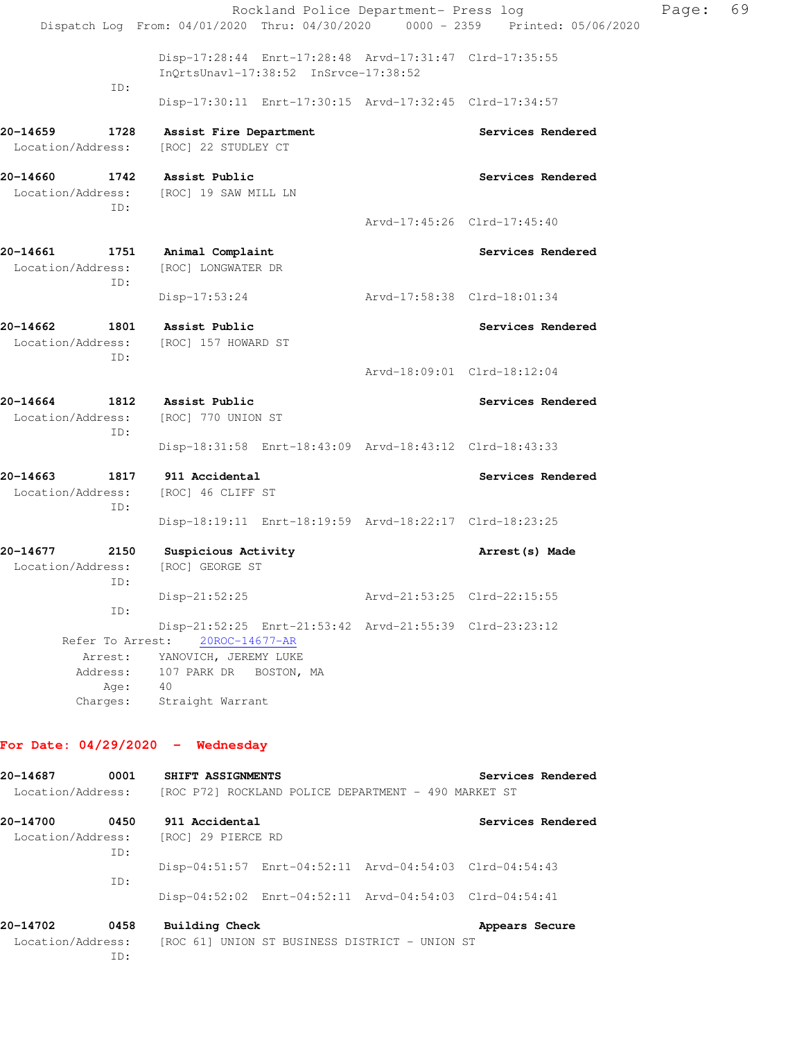Disp-17:28:44 Enrt-17:28:48 Arvd-17:31:47 Clrd-17:35:55
InQrtsUnavl-17:38:52 InSrvce-17:38:52

ID:
Disp-17:30:11 Enrt-17:30:15 Arvd-17:32:45 Clrd-17:34:57

**20-14659 1728 Assist Fire Department** **Services Rendered**
Location/Address: [ROC] 22 STUDLEY CT

**20-14660 1742 Assist Public** **Services Rendered**
Location/Address: [ROC] 19 SAW MILL LN
ID:
Arvd-17:45:26 Clrd-17:45:40

**20-14661 1751 Animal Complaint** **Services Rendered**
Location/Address: [ROC] LONGWATER DR
ID:
Disp-17:53:24 Arvd-17:58:38 Clrd-18:01:34

**20-14662 1801 Assist Public** **Services Rendered**
Location/Address: [ROC] 157 HOWARD ST
ID:
Arvd-18:09:01 Clrd-18:12:04

**20-14664 1812 Assist Public** **Services Rendered**
Location/Address: [ROC] 770 UNION ST
ID:
Disp-18:31:58 Enrt-18:43:09 Arvd-18:43:12 Clrd-18:43:33

**20-14663 1817 911 Accidental** **Services Rendered**
Location/Address: [ROC] 46 CLIFF ST
ID:
Disp-18:19:11 Enrt-18:19:59 Arvd-18:22:17 Clrd-18:23:25

**20-14677 2150 Suspicious Activity** **Arrest(s) Made**
Location/Address: [ROC] GEORGE ST
ID:
Disp-21:52:25 Arvd-21:53:25 Clrd-22:15:55
ID:
Disp-21:52:25 Enrt-21:53:42 Arvd-21:55:39 Clrd-23:23:12
Refer To Arrest: 20ROC-14677-AR
Arrest: YANOVICH, JEREMY LUKE
Address: 107 PARK DR BOSTON, MA
Age: 40
Charges: Straight Warrant

## For Date: 04/29/2020 - Wednesday

**20-14687 0001 SHIFT ASSIGNMENTS** **Services Rendered**
Location/Address: [ROC P72] ROCKLAND POLICE DEPARTMENT - 490 MARKET ST

**20-14700 0450 911 Accidental** **Services Rendered**
Location/Address: [ROC] 29 PIERCE RD
ID:
Disp-04:51:57 Enrt-04:52:11 Arvd-04:54:03 Clrd-04:54:43
ID:
Disp-04:52:02 Enrt-04:52:11 Arvd-04:54:03 Clrd-04:54:41

**20-14702 0458 Building Check** **Appears Secure**
Location/Address: [ROC 61] UNION ST BUSINESS DISTRICT - UNION ST
ID: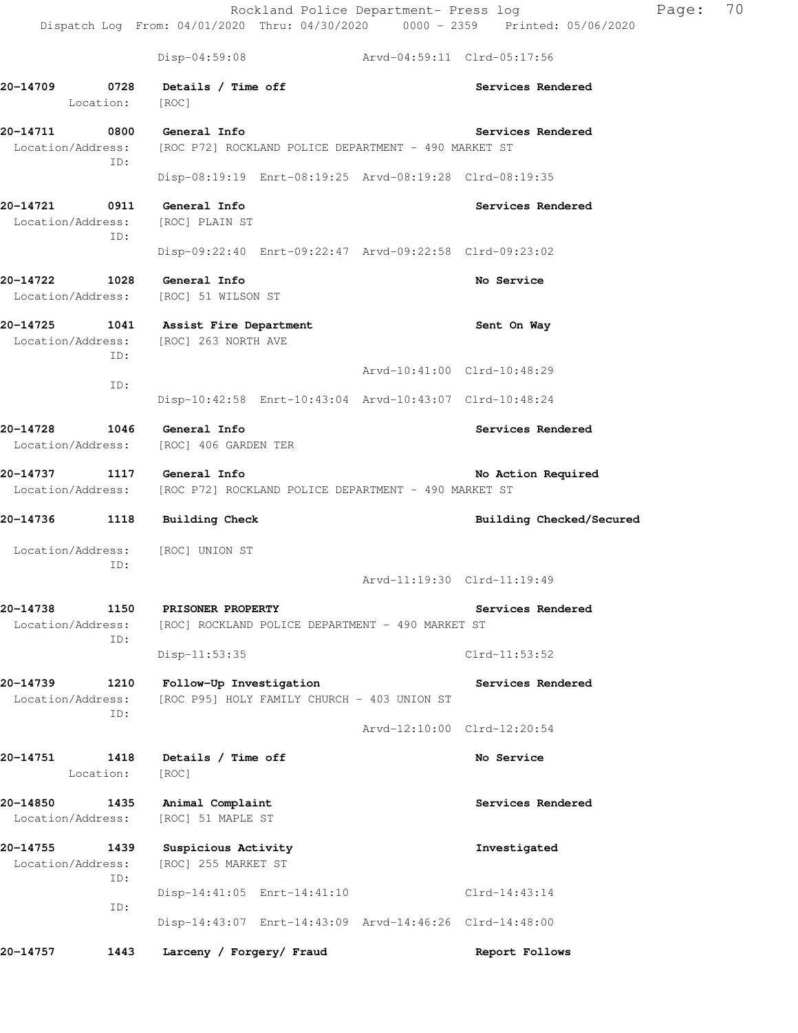Disp-04:59:08 Arvd-04:59:11 Clrd-05:17:56

**20-14709 0728 Details / Time off** **Services Rendered**
Location: [ROC]

**20-14711 0800 General Info** **Services Rendered**
Location/Address: [ROC P72] ROCKLAND POLICE DEPARTMENT - 490 MARKET ST
ID:
Disp-08:19:19 Enrt-08:19:25 Arvd-08:19:28 Clrd-08:19:35

**20-14721 0911 General Info** **Services Rendered**
Location/Address: [ROC] PLAIN ST
ID:
Disp-09:22:40 Enrt-09:22:47 Arvd-09:22:58 Clrd-09:23:02

**20-14722 1028 General Info** **No Service**
Location/Address: [ROC] 51 WILSON ST

**20-14725 1041 Assist Fire Department** **Sent On Way**
Location/Address: [ROC] 263 NORTH AVE
ID:
Arvd-10:41:00 Clrd-10:48:29
ID:
Disp-10:42:58 Enrt-10:43:04 Arvd-10:43:07 Clrd-10:48:24

**20-14728 1046 General Info** **Services Rendered**
Location/Address: [ROC] 406 GARDEN TER

**20-14737 1117 General Info** **No Action Required**
Location/Address: [ROC P72] ROCKLAND POLICE DEPARTMENT - 490 MARKET ST

**20-14736 1118 Building Check** **Building Checked/Secured**
Location/Address: [ROC] UNION ST
ID:
Arvd-11:19:30 Clrd-11:19:49

**20-14738 1150 PRISONER PROPERTY** **Services Rendered**
Location/Address: [ROC] ROCKLAND POLICE DEPARTMENT - 490 MARKET ST
ID:
Disp-11:53:35 Clrd-11:53:52

**20-14739 1210 Follow-Up Investigation** **Services Rendered**
Location/Address: [ROC P95] HOLY FAMILY CHURCH - 403 UNION ST
ID:
Arvd-12:10:00 Clrd-12:20:54

**20-14751 1418 Details / Time off** **No Service**
Location: [ROC]

**20-14850 1435 Animal Complaint** **Services Rendered**
Location/Address: [ROC] 51 MAPLE ST

**20-14755 1439 Suspicious Activity** **Investigated**
Location/Address: [ROC] 255 MARKET ST
ID:
Disp-14:41:05 Enrt-14:41:10 Clrd-14:43:14
ID:
Disp-14:43:07 Enrt-14:43:09 Arvd-14:46:26 Clrd-14:48:00

**20-14757 1443 Larceny / Forgery/ Fraud** **Report Follows**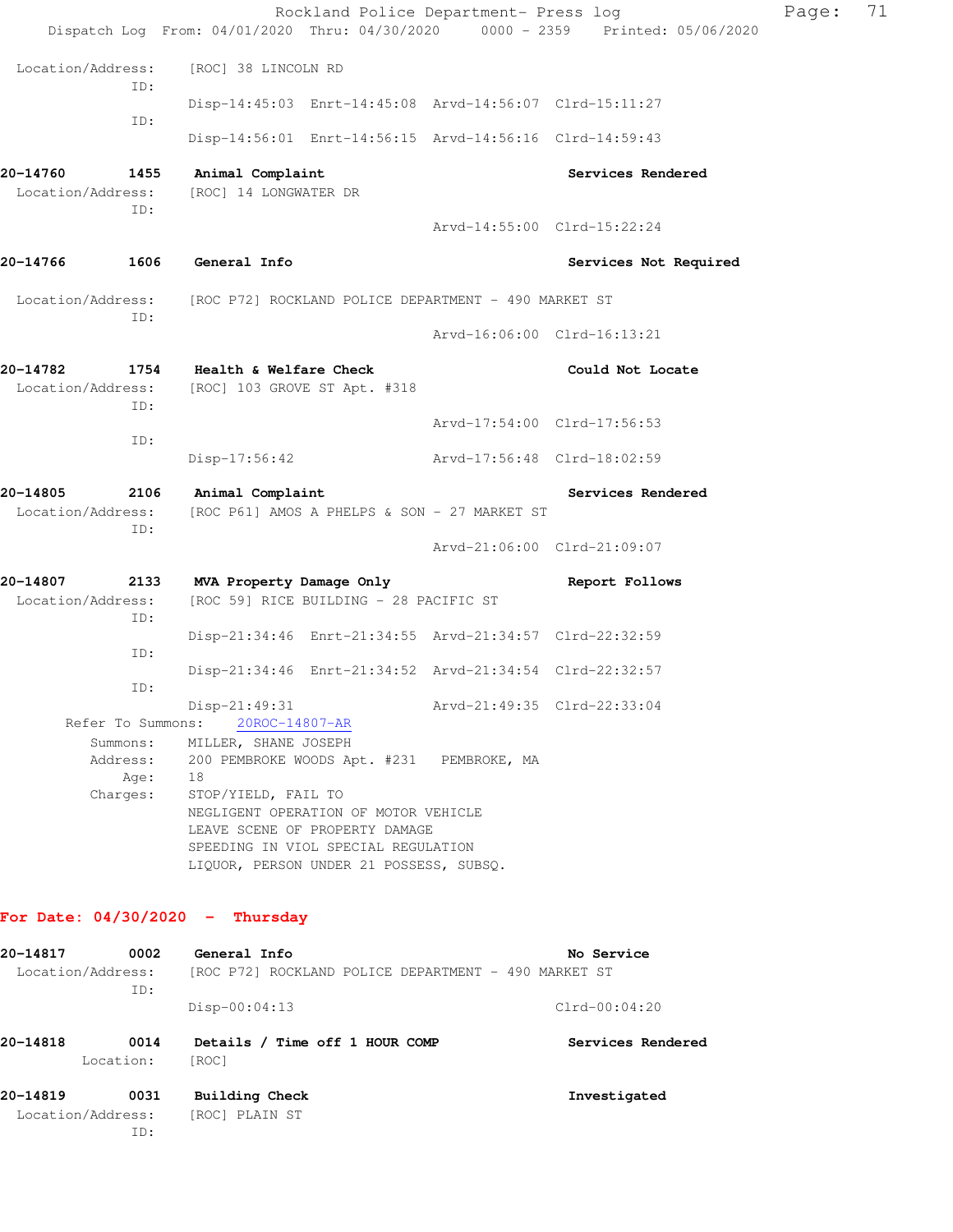Location/Address: [ROC] 38 LINCOLN RD
ID:
Disp-14:45:03 Enrt-14:45:08 Arvd-14:56:07 Clrd-15:11:27
ID:
Disp-14:56:01 Enrt-14:56:15 Arvd-14:56:16 Clrd-14:59:43

**20-14760 1455 Animal Complaint — Services Rendered**
Location/Address: [ROC] 14 LONGWATER DR
ID:
Arvd-14:55:00 Clrd-15:22:24

**20-14766 1606 General Info — Services Not Required**
Location/Address: [ROC P72] ROCKLAND POLICE DEPARTMENT - 490 MARKET ST
ID:
Arvd-16:06:00 Clrd-16:13:21

**20-14782 1754 Health & Welfare Check — Could Not Locate**
Location/Address: [ROC] 103 GROVE ST Apt. #318
ID:
Arvd-17:54:00 Clrd-17:56:53
ID:
Disp-17:56:42 Arvd-17:56:48 Clrd-18:02:59

**20-14805 2106 Animal Complaint — Services Rendered**
Location/Address: [ROC P61] AMOS A PHELPS & SON - 27 MARKET ST
ID:
Arvd-21:06:00 Clrd-21:09:07

**20-14807 2133 MVA Property Damage Only — Report Follows**
Location/Address: [ROC 59] RICE BUILDING - 28 PACIFIC ST
ID:
Disp-21:34:46 Enrt-21:34:55 Arvd-21:34:57 Clrd-22:32:59
ID:
Disp-21:34:46 Enrt-21:34:52 Arvd-21:34:54 Clrd-22:32:57
ID:
Disp-21:49:31 Arvd-21:49:35 Clrd-22:33:04

Refer To Summons: 20ROC-14807-AR
Summons: MILLER, SHANE JOSEPH
Address: 200 PEMBROKE WOODS Apt. #231 PEMBROKE, MA
Age: 18
Charges: STOP/YIELD, FAIL TO
NEGLIGENT OPERATION OF MOTOR VEHICLE
LEAVE SCENE OF PROPERTY DAMAGE
SPEEDING IN VIOL SPECIAL REGULATION
LIQUOR, PERSON UNDER 21 POSSESS, SUBSQ.

## For Date: 04/30/2020 - Thursday

**20-14817 0002 General Info — No Service**
Location/Address: [ROC P72] ROCKLAND POLICE DEPARTMENT - 490 MARKET ST
ID:
Disp-00:04:13 Clrd-00:04:20

**20-14818 0014 Details / Time off 1 HOUR COMP — Services Rendered**
Location: [ROC]

**20-14819 0031 Building Check — Investigated**
Location/Address: [ROC] PLAIN ST
ID: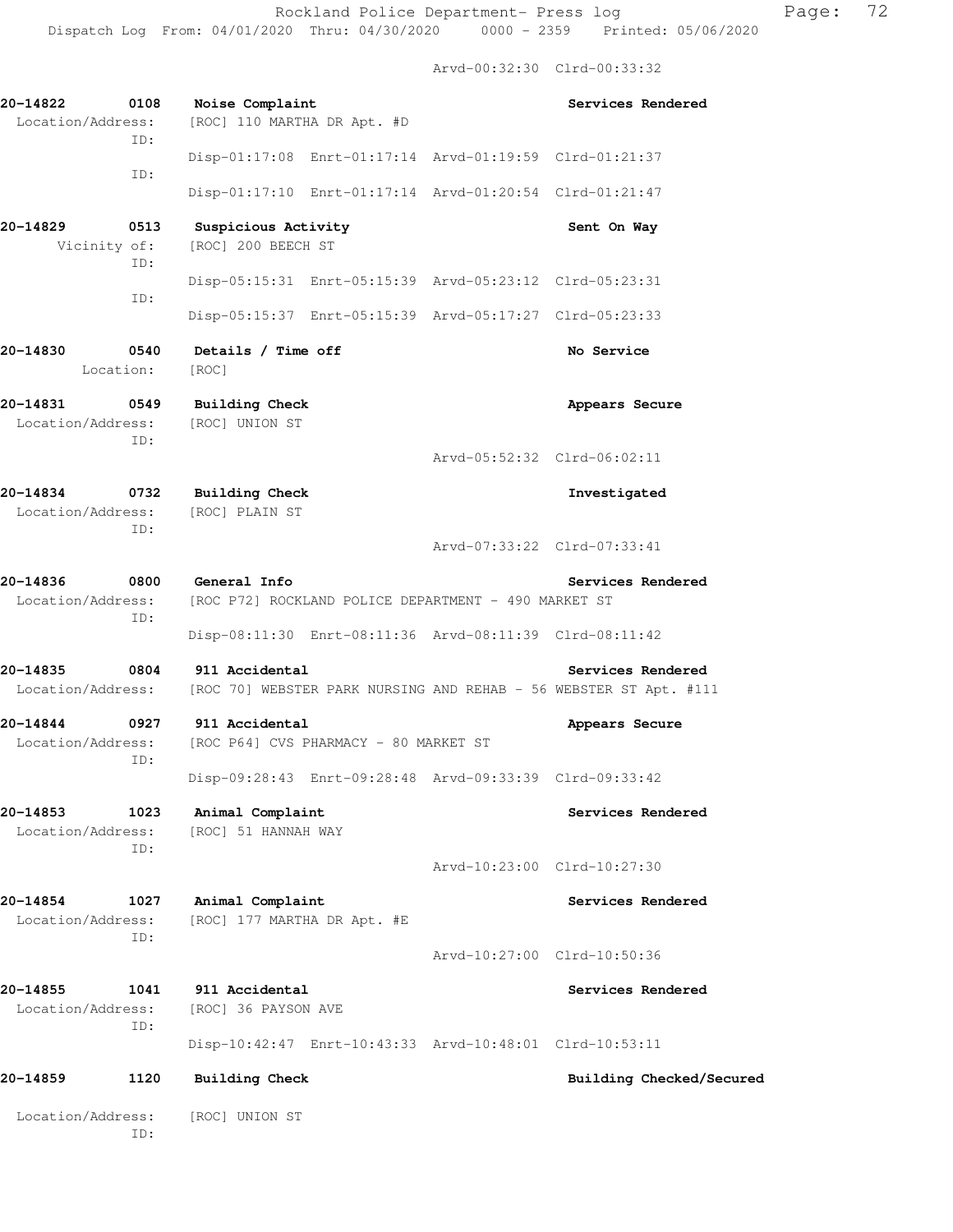Arvd-00:32:30 Clrd-00:33:32

**20-14822 0108 Noise Complaint** — **Services Rendered**
Location/Address: [ROC] 110 MARTHA DR Apt. #D
ID:
Disp-01:17:08 Enrt-01:17:14 Arvd-01:19:59 Clrd-01:21:37
ID:
Disp-01:17:10 Enrt-01:17:14 Arvd-01:20:54 Clrd-01:21:47

**20-14829 0513 Suspicious Activity** — **Sent On Way**
Vicinity of: [ROC] 200 BEECH ST
ID:
Disp-05:15:31 Enrt-05:15:39 Arvd-05:23:12 Clrd-05:23:31
ID:
Disp-05:15:37 Enrt-05:15:39 Arvd-05:17:27 Clrd-05:23:33

**20-14830 0540 Details / Time off** — **No Service**
Location: [ROC]

**20-14831 0549 Building Check** — **Appears Secure**
Location/Address: [ROC] UNION ST
ID:
Arvd-05:52:32 Clrd-06:02:11

**20-14834 0732 Building Check** — **Investigated**
Location/Address: [ROC] PLAIN ST
ID:
Arvd-07:33:22 Clrd-07:33:41

**20-14836 0800 General Info** — **Services Rendered**
Location/Address: [ROC P72] ROCKLAND POLICE DEPARTMENT - 490 MARKET ST
ID:
Disp-08:11:30 Enrt-08:11:36 Arvd-08:11:39 Clrd-08:11:42

**20-14835 0804 911 Accidental** — **Services Rendered**
Location/Address: [ROC 70] WEBSTER PARK NURSING AND REHAB - 56 WEBSTER ST Apt. #111

**20-14844 0927 911 Accidental** — **Appears Secure**
Location/Address: [ROC P64] CVS PHARMACY - 80 MARKET ST
ID:
Disp-09:28:43 Enrt-09:28:48 Arvd-09:33:39 Clrd-09:33:42

**20-14853 1023 Animal Complaint** — **Services Rendered**
Location/Address: [ROC] 51 HANNAH WAY
ID:
Arvd-10:23:00 Clrd-10:27:30

**20-14854 1027 Animal Complaint** — **Services Rendered**
Location/Address: [ROC] 177 MARTHA DR Apt. #E
ID:
Arvd-10:27:00 Clrd-10:50:36

**20-14855 1041 911 Accidental** — **Services Rendered**
Location/Address: [ROC] 36 PAYSON AVE
ID:
Disp-10:42:47 Enrt-10:43:33 Arvd-10:48:01 Clrd-10:53:11

**20-14859 1120 Building Check** — **Building Checked/Secured**
Location/Address: [ROC] UNION ST
ID: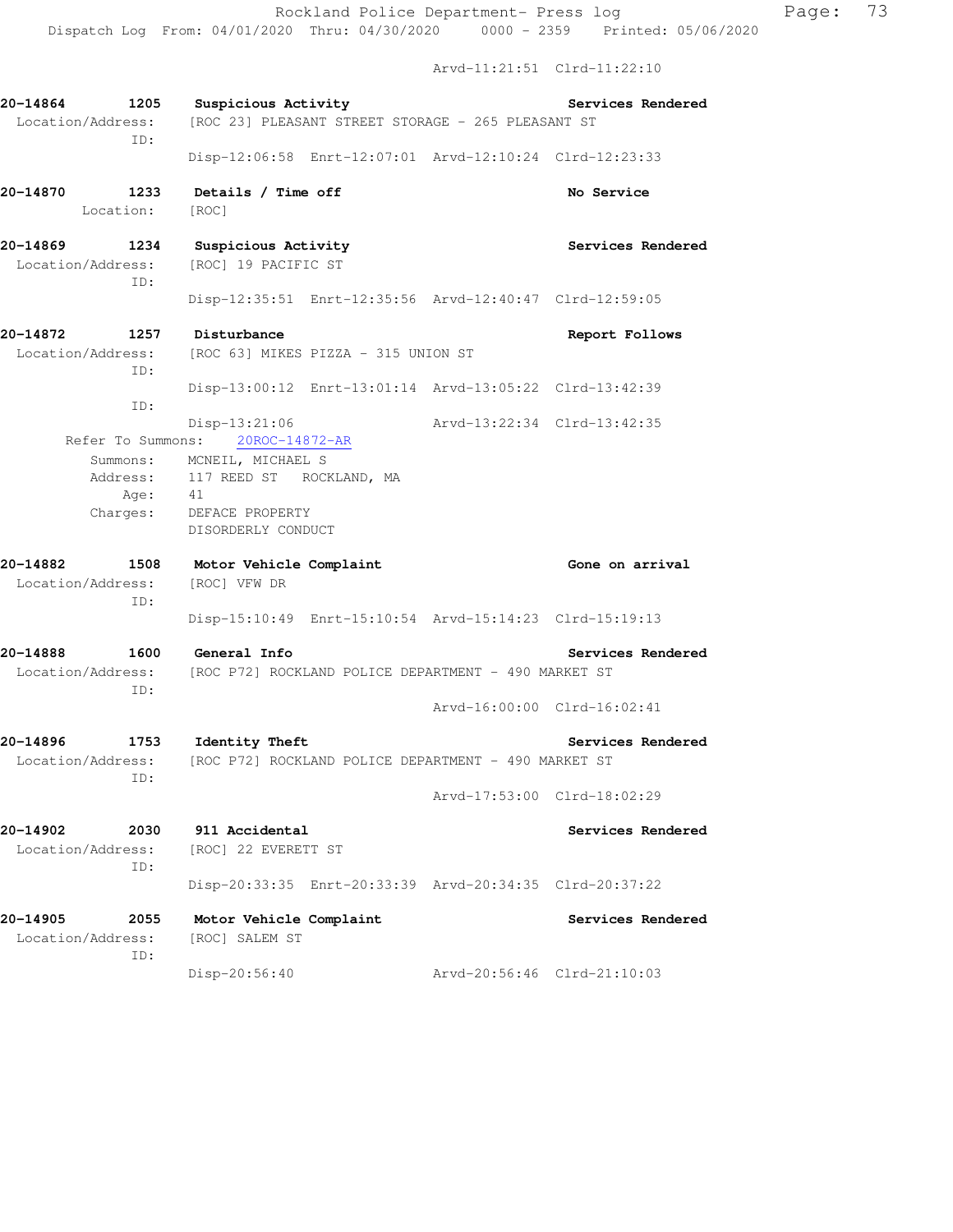Arvd-11:21:51 Clrd-11:22:10

**20-14864 1205 Suspicious Activity** — **Services Rendered**
Location/Address: [ROC 23] PLEASANT STREET STORAGE - 265 PLEASANT ST
ID:
Disp-12:06:58 Enrt-12:07:01 Arvd-12:10:24 Clrd-12:23:33

**20-14870 1233 Details / Time off** — **No Service**
Location: [ROC]

**20-14869 1234 Suspicious Activity** — **Services Rendered**
Location/Address: [ROC] 19 PACIFIC ST
ID:
Disp-12:35:51 Enrt-12:35:56 Arvd-12:40:47 Clrd-12:59:05

**20-14872 1257 Disturbance** — **Report Follows**
Location/Address: [ROC 63] MIKES PIZZA - 315 UNION ST
ID:
Disp-13:00:12 Enrt-13:01:14 Arvd-13:05:22 Clrd-13:42:39
ID:
Disp-13:21:06 Arvd-13:22:34 Clrd-13:42:35
Refer To Summons: 20ROC-14872-AR
Summons: MCNEIL, MICHAEL S
Address: 117 REED ST ROCKLAND, MA
Age: 41
Charges: DEFACE PROPERTY
DISORDERLY CONDUCT

**20-14882 1508 Motor Vehicle Complaint** — **Gone on arrival**
Location/Address: [ROC] VFW DR
ID:
Disp-15:10:49 Enrt-15:10:54 Arvd-15:14:23 Clrd-15:19:13

**20-14888 1600 General Info** — **Services Rendered**
Location/Address: [ROC P72] ROCKLAND POLICE DEPARTMENT - 490 MARKET ST
ID:
Arvd-16:00:00 Clrd-16:02:41

**20-14896 1753 Identity Theft** — **Services Rendered**
Location/Address: [ROC P72] ROCKLAND POLICE DEPARTMENT - 490 MARKET ST
ID:
Arvd-17:53:00 Clrd-18:02:29

**20-14902 2030 911 Accidental** — **Services Rendered**
Location/Address: [ROC] 22 EVERETT ST
ID:
Disp-20:33:35 Enrt-20:33:39 Arvd-20:34:35 Clrd-20:37:22

**20-14905 2055 Motor Vehicle Complaint** — **Services Rendered**
Location/Address: [ROC] SALEM ST
ID:
Disp-20:56:40 Arvd-20:56:46 Clrd-21:10:03